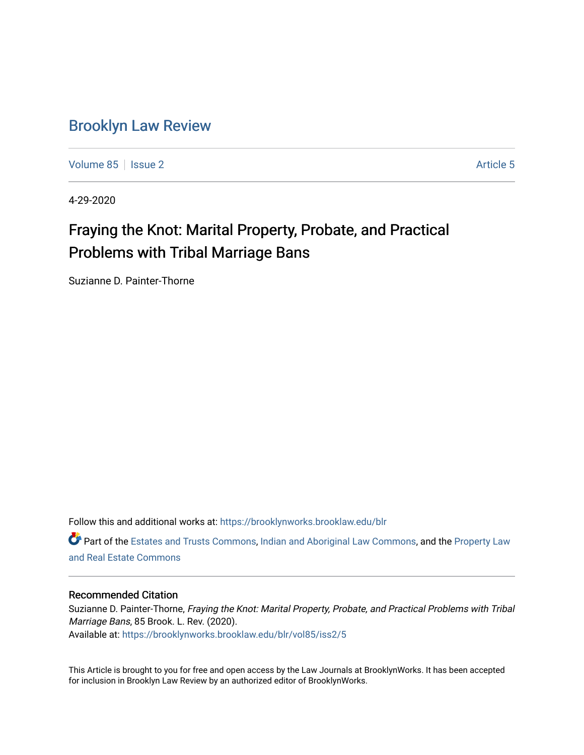# Brooklyn Law Review

Volume 85 | Issue 2 | Article 5

4-29-2020

## Fraying the Knot: Marital Property, Probate, and Practical Problems with Tribal Marriage Bans

Suzianne D. Painter-Thorne

Follow this and additional works at: https://brooklynworks.brooklaw.edu/blr

Part of the Estates and Trusts Commons, Indian and Aboriginal Law Commons, and the Property Law and Real Estate Commons

### Recommended Citation

Suzianne D. Painter-Thorne, *Fraying the Knot: Marital Property, Probate, and Practical Problems with Tribal Marriage Bans*, 85 Brook. L. Rev. (2020).
Available at: https://brooklynworks.brooklaw.edu/blr/vol85/iss2/5

This Article is brought to you for free and open access by the Law Journals at BrooklynWorks. It has been accepted for inclusion in Brooklyn Law Review by an authorized editor of BrooklynWorks.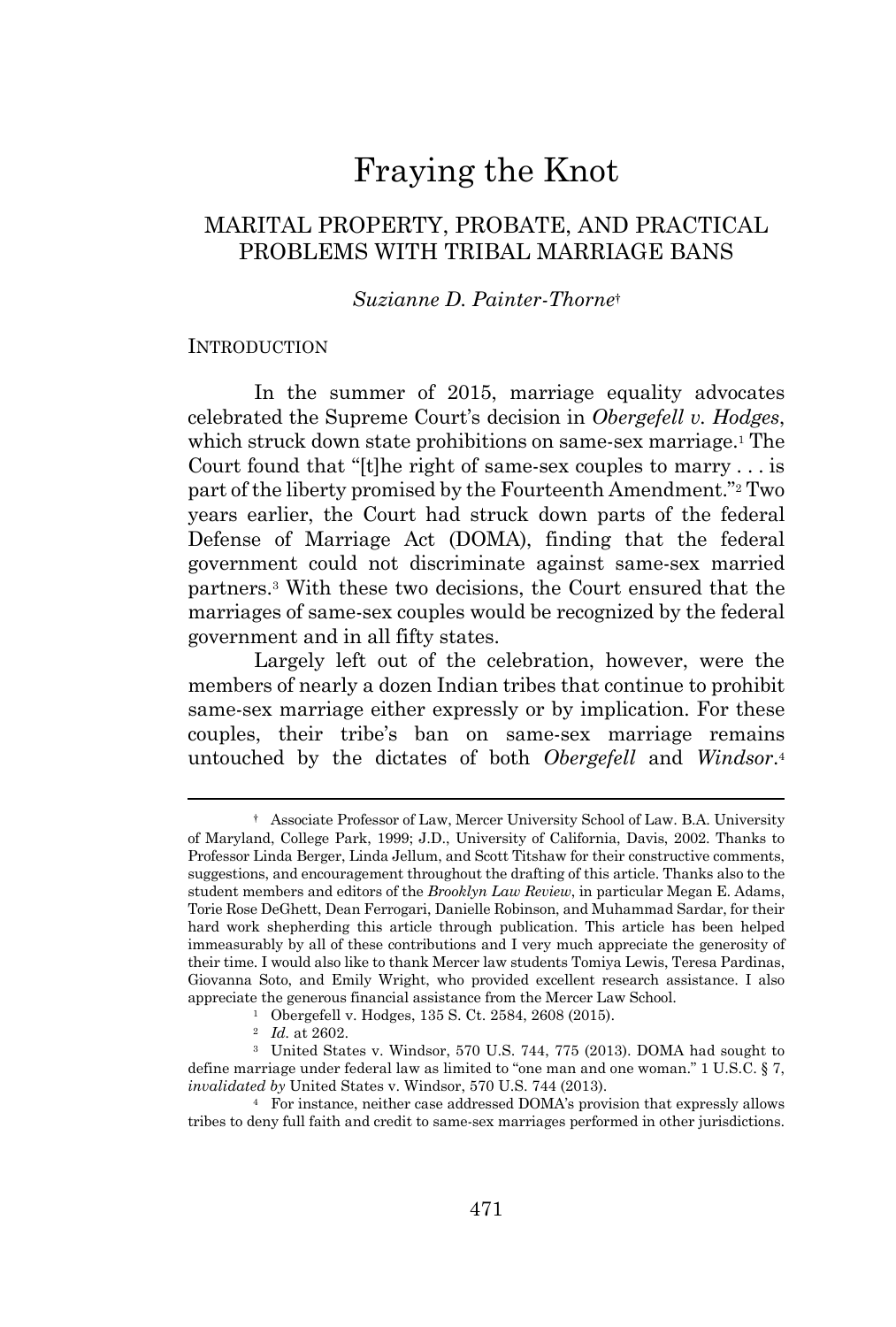# Fraying the Knot

## MARITAL PROPERTY, PROBATE, AND PRACTICAL PROBLEMS WITH TRIBAL MARRIAGE BANS

*Suzianne D. Painter-Thorne*[†]

INTRODUCTION

In the summer of 2015, marriage equality advocates celebrated the Supreme Court's decision in *Obergefell v. Hodges*, which struck down state prohibitions on same-sex marriage.[1] The Court found that "[t]he right of same-sex couples to marry . . . is part of the liberty promised by the Fourteenth Amendment."[2] Two years earlier, the Court had struck down parts of the federal Defense of Marriage Act (DOMA), finding that the federal government could not discriminate against same-sex married partners.[3] With these two decisions, the Court ensured that the marriages of same-sex couples would be recognized by the federal government and in all fifty states.

Largely left out of the celebration, however, were the members of nearly a dozen Indian tribes that continue to prohibit same-sex marriage either expressly or by implication. For these couples, their tribe's ban on same-sex marriage remains untouched by the dictates of both *Obergefell* and *Windsor*.[4]

---

† Associate Professor of Law, Mercer University School of Law. B.A. University of Maryland, College Park, 1999; J.D., University of California, Davis, 2002. Thanks to Professor Linda Berger, Linda Jellum, and Scott Titshaw for their constructive comments, suggestions, and encouragement throughout the drafting of this article. Thanks also to the student members and editors of the *Brooklyn Law Review*, in particular Megan E. Adams, Torie Rose DeGhett, Dean Ferrogari, Danielle Robinson, and Muhammad Sardar, for their hard work shepherding this article through publication. This article has been helped immeasurably by all of these contributions and I very much appreciate the generosity of their time. I would also like to thank Mercer law students Tomiya Lewis, Teresa Pardinas, Giovanna Soto, and Emily Wright, who provided excellent research assistance. I also appreciate the generous financial assistance from the Mercer Law School.

1 Obergefell v. Hodges, 135 S. Ct. 2584, 2608 (2015).

2 *Id.* at 2602.

3 United States v. Windsor, 570 U.S. 744, 775 (2013). DOMA had sought to define marriage under federal law as limited to "one man and one woman." 1 U.S.C. § 7, *invalidated by* United States v. Windsor, 570 U.S. 744 (2013).

4 For instance, neither case addressed DOMA's provision that expressly allows tribes to deny full faith and credit to same-sex marriages performed in other jurisdictions.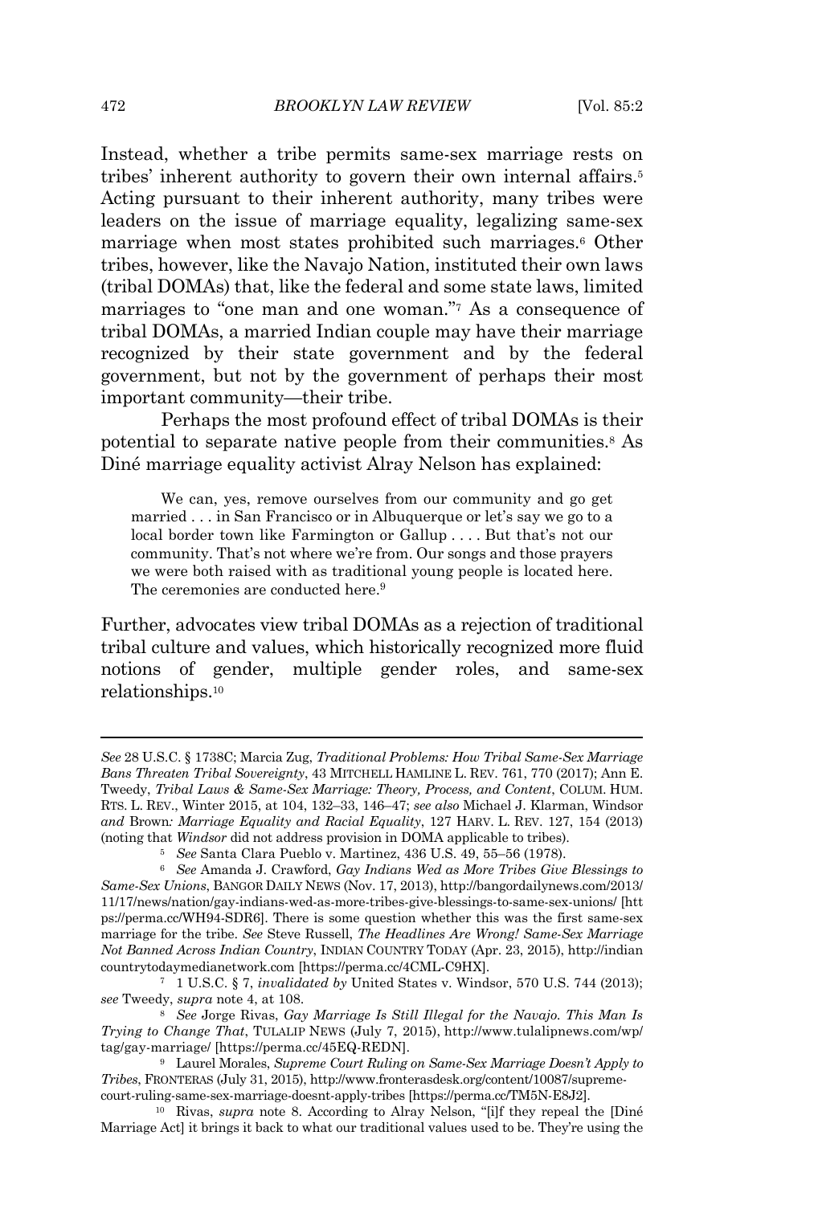Instead, whether a tribe permits same-sex marriage rests on tribes' inherent authority to govern their own internal affairs.[5] Acting pursuant to their inherent authority, many tribes were leaders on the issue of marriage equality, legalizing same-sex marriage when most states prohibited such marriages.[6] Other tribes, however, like the Navajo Nation, instituted their own laws (tribal DOMAs) that, like the federal and some state laws, limited marriages to "one man and one woman."[7] As a consequence of tribal DOMAs, a married Indian couple may have their marriage recognized by their state government and by the federal government, but not by the government of perhaps their most important community—their tribe.

Perhaps the most profound effect of tribal DOMAs is their potential to separate native people from their communities.[8] As Diné marriage equality activist Alray Nelson has explained:

> We can, yes, remove ourselves from our community and go get married . . . in San Francisco or in Albuquerque or let's say we go to a local border town like Farmington or Gallup . . . . But that's not our community. That's not where we're from. Our songs and those prayers we were both raised with as traditional young people is located here. The ceremonies are conducted here.[9]

Further, advocates view tribal DOMAs as a rejection of traditional tribal culture and values, which historically recognized more fluid notions of gender, multiple gender roles, and same-sex relationships.[10]

---

*See* 28 U.S.C. § 1738C; Marcia Zug, *Traditional Problems: How Tribal Same-Sex Marriage Bans Threaten Tribal Sovereignty*, 43 MITCHELL HAMLINE L. REV. 761, 770 (2017); Ann E. Tweedy, *Tribal Laws & Same-Sex Marriage: Theory, Process, and Content*, COLUM. HUM. RTS. L. REV., Winter 2015, at 104, 132–33, 146–47; *see also* Michael J. Klarman, Windsor *and* Brown*: Marriage Equality and Racial Equality*, 127 HARV. L. REV. 127, 154 (2013) (noting that *Windsor* did not address provision in DOMA applicable to tribes).

[5] *See* Santa Clara Pueblo v. Martinez, 436 U.S. 49, 55–56 (1978).

[6] *See* Amanda J. Crawford, *Gay Indians Wed as More Tribes Give Blessings to Same-Sex Unions*, BANGOR DAILY NEWS (Nov. 17, 2013), http://bangordailynews.com/2013/11/17/news/nation/gay-indians-wed-as-more-tribes-give-blessings-to-same-sex-unions/ [https://perma.cc/WH94-SDR6]. There is some question whether this was the first same-sex marriage for the tribe. *See* Steve Russell, *The Headlines Are Wrong! Same-Sex Marriage Not Banned Across Indian Country*, INDIAN COUNTRY TODAY (Apr. 23, 2015), http://indiancountrytodaymedianetwork.com [https://perma.cc/4CML-C9HX].

[7] 1 U.S.C. § 7, *invalidated by* United States v. Windsor, 570 U.S. 744 (2013); *see* Tweedy, *supra* note 4, at 108.

[8] *See* Jorge Rivas, *Gay Marriage Is Still Illegal for the Navajo. This Man Is Trying to Change That*, TULALIP NEWS (July 7, 2015), http://www.tulalipnews.com/wp/tag/gay-marriage/ [https://perma.cc/45EQ-REDN].

[9] Laurel Morales, *Supreme Court Ruling on Same-Sex Marriage Doesn't Apply to Tribes*, FRONTERAS (July 31, 2015), http://www.fronterasdesk.org/content/10087/supreme-court-ruling-same-sex-marriage-doesnt-apply-tribes [https://perma.cc/TM5N-E8J2].

[10] Rivas, *supra* note 8. According to Alray Nelson, "[i]f they repeal the [Diné Marriage Act] it brings it back to what our traditional values used to be. They're using the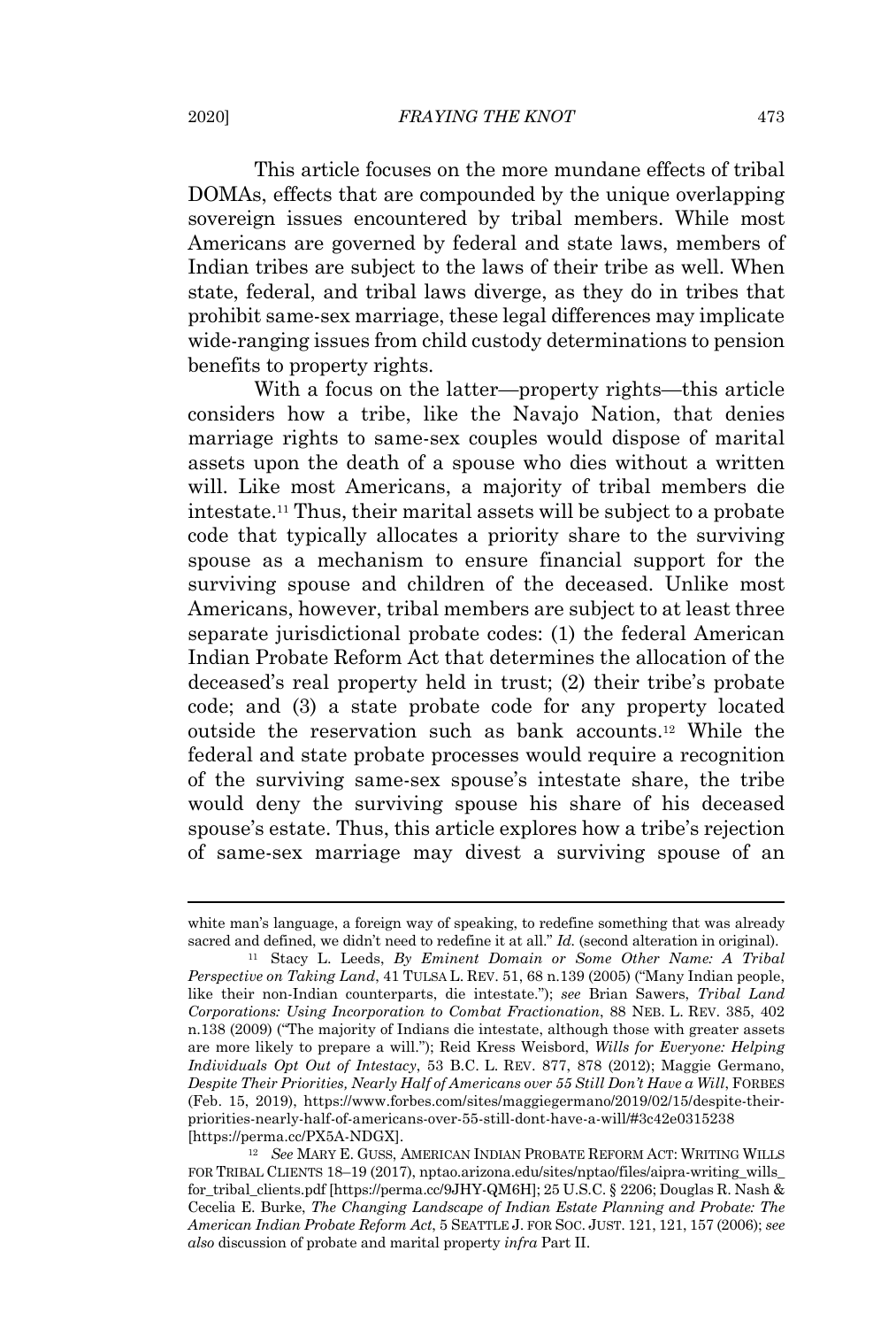This article focuses on the more mundane effects of tribal DOMAs, effects that are compounded by the unique overlapping sovereign issues encountered by tribal members. While most Americans are governed by federal and state laws, members of Indian tribes are subject to the laws of their tribe as well. When state, federal, and tribal laws diverge, as they do in tribes that prohibit same-sex marriage, these legal differences may implicate wide-ranging issues from child custody determinations to pension benefits to property rights.

With a focus on the latter—property rights—this article considers how a tribe, like the Navajo Nation, that denies marriage rights to same-sex couples would dispose of marital assets upon the death of a spouse who dies without a written will. Like most Americans, a majority of tribal members die intestate.[11] Thus, their marital assets will be subject to a probate code that typically allocates a priority share to the surviving spouse as a mechanism to ensure financial support for the surviving spouse and children of the deceased. Unlike most Americans, however, tribal members are subject to at least three separate jurisdictional probate codes: (1) the federal American Indian Probate Reform Act that determines the allocation of the deceased's real property held in trust; (2) their tribe's probate code; and (3) a state probate code for any property located outside the reservation such as bank accounts.[12] While the federal and state probate processes would require a recognition of the surviving same-sex spouse's intestate share, the tribe would deny the surviving spouse his share of his deceased spouse's estate. Thus, this article explores how a tribe's rejection of same-sex marriage may divest a surviving spouse of an

---

white man's language, a foreign way of speaking, to redefine something that was already sacred and defined, we didn't need to redefine it at all." *Id.* (second alteration in original).

[11] Stacy L. Leeds, *By Eminent Domain or Some Other Name: A Tribal Perspective on Taking Land*, 41 TULSA L. REV. 51, 68 n.139 (2005) ("Many Indian people, like their non-Indian counterparts, die intestate."); *see* Brian Sawers, *Tribal Land Corporations: Using Incorporation to Combat Fractionation*, 88 NEB. L. REV. 385, 402 n.138 (2009) ("The majority of Indians die intestate, although those with greater assets are more likely to prepare a will."); Reid Kress Weisbord, *Wills for Everyone: Helping Individuals Opt Out of Intestacy*, 53 B.C. L. REV. 877, 878 (2012); Maggie Germano, *Despite Their Priorities, Nearly Half of Americans over 55 Still Don't Have a Will*, FORBES (Feb. 15, 2019), https://www.forbes.com/sites/maggiegermano/2019/02/15/despite-their-priorities-nearly-half-of-americans-over-55-still-dont-have-a-will/#3c42e0315238 [https://perma.cc/PX5A-NDGX].

[12] *See* MARY E. GUSS, AMERICAN INDIAN PROBATE REFORM ACT: WRITING WILLS FOR TRIBAL CLIENTS 18–19 (2017), nptao.arizona.edu/sites/nptao/files/aipra-writing_wills_for_tribal_clients.pdf [https://perma.cc/9JHY-QM6H]; 25 U.S.C. § 2206; Douglas R. Nash & Cecelia E. Burke, *The Changing Landscape of Indian Estate Planning and Probate: The American Indian Probate Reform Act*, 5 SEATTLE J. FOR SOC. JUST. 121, 121, 157 (2006); *see also* discussion of probate and marital property *infra* Part II.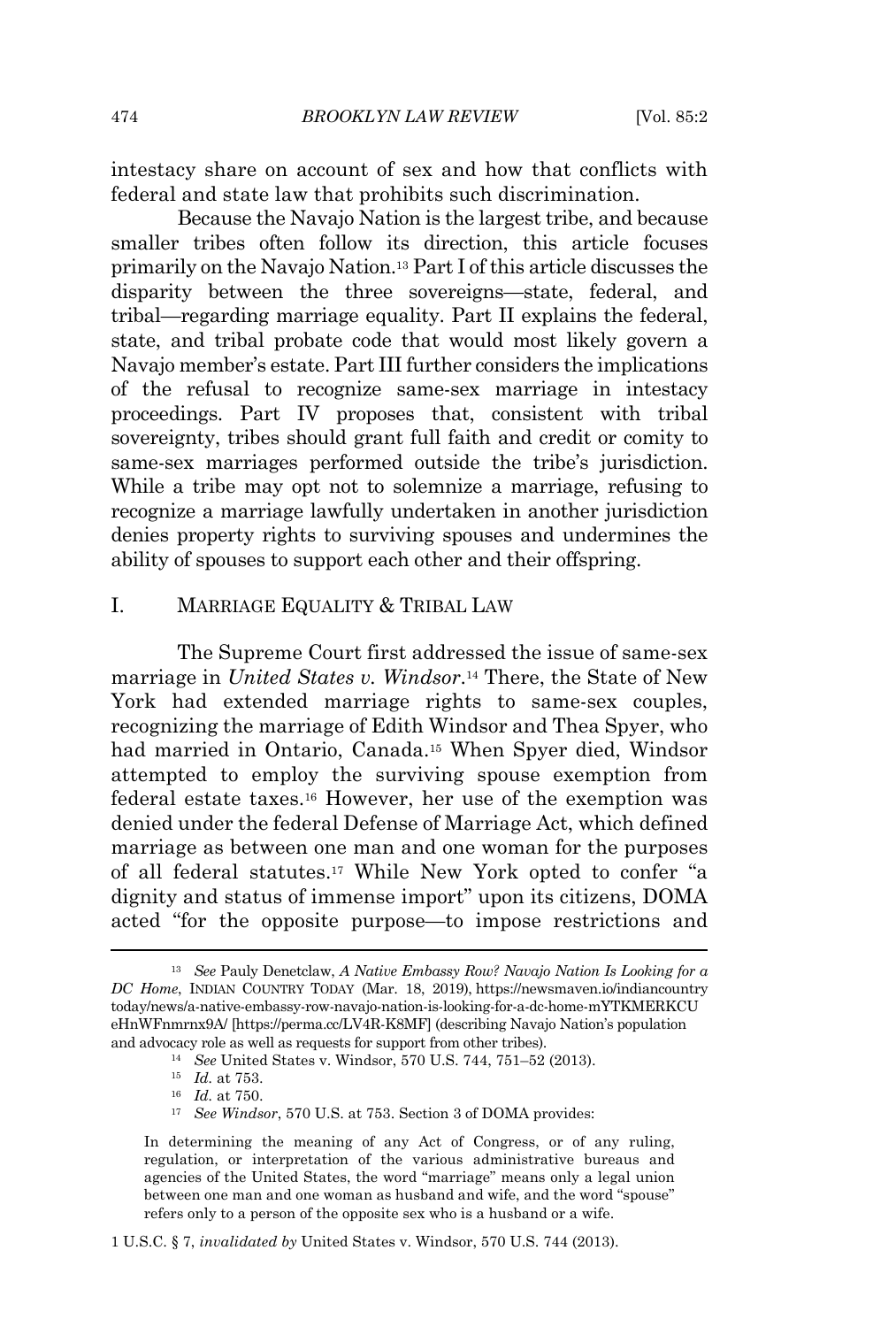intestacy share on account of sex and how that conflicts with federal and state law that prohibits such discrimination.

Because the Navajo Nation is the largest tribe, and because smaller tribes often follow its direction, this article focuses primarily on the Navajo Nation.[13] Part I of this article discusses the disparity between the three sovereigns—state, federal, and tribal—regarding marriage equality. Part II explains the federal, state, and tribal probate code that would most likely govern a Navajo member's estate. Part III further considers the implications of the refusal to recognize same-sex marriage in intestacy proceedings. Part IV proposes that, consistent with tribal sovereignty, tribes should grant full faith and credit or comity to same-sex marriages performed outside the tribe's jurisdiction. While a tribe may opt not to solemnize a marriage, refusing to recognize a marriage lawfully undertaken in another jurisdiction denies property rights to surviving spouses and undermines the ability of spouses to support each other and their offspring.

## I. MARRIAGE EQUALITY & TRIBAL LAW

The Supreme Court first addressed the issue of same-sex marriage in *United States v. Windsor*.[14] There, the State of New York had extended marriage rights to same-sex couples, recognizing the marriage of Edith Windsor and Thea Spyer, who had married in Ontario, Canada.[15] When Spyer died, Windsor attempted to employ the surviving spouse exemption from federal estate taxes.[16] However, her use of the exemption was denied under the federal Defense of Marriage Act, which defined marriage as between one man and one woman for the purposes of all federal statutes.[17] While New York opted to confer "a dignity and status of immense import" upon its citizens, DOMA acted "for the opposite purpose—to impose restrictions and

---

[13] *See* Pauly Denetclaw, *A Native Embassy Row? Navajo Nation Is Looking for a DC Home*, INDIAN COUNTRY TODAY (Mar. 18, 2019), https://newsmaven.io/indiancountrytoday/news/a-native-embassy-row-navajo-nation-is-looking-for-a-dc-home-mYTKMERKCUeHnWFnmrnx9A/ [https://perma.cc/LV4R-K8MF] (describing Navajo Nation's population and advocacy role as well as requests for support from other tribes).

[14] *See* United States v. Windsor, 570 U.S. 744, 751–52 (2013).

[15] *Id.* at 753.

[16] *Id.* at 750.

[17] *See Windsor*, 570 U.S. at 753. Section 3 of DOMA provides:

> In determining the meaning of any Act of Congress, or of any ruling, regulation, or interpretation of the various administrative bureaus and agencies of the United States, the word "marriage" means only a legal union between one man and one woman as husband and wife, and the word "spouse" refers only to a person of the opposite sex who is a husband or a wife.

1 U.S.C. § 7, *invalidated by* United States v. Windsor, 570 U.S. 744 (2013).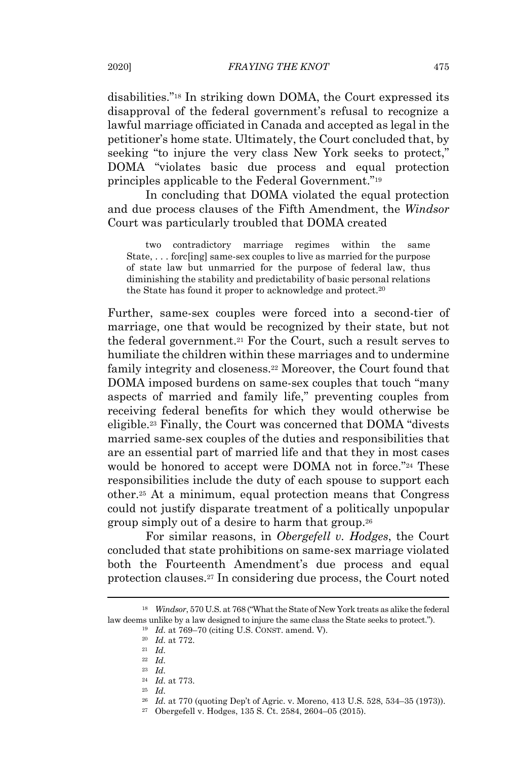disabilities."[18] In striking down DOMA, the Court expressed its disapproval of the federal government's refusal to recognize a lawful marriage officiated in Canada and accepted as legal in the petitioner's home state. Ultimately, the Court concluded that, by seeking "to injure the very class New York seeks to protect," DOMA "violates basic due process and equal protection principles applicable to the Federal Government."[19]

In concluding that DOMA violated the equal protection and due process clauses of the Fifth Amendment, the *Windsor* Court was particularly troubled that DOMA created

> two contradictory marriage regimes within the same State, . . . forc[ing] same-sex couples to live as married for the purpose of state law but unmarried for the purpose of federal law, thus diminishing the stability and predictability of basic personal relations the State has found it proper to acknowledge and protect.[20]

Further, same-sex couples were forced into a second-tier of marriage, one that would be recognized by their state, but not the federal government.[21] For the Court, such a result serves to humiliate the children within these marriages and to undermine family integrity and closeness.[22] Moreover, the Court found that DOMA imposed burdens on same-sex couples that touch "many aspects of married and family life," preventing couples from receiving federal benefits for which they would otherwise be eligible.[23] Finally, the Court was concerned that DOMA "divests married same-sex couples of the duties and responsibilities that are an essential part of married life and that they in most cases would be honored to accept were DOMA not in force."[24] These responsibilities include the duty of each spouse to support each other.[25] At a minimum, equal protection means that Congress could not justify disparate treatment of a politically unpopular group simply out of a desire to harm that group.[26]

For similar reasons, in *Obergefell v. Hodges*, the Court concluded that state prohibitions on same-sex marriage violated both the Fourteenth Amendment's due process and equal protection clauses.[27] In considering due process, the Court noted

---

[18] *Windsor*, 570 U.S. at 768 ("What the State of New York treats as alike the federal law deems unlike by a law designed to injure the same class the State seeks to protect.").

[19] *Id.* at 769–70 (citing U.S. CONST. amend. V).

[20] *Id.* at 772.

[21] *Id.*

[22] *Id.*

[23] *Id.*

[24] *Id.* at 773.

[25] *Id.*

[26] *Id.* at 770 (quoting Dep't of Agric. v. Moreno, 413 U.S. 528, 534–35 (1973)).

[27] Obergefell v. Hodges, 135 S. Ct. 2584, 2604–05 (2015).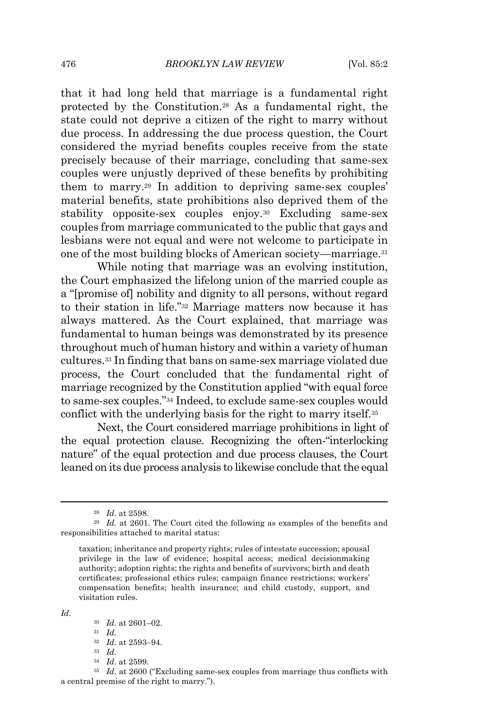that it had long held that marriage is a fundamental right protected by the Constitution.[28] As a fundamental right, the state could not deprive a citizen of the right to marry without due process. In addressing the due process question, the Court considered the myriad benefits couples receive from the state precisely because of their marriage, concluding that same-sex couples were unjustly deprived of these benefits by prohibiting them to marry.[29] In addition to depriving same-sex couples' material benefits, state prohibitions also deprived them of the stability opposite-sex couples enjoy.[30] Excluding same-sex couples from marriage communicated to the public that gays and lesbians were not equal and were not welcome to participate in one of the most building blocks of American society—marriage.[31]

While noting that marriage was an evolving institution, the Court emphasized the lifelong union of the married couple as a "[promise of] nobility and dignity to all persons, without regard to their station in life."[32] Marriage matters now because it has always mattered. As the Court explained, that marriage was fundamental to human beings was demonstrated by its presence throughout much of human history and within a variety of human cultures.[33] In finding that bans on same-sex marriage violated due process, the Court concluded that the fundamental right of marriage recognized by the Constitution applied "with equal force to same-sex couples."[34] Indeed, to exclude same-sex couples would conflict with the underlying basis for the right to marry itself.[35]

Next, the Court considered marriage prohibitions in light of the equal protection clause. Recognizing the often-"interlocking nature" of the equal protection and due process clauses, the Court leaned on its due process analysis to likewise conclude that the equal

---

[28] *Id.* at 2598.

[29] *Id.* at 2601. The Court cited the following as examples of the benefits and responsibilities attached to marital status:

> taxation; inheritance and property rights; rules of intestate succession; spousal privilege in the law of evidence; hospital access; medical decisionmaking authority; adoption rights; the rights and benefits of survivors; birth and death certificates; professional ethics rules; campaign finance restrictions; workers' compensation benefits; health insurance; and child custody, support, and visitation rules.

*Id.*

[30] *Id.* at 2601–02.

[31] *Id.*

[32] *Id.* at 2593–94.

[33] *Id.*

[34] *Id.* at 2599.

[35] *Id.* at 2600 ("Excluding same-sex couples from marriage thus conflicts with a central premise of the right to marry.").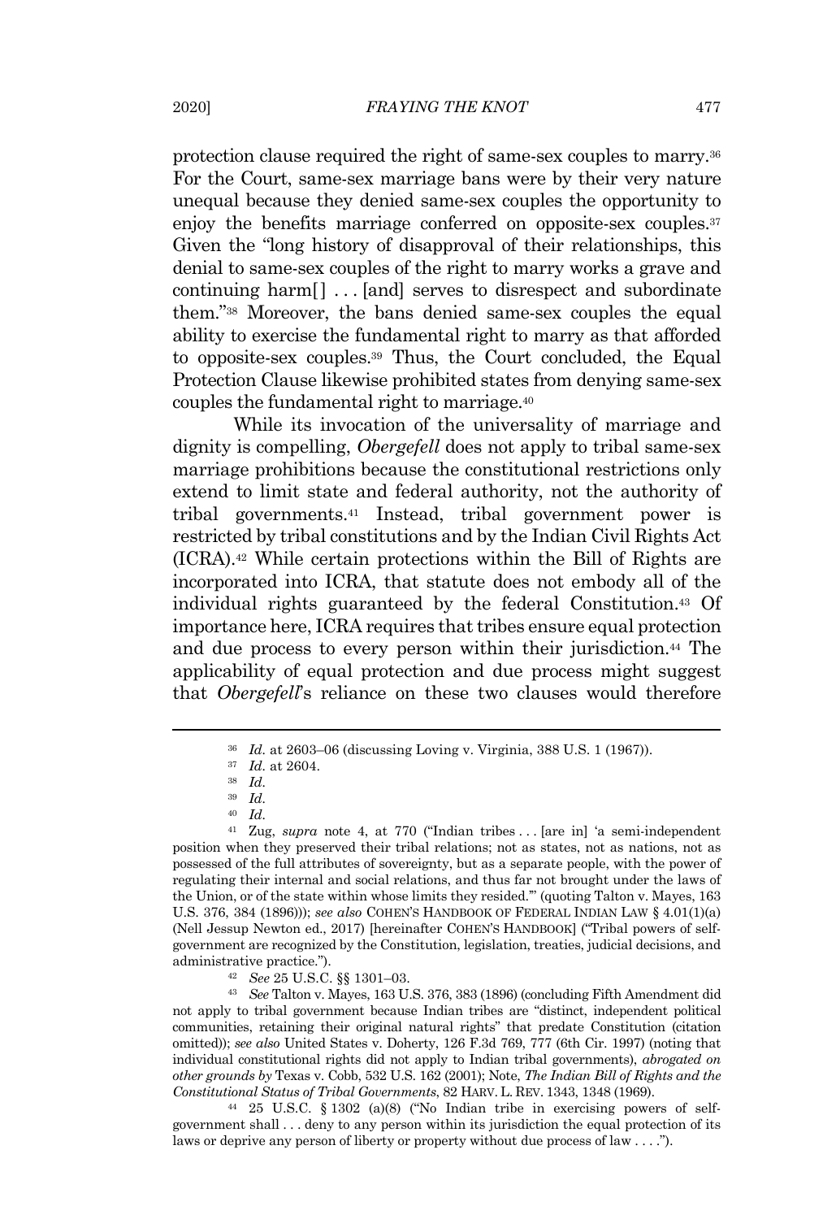protection clause required the right of same-sex couples to marry.[36] For the Court, same-sex marriage bans were by their very nature unequal because they denied same-sex couples the opportunity to enjoy the benefits marriage conferred on opposite-sex couples.[37] Given the "long history of disapproval of their relationships, this denial to same-sex couples of the right to marry works a grave and continuing harm[] . . . [and] serves to disrespect and subordinate them."[38] Moreover, the bans denied same-sex couples the equal ability to exercise the fundamental right to marry as that afforded to opposite-sex couples.[39] Thus, the Court concluded, the Equal Protection Clause likewise prohibited states from denying same-sex couples the fundamental right to marriage.[40]

While its invocation of the universality of marriage and dignity is compelling, *Obergefell* does not apply to tribal same-sex marriage prohibitions because the constitutional restrictions only extend to limit state and federal authority, not the authority of tribal governments.[41] Instead, tribal government power is restricted by tribal constitutions and by the Indian Civil Rights Act (ICRA).[42] While certain protections within the Bill of Rights are incorporated into ICRA, that statute does not embody all of the individual rights guaranteed by the federal Constitution.[43] Of importance here, ICRA requires that tribes ensure equal protection and due process to every person within their jurisdiction.[44] The applicability of equal protection and due process might suggest that *Obergefell*'s reliance on these two clauses would therefore

---

[36] *Id.* at 2603–06 (discussing Loving v. Virginia, 388 U.S. 1 (1967)).

[37] *Id.* at 2604.

[38] *Id.*

[39] *Id.*

[40] *Id.*

[41] Zug, *supra* note 4, at 770 ("Indian tribes . . . [are in] 'a semi-independent position when they preserved their tribal relations; not as states, not as nations, not as possessed of the full attributes of sovereignty, but as a separate people, with the power of regulating their internal and social relations, and thus far not brought under the laws of the Union, or of the state within whose limits they resided.'" (quoting Talton v. Mayes, 163 U.S. 376, 384 (1896))); *see also* COHEN'S HANDBOOK OF FEDERAL INDIAN LAW § 4.01(1)(a) (Nell Jessup Newton ed., 2017) [hereinafter COHEN'S HANDBOOK] ("Tribal powers of self-government are recognized by the Constitution, legislation, treaties, judicial decisions, and administrative practice.").

[42] *See* 25 U.S.C. §§ 1301–03.

[43] *See* Talton v. Mayes, 163 U.S. 376, 383 (1896) (concluding Fifth Amendment did not apply to tribal government because Indian tribes are "distinct, independent political communities, retaining their original natural rights" that predate Constitution (citation omitted)); *see also* United States v. Doherty, 126 F.3d 769, 777 (6th Cir. 1997) (noting that individual constitutional rights did not apply to Indian tribal governments), *abrogated on other grounds by* Texas v. Cobb, 532 U.S. 162 (2001); Note, *The Indian Bill of Rights and the Constitutional Status of Tribal Governments*, 82 HARV. L. REV. 1343, 1348 (1969).

[44] 25 U.S.C. § 1302 (a)(8) ("No Indian tribe in exercising powers of self-government shall . . . deny to any person within its jurisdiction the equal protection of its laws or deprive any person of liberty or property without due process of law . . . .").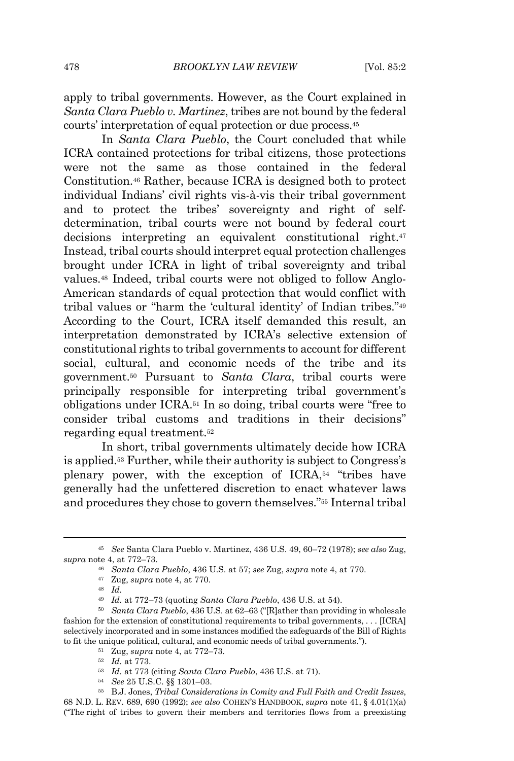apply to tribal governments. However, as the Court explained in *Santa Clara Pueblo v. Martinez*, tribes are not bound by the federal courts' interpretation of equal protection or due process.[45]

In *Santa Clara Pueblo*, the Court concluded that while ICRA contained protections for tribal citizens, those protections were not the same as those contained in the federal Constitution.[46] Rather, because ICRA is designed both to protect individual Indians' civil rights vis-à-vis their tribal government and to protect the tribes' sovereignty and right of self-determination, tribal courts were not bound by federal court decisions interpreting an equivalent constitutional right.[47] Instead, tribal courts should interpret equal protection challenges brought under ICRA in light of tribal sovereignty and tribal values.[48] Indeed, tribal courts were not obliged to follow Anglo-American standards of equal protection that would conflict with tribal values or "harm the 'cultural identity' of Indian tribes."[49] According to the Court, ICRA itself demanded this result, an interpretation demonstrated by ICRA's selective extension of constitutional rights to tribal governments to account for different social, cultural, and economic needs of the tribe and its government.[50] Pursuant to *Santa Clara*, tribal courts were principally responsible for interpreting tribal government's obligations under ICRA.[51] In so doing, tribal courts were "free to consider tribal customs and traditions in their decisions" regarding equal treatment.[52]

In short, tribal governments ultimately decide how ICRA is applied.[53] Further, while their authority is subject to Congress's plenary power, with the exception of ICRA,[54] "tribes have generally had the unfettered discretion to enact whatever laws and procedures they chose to govern themselves."[55] Internal tribal

---

[45] *See* Santa Clara Pueblo v. Martinez, 436 U.S. 49, 60–72 (1978); *see also* Zug, *supra* note 4, at 772–73.

[46] *Santa Clara Pueblo*, 436 U.S. at 57; *see* Zug, *supra* note 4, at 770.

[47] Zug, *supra* note 4, at 770.

[48] *Id.*

[49] *Id.* at 772–73 (quoting *Santa Clara Pueblo*, 436 U.S. at 54).

[50] *Santa Clara Pueblo*, 436 U.S. at 62–63 ("[R]ather than providing in wholesale fashion for the extension of constitutional requirements to tribal governments, . . . [ICRA] selectively incorporated and in some instances modified the safeguards of the Bill of Rights to fit the unique political, cultural, and economic needs of tribal governments.").

[51] Zug, *supra* note 4, at 772–73.

[52] *Id.* at 773.

[53] *Id.* at 773 (citing *Santa Clara Pueblo*, 436 U.S. at 71).

[54] *See* 25 U.S.C. §§ 1301–03.

[55] B.J. Jones, *Tribal Considerations in Comity and Full Faith and Credit Issues*, 68 N.D. L. REV. 689, 690 (1992); *see also* COHEN'S HANDBOOK, *supra* note 41, § 4.01(1)(a) ("The right of tribes to govern their members and territories flows from a preexisting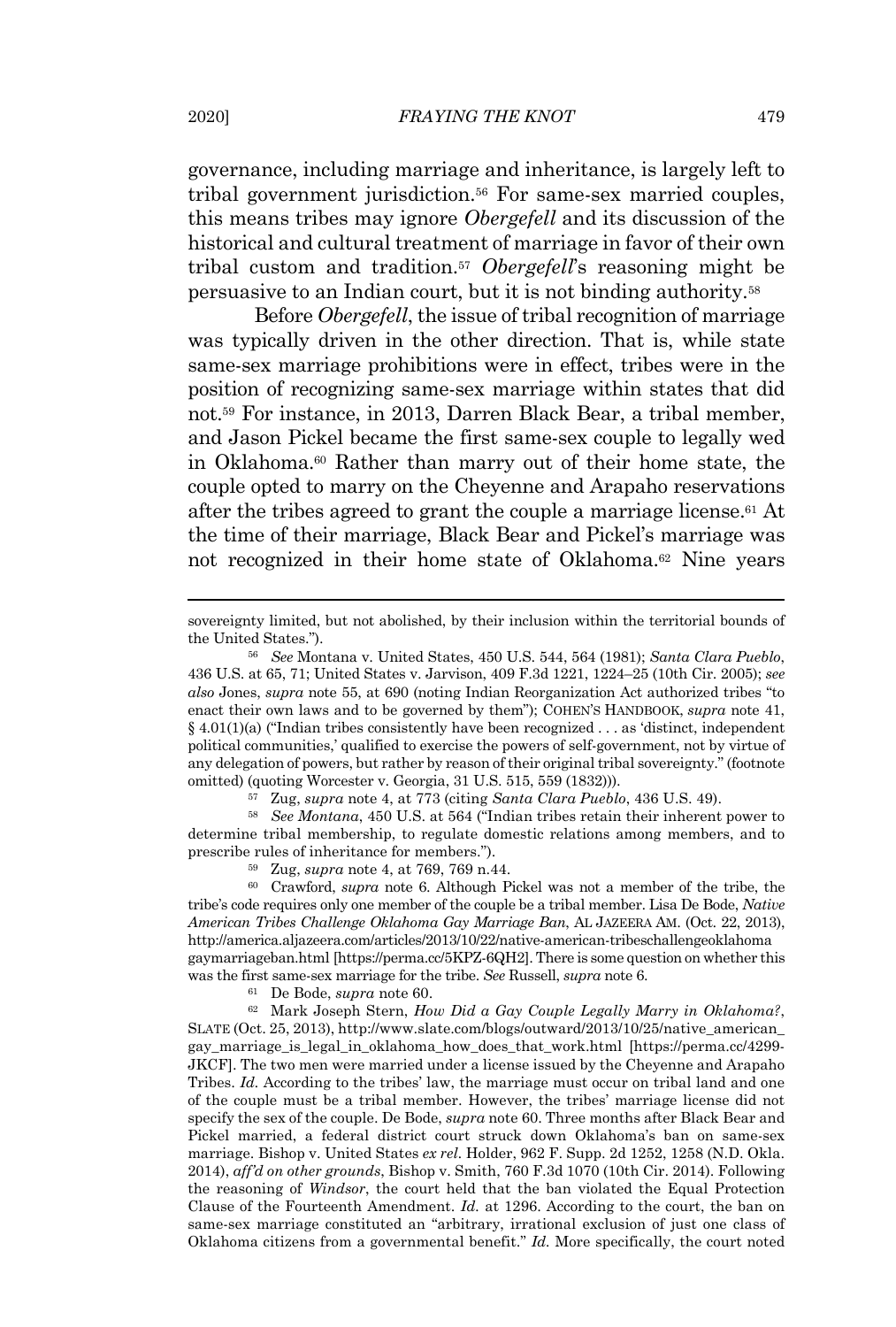governance, including marriage and inheritance, is largely left to tribal government jurisdiction.[56] For same-sex married couples, this means tribes may ignore *Obergefell* and its discussion of the historical and cultural treatment of marriage in favor of their own tribal custom and tradition.[57] *Obergefell*'s reasoning might be persuasive to an Indian court, but it is not binding authority.[58]

Before *Obergefell*, the issue of tribal recognition of marriage was typically driven in the other direction. That is, while state same-sex marriage prohibitions were in effect, tribes were in the position of recognizing same-sex marriage within states that did not.[59] For instance, in 2013, Darren Black Bear, a tribal member, and Jason Pickel became the first same-sex couple to legally wed in Oklahoma.[60] Rather than marry out of their home state, the couple opted to marry on the Cheyenne and Arapaho reservations after the tribes agreed to grant the couple a marriage license.[61] At the time of their marriage, Black Bear and Pickel's marriage was not recognized in their home state of Oklahoma.[62] Nine years

---

sovereignty limited, but not abolished, by their inclusion within the territorial bounds of the United States.").

[56] *See* Montana v. United States, 450 U.S. 544, 564 (1981); *Santa Clara Pueblo*, 436 U.S. at 65, 71; United States v. Jarvison, 409 F.3d 1221, 1224–25 (10th Cir. 2005); *see also* Jones, *supra* note 55, at 690 (noting Indian Reorganization Act authorized tribes "to enact their own laws and to be governed by them"); COHEN'S HANDBOOK, *supra* note 41, § 4.01(1)(a) ("Indian tribes consistently have been recognized . . . as 'distinct, independent political communities,' qualified to exercise the powers of self-government, not by virtue of any delegation of powers, but rather by reason of their original tribal sovereignty." (footnote omitted) (quoting Worcester v. Georgia, 31 U.S. 515, 559 (1832))).

[57] Zug, *supra* note 4, at 773 (citing *Santa Clara Pueblo*, 436 U.S. 49).

[58] *See Montana*, 450 U.S. at 564 ("Indian tribes retain their inherent power to determine tribal membership, to regulate domestic relations among members, and to prescribe rules of inheritance for members.").

[59] Zug, *supra* note 4, at 769, 769 n.44.

[60] Crawford, *supra* note 6. Although Pickel was not a member of the tribe, the tribe's code requires only one member of the couple be a tribal member. Lisa De Bode, *Native American Tribes Challenge Oklahoma Gay Marriage Ban*, AL JAZEERA AM. (Oct. 22, 2013), http://america.aljazeera.com/articles/2013/10/22/native-american-tribeschallengeoklahoma gaymarriageban.html [https://perma.cc/5KPZ-6QH2]. There is some question on whether this was the first same-sex marriage for the tribe. *See* Russell, *supra* note 6.

[61] De Bode, *supra* note 60.

[62] Mark Joseph Stern, *How Did a Gay Couple Legally Marry in Oklahoma?*, SLATE (Oct. 25, 2013), http://www.slate.com/blogs/outward/2013/10/25/native_american_gay_marriage_is_legal_in_oklahoma_how_does_that_work.html [https://perma.cc/4299-JKCF]. The two men were married under a license issued by the Cheyenne and Arapaho Tribes. *Id.* According to the tribes' law, the marriage must occur on tribal land and one of the couple must be a tribal member. However, the tribes' marriage license did not specify the sex of the couple. De Bode, *supra* note 60. Three months after Black Bear and Pickel married, a federal district court struck down Oklahoma's ban on same-sex marriage. Bishop v. United States *ex rel.* Holder, 962 F. Supp. 2d 1252, 1258 (N.D. Okla. 2014), *aff'd on other grounds*, Bishop v. Smith, 760 F.3d 1070 (10th Cir. 2014). Following the reasoning of *Windsor*, the court held that the ban violated the Equal Protection Clause of the Fourteenth Amendment. *Id.* at 1296. According to the court, the ban on same-sex marriage constituted an "arbitrary, irrational exclusion of just one class of Oklahoma citizens from a governmental benefit." *Id.* More specifically, the court noted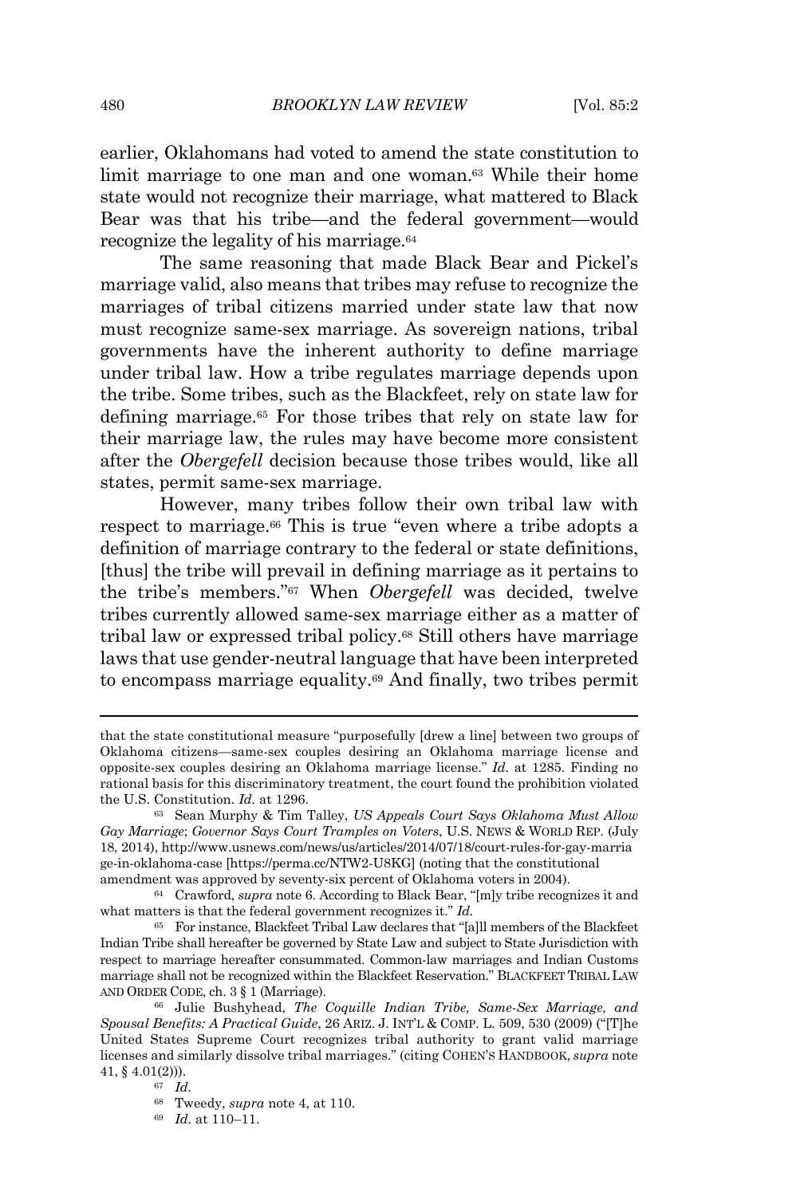earlier, Oklahomans had voted to amend the state constitution to limit marriage to one man and one woman.[63] While their home state would not recognize their marriage, what mattered to Black Bear was that his tribe—and the federal government—would recognize the legality of his marriage.[64]

The same reasoning that made Black Bear and Pickel's marriage valid, also means that tribes may refuse to recognize the marriages of tribal citizens married under state law that now must recognize same-sex marriage. As sovereign nations, tribal governments have the inherent authority to define marriage under tribal law. How a tribe regulates marriage depends upon the tribe. Some tribes, such as the Blackfeet, rely on state law for defining marriage.[65] For those tribes that rely on state law for their marriage law, the rules may have become more consistent after the *Obergefell* decision because those tribes would, like all states, permit same-sex marriage.

However, many tribes follow their own tribal law with respect to marriage.[66] This is true "even where a tribe adopts a definition of marriage contrary to the federal or state definitions, [thus] the tribe will prevail in defining marriage as it pertains to the tribe's members."[67] When *Obergefell* was decided, twelve tribes currently allowed same-sex marriage either as a matter of tribal law or expressed tribal policy.[68] Still others have marriage laws that use gender-neutral language that have been interpreted to encompass marriage equality.[69] And finally, two tribes permit

---

that the state constitutional measure "purposefully [drew a line] between two groups of Oklahoma citizens—same-sex couples desiring an Oklahoma marriage license and opposite-sex couples desiring an Oklahoma marriage license." *Id.* at 1285. Finding no rational basis for this discriminatory treatment, the court found the prohibition violated the U.S. Constitution. *Id.* at 1296.

[63] Sean Murphy & Tim Talley, *US Appeals Court Says Oklahoma Must Allow Gay Marriage*; *Governor Says Court Tramples on Voters*, U.S. NEWS & WORLD REP. (July 18, 2014), http://www.usnews.com/news/us/articles/2014/07/18/court-rules-for-gay-marriage-in-oklahoma-case [https://perma.cc/NTW2-U8KG] (noting that the constitutional amendment was approved by seventy-six percent of Oklahoma voters in 2004).

[64] Crawford, *supra* note 6. According to Black Bear, "[m]y tribe recognizes it and what matters is that the federal government recognizes it." *Id.*

[65] For instance, Blackfeet Tribal Law declares that "[a]ll members of the Blackfeet Indian Tribe shall hereafter be governed by State Law and subject to State Jurisdiction with respect to marriage hereafter consummated. Common-law marriages and Indian Customs marriage shall not be recognized within the Blackfeet Reservation." BLACKFEET TRIBAL LAW AND ORDER CODE, ch. 3 § 1 (Marriage).

[66] Julie Bushyhead, *The Coquille Indian Tribe, Same-Sex Marriage, and Spousal Benefits: A Practical Guide*, 26 ARIZ. J. INT'L & COMP. L. 509, 530 (2009) ("[T]he United States Supreme Court recognizes tribal authority to grant valid marriage licenses and similarly dissolve tribal marriages." (citing COHEN'S HANDBOOK, *supra* note 41, § 4.01(2))).

[67] *Id.*

[68] Tweedy, *supra* note 4, at 110.

[69] *Id.* at 110–11.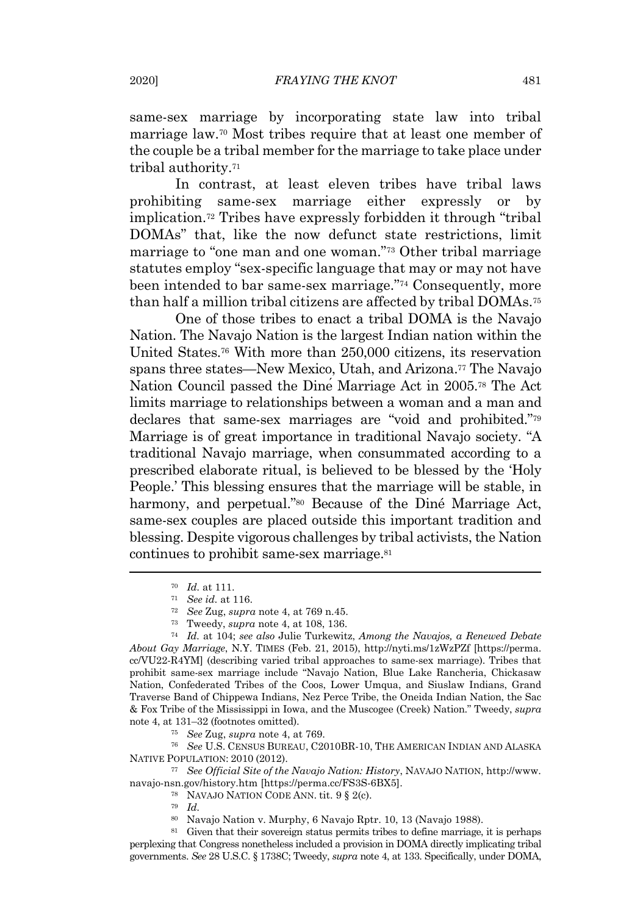same-sex marriage by incorporating state law into tribal marriage law.[70] Most tribes require that at least one member of the couple be a tribal member for the marriage to take place under tribal authority.[71]

In contrast, at least eleven tribes have tribal laws prohibiting same-sex marriage either expressly or by implication.[72] Tribes have expressly forbidden it through "tribal DOMAs" that, like the now defunct state restrictions, limit marriage to "one man and one woman."[73] Other tribal marriage statutes employ "sex-specific language that may or may not have been intended to bar same-sex marriage."[74] Consequently, more than half a million tribal citizens are affected by tribal DOMAs.[75]

One of those tribes to enact a tribal DOMA is the Navajo Nation. The Navajo Nation is the largest Indian nation within the United States.[76] With more than 250,000 citizens, its reservation spans three states—New Mexico, Utah, and Arizona.[77] The Navajo Nation Council passed the Diné Marriage Act in 2005.[78] The Act limits marriage to relationships between a woman and a man and declares that same-sex marriages are "void and prohibited."[79] Marriage is of great importance in traditional Navajo society. "A traditional Navajo marriage, when consummated according to a prescribed elaborate ritual, is believed to be blessed by the 'Holy People.' This blessing ensures that the marriage will be stable, in harmony, and perpetual."[80] Because of the Diné Marriage Act, same-sex couples are placed outside this important tradition and blessing. Despite vigorous challenges by tribal activists, the Nation continues to prohibit same-sex marriage.[81]

---

[70] *Id.* at 111.

[71] *See id.* at 116.

[72] *See* Zug, *supra* note 4, at 769 n.45.

[73] Tweedy, *supra* note 4, at 108, 136.

[74] *Id.* at 104; *see also* Julie Turkewitz, *Among the Navajos, a Renewed Debate About Gay Marriage*, N.Y. TIMES (Feb. 21, 2015), http://nyti.ms/1zWzPZf [https://perma.cc/VU22-R4YM] (describing varied tribal approaches to same-sex marriage). Tribes that prohibit same-sex marriage include "Navajo Nation, Blue Lake Rancheria, Chickasaw Nation, Confederated Tribes of the Coos, Lower Umqua, and Siuslaw Indians, Grand Traverse Band of Chippewa Indians, Nez Perce Tribe, the Oneida Indian Nation, the Sac & Fox Tribe of the Mississippi in Iowa, and the Muscogee (Creek) Nation." Tweedy, *supra* note 4, at 131–32 (footnotes omitted).

[75] *See* Zug, *supra* note 4, at 769.

[76] *See* U.S. CENSUS BUREAU, C2010BR-10, THE AMERICAN INDIAN AND ALASKA NATIVE POPULATION: 2010 (2012).

[77] *See Official Site of the Navajo Nation: History*, NAVAJO NATION, http://www.navajo-nsn.gov/history.htm [https://perma.cc/FS3S-6BX5].

[78] NAVAJO NATION CODE ANN. tit. 9 § 2(c).

[79] *Id.*

[80] Navajo Nation v. Murphy, 6 Navajo Rptr. 10, 13 (Navajo 1988).

[81] Given that their sovereign status permits tribes to define marriage, it is perhaps perplexing that Congress nonetheless included a provision in DOMA directly implicating tribal governments. *See* 28 U.S.C. § 1738C; Tweedy, *supra* note 4, at 133. Specifically, under DOMA,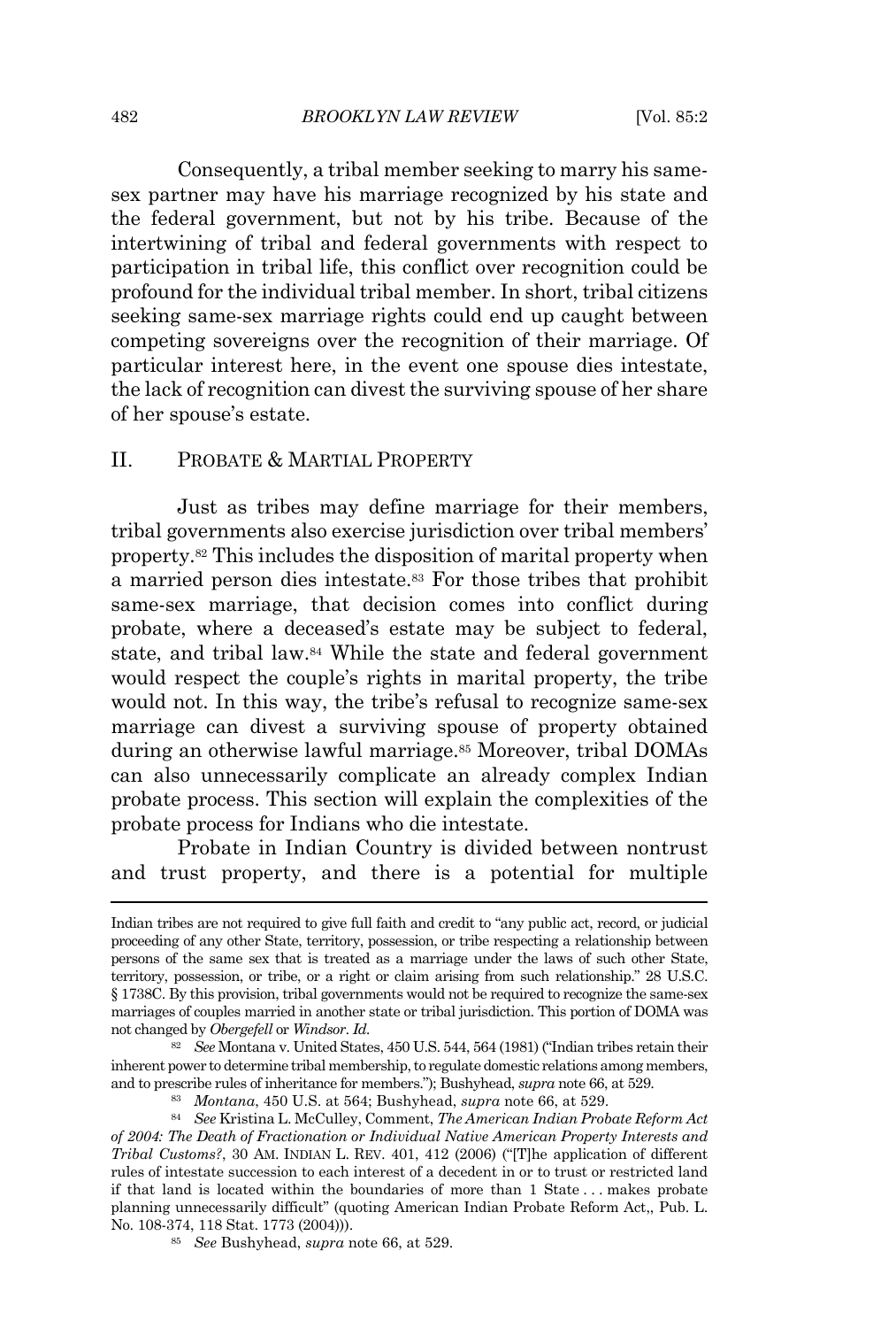Consequently, a tribal member seeking to marry his same-sex partner may have his marriage recognized by his state and the federal government, but not by his tribe. Because of the intertwining of tribal and federal governments with respect to participation in tribal life, this conflict over recognition could be profound for the individual tribal member. In short, tribal citizens seeking same-sex marriage rights could end up caught between competing sovereigns over the recognition of their marriage. Of particular interest here, in the event one spouse dies intestate, the lack of recognition can divest the surviving spouse of her share of her spouse's estate.

## II. PROBATE & MARTIAL PROPERTY

Just as tribes may define marriage for their members, tribal governments also exercise jurisdiction over tribal members' property.[82] This includes the disposition of marital property when a married person dies intestate.[83] For those tribes that prohibit same-sex marriage, that decision comes into conflict during probate, where a deceased's estate may be subject to federal, state, and tribal law.[84] While the state and federal government would respect the couple's rights in marital property, the tribe would not. In this way, the tribe's refusal to recognize same-sex marriage can divest a surviving spouse of property obtained during an otherwise lawful marriage.[85] Moreover, tribal DOMAs can also unnecessarily complicate an already complex Indian probate process. This section will explain the complexities of the probate process for Indians who die intestate.

Probate in Indian Country is divided between nontrust and trust property, and there is a potential for multiple

---

Indian tribes are not required to give full faith and credit to "any public act, record, or judicial proceeding of any other State, territory, possession, or tribe respecting a relationship between persons of the same sex that is treated as a marriage under the laws of such other State, territory, possession, or tribe, or a right or claim arising from such relationship." 28 U.S.C. § 1738C. By this provision, tribal governments would not be required to recognize the same-sex marriages of couples married in another state or tribal jurisdiction. This portion of DOMA was not changed by *Obergefell* or *Windsor*. *Id.*

[82] *See* Montana v. United States, 450 U.S. 544, 564 (1981) ("Indian tribes retain their inherent power to determine tribal membership, to regulate domestic relations among members, and to prescribe rules of inheritance for members."); Bushyhead, *supra* note 66, at 529.

[83] *Montana*, 450 U.S. at 564; Bushyhead, *supra* note 66, at 529.

[84] *See* Kristina L. McCulley, Comment, *The American Indian Probate Reform Act of 2004: The Death of Fractionation or Individual Native American Property Interests and Tribal Customs?*, 30 AM. INDIAN L. REV. 401, 412 (2006) ("[T]he application of different rules of intestate succession to each interest of a decedent in or to trust or restricted land if that land is located within the boundaries of more than 1 State . . . makes probate planning unnecessarily difficult" (quoting American Indian Probate Reform Act,, Pub. L. No. 108-374, 118 Stat. 1773 (2004))).

[85] *See* Bushyhead, *supra* note 66, at 529.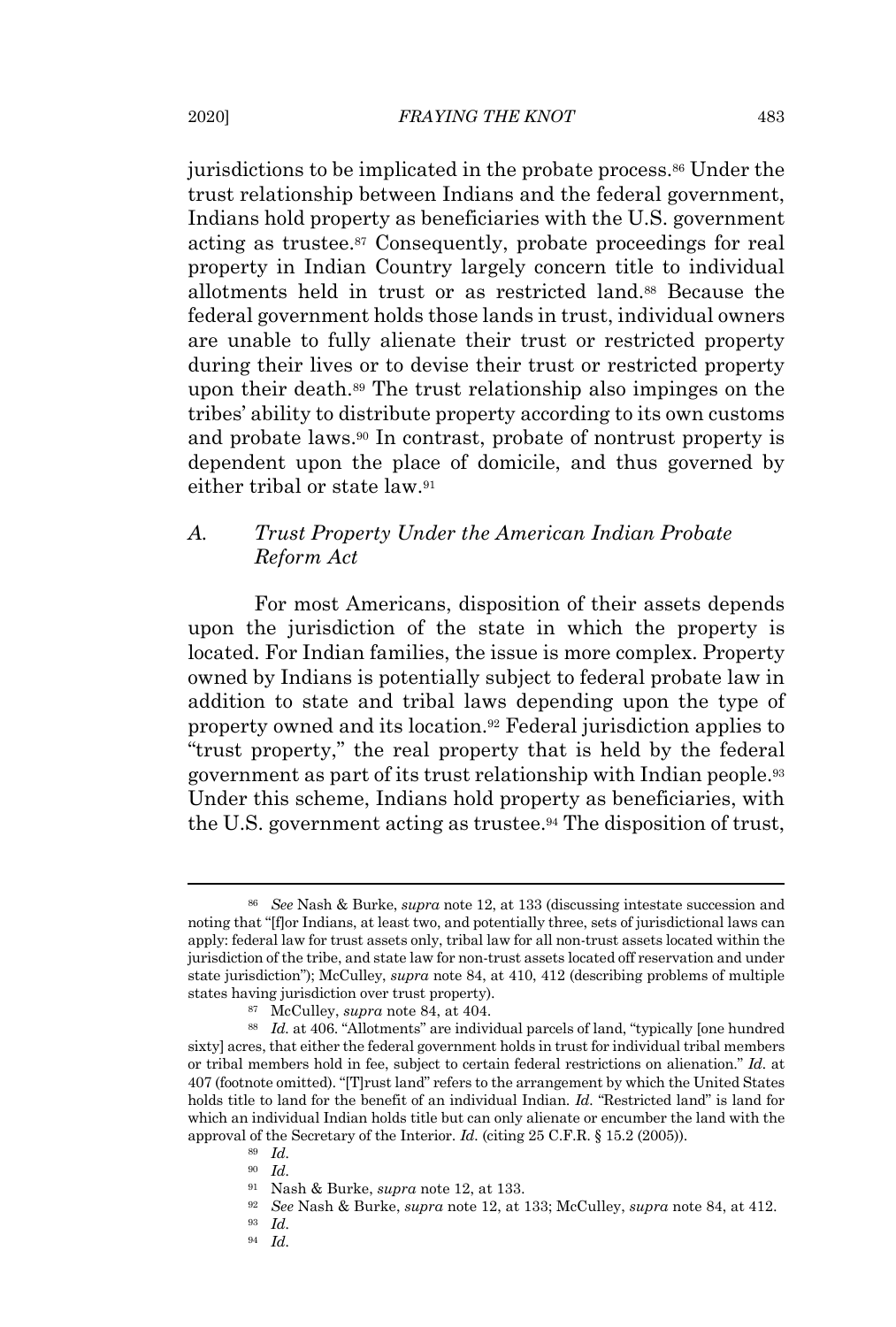jurisdictions to be implicated in the probate process.[86] Under the trust relationship between Indians and the federal government, Indians hold property as beneficiaries with the U.S. government acting as trustee.[87] Consequently, probate proceedings for real property in Indian Country largely concern title to individual allotments held in trust or as restricted land.[88] Because the federal government holds those lands in trust, individual owners are unable to fully alienate their trust or restricted property during their lives or to devise their trust or restricted property upon their death.[89] The trust relationship also impinges on the tribes' ability to distribute property according to its own customs and probate laws.[90] In contrast, probate of nontrust property is dependent upon the place of domicile, and thus governed by either tribal or state law.[91]

## A. *Trust Property Under the American Indian Probate Reform Act*

For most Americans, disposition of their assets depends upon the jurisdiction of the state in which the property is located. For Indian families, the issue is more complex. Property owned by Indians is potentially subject to federal probate law in addition to state and tribal laws depending upon the type of property owned and its location.[92] Federal jurisdiction applies to "trust property," the real property that is held by the federal government as part of its trust relationship with Indian people.[93] Under this scheme, Indians hold property as beneficiaries, with the U.S. government acting as trustee.[94] The disposition of trust,

---

[86] *See* Nash & Burke, *supra* note 12, at 133 (discussing intestate succession and noting that "[f]or Indians, at least two, and potentially three, sets of jurisdictional laws can apply: federal law for trust assets only, tribal law for all non-trust assets located within the jurisdiction of the tribe, and state law for non-trust assets located off reservation and under state jurisdiction"); McCulley, *supra* note 84, at 410, 412 (describing problems of multiple states having jurisdiction over trust property).

[87] McCulley, *supra* note 84, at 404.

[88] *Id.* at 406. "Allotments" are individual parcels of land, "typically [one hundred sixty] acres, that either the federal government holds in trust for individual tribal members or tribal members hold in fee, subject to certain federal restrictions on alienation." *Id.* at 407 (footnote omitted). "[T]rust land" refers to the arrangement by which the United States holds title to land for the benefit of an individual Indian. *Id.* "Restricted land" is land for which an individual Indian holds title but can only alienate or encumber the land with the approval of the Secretary of the Interior. *Id.* (citing 25 C.F.R. § 15.2 (2005)).

[89] *Id.*

[90] *Id.*

[91] Nash & Burke, *supra* note 12, at 133.

[92] *See* Nash & Burke, *supra* note 12, at 133; McCulley, *supra* note 84, at 412.

[93] *Id.*

[94] *Id.*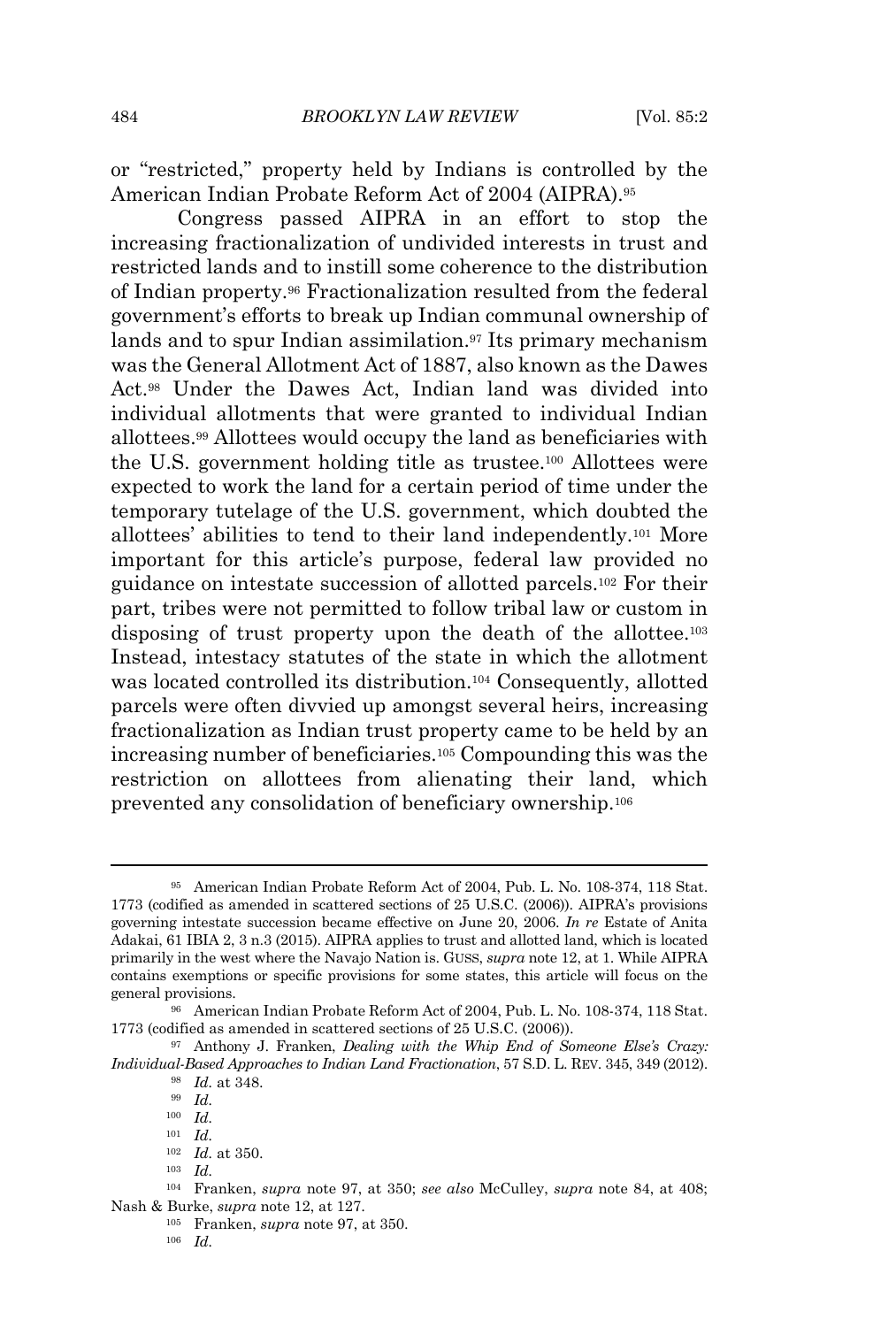or "restricted," property held by Indians is controlled by the American Indian Probate Reform Act of 2004 (AIPRA).[95]

Congress passed AIPRA in an effort to stop the increasing fractionalization of undivided interests in trust and restricted lands and to instill some coherence to the distribution of Indian property.[96] Fractionalization resulted from the federal government's efforts to break up Indian communal ownership of lands and to spur Indian assimilation.[97] Its primary mechanism was the General Allotment Act of 1887, also known as the Dawes Act.[98] Under the Dawes Act, Indian land was divided into individual allotments that were granted to individual Indian allottees.[99] Allottees would occupy the land as beneficiaries with the U.S. government holding title as trustee.[100] Allottees were expected to work the land for a certain period of time under the temporary tutelage of the U.S. government, which doubted the allottees' abilities to tend to their land independently.[101] More important for this article's purpose, federal law provided no guidance on intestate succession of allotted parcels.[102] For their part, tribes were not permitted to follow tribal law or custom in disposing of trust property upon the death of the allottee.[103] Instead, intestacy statutes of the state in which the allotment was located controlled its distribution.[104] Consequently, allotted parcels were often divvied up amongst several heirs, increasing fractionalization as Indian trust property came to be held by an increasing number of beneficiaries.[105] Compounding this was the restriction on allottees from alienating their land, which prevented any consolidation of beneficiary ownership.[106]

---

[95] American Indian Probate Reform Act of 2004, Pub. L. No. 108-374, 118 Stat. 1773 (codified as amended in scattered sections of 25 U.S.C. (2006)). AIPRA's provisions governing intestate succession became effective on June 20, 2006. *In re* Estate of Anita Adakai, 61 IBIA 2, 3 n.3 (2015). AIPRA applies to trust and allotted land, which is located primarily in the west where the Navajo Nation is. GUSS, *supra* note 12, at 1. While AIPRA contains exemptions or specific provisions for some states, this article will focus on the general provisions.

[96] American Indian Probate Reform Act of 2004, Pub. L. No. 108-374, 118 Stat. 1773 (codified as amended in scattered sections of 25 U.S.C. (2006)).

[97] Anthony J. Franken, *Dealing with the Whip End of Someone Else's Crazy: Individual-Based Approaches to Indian Land Fractionation*, 57 S.D. L. REV. 345, 349 (2012).

[98] *Id.* at 348.

[99] *Id.*

[100] *Id.*

[101] *Id.*

[102] *Id.* at 350.

[103] *Id.*

[104] Franken, *supra* note 97, at 350; *see also* McCulley, *supra* note 84, at 408; Nash & Burke, *supra* note 12, at 127.

[105] Franken, *supra* note 97, at 350.

[106] *Id.*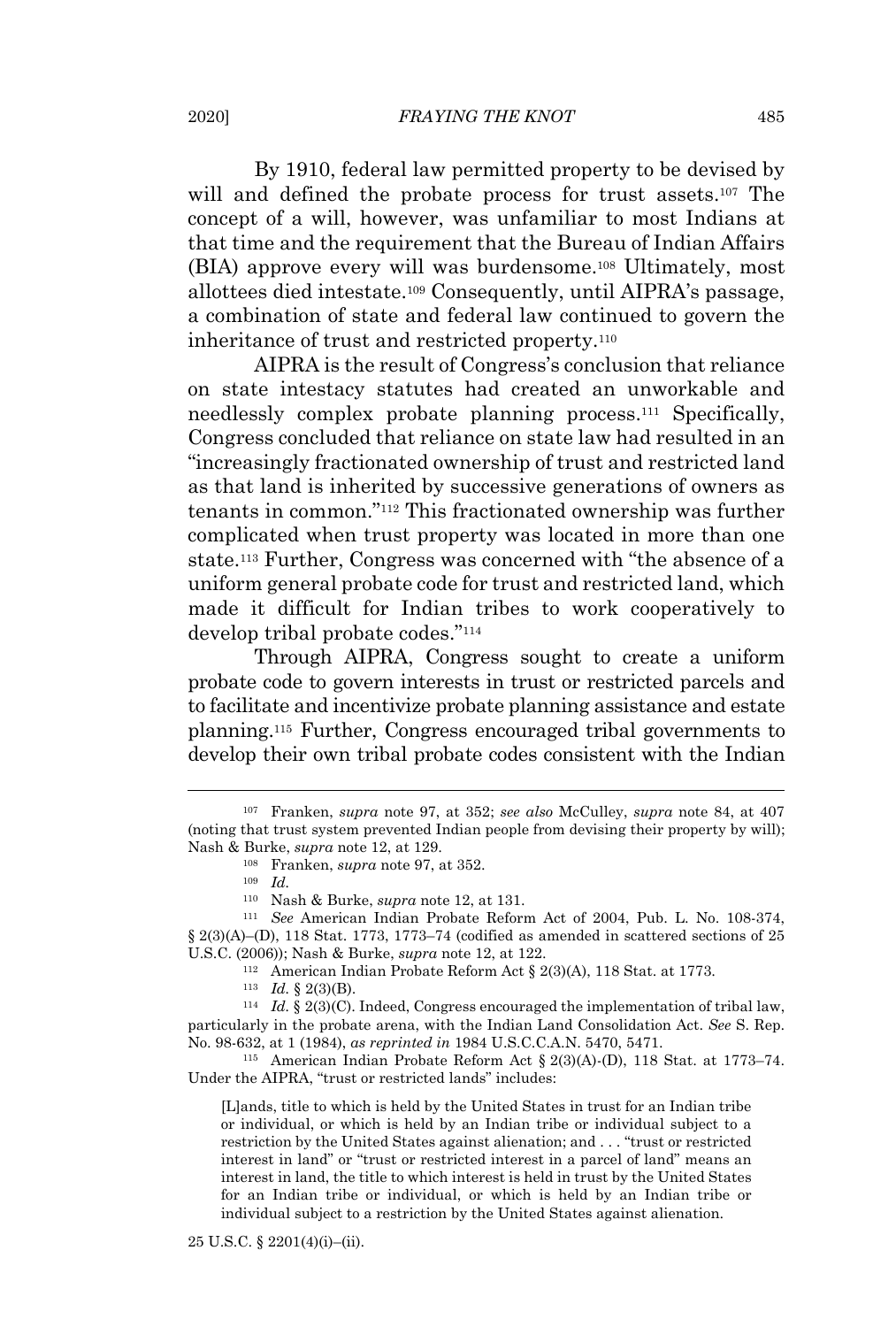By 1910, federal law permitted property to be devised by will and defined the probate process for trust assets.[107] The concept of a will, however, was unfamiliar to most Indians at that time and the requirement that the Bureau of Indian Affairs (BIA) approve every will was burdensome.[108] Ultimately, most allottees died intestate.[109] Consequently, until AIPRA's passage, a combination of state and federal law continued to govern the inheritance of trust and restricted property.[110]

AIPRA is the result of Congress's conclusion that reliance on state intestacy statutes had created an unworkable and needlessly complex probate planning process.[111] Specifically, Congress concluded that reliance on state law had resulted in an "increasingly fractionated ownership of trust and restricted land as that land is inherited by successive generations of owners as tenants in common."[112] This fractionated ownership was further complicated when trust property was located in more than one state.[113] Further, Congress was concerned with "the absence of a uniform general probate code for trust and restricted land, which made it difficult for Indian tribes to work cooperatively to develop tribal probate codes."[114]

Through AIPRA, Congress sought to create a uniform probate code to govern interests in trust or restricted parcels and to facilitate and incentivize probate planning assistance and estate planning.[115] Further, Congress encouraged tribal governments to develop their own tribal probate codes consistent with the Indian

---

[107] Franken, *supra* note 97, at 352; *see also* McCulley, *supra* note 84, at 407 (noting that trust system prevented Indian people from devising their property by will); Nash & Burke, *supra* note 12, at 129.

[108] Franken, *supra* note 97, at 352.

[109] *Id.*

[110] Nash & Burke, *supra* note 12, at 131.

[111] *See* American Indian Probate Reform Act of 2004, Pub. L. No. 108-374, § 2(3)(A)–(D), 118 Stat. 1773, 1773–74 (codified as amended in scattered sections of 25 U.S.C. (2006)); Nash & Burke, *supra* note 12, at 122.

[112] American Indian Probate Reform Act § 2(3)(A), 118 Stat. at 1773.

[113] *Id.* § 2(3)(B).

[114] *Id.* § 2(3)(C). Indeed, Congress encouraged the implementation of tribal law, particularly in the probate arena, with the Indian Land Consolidation Act. *See* S. Rep. No. 98-632, at 1 (1984), *as reprinted in* 1984 U.S.C.C.A.N. 5470, 5471.

[115] American Indian Probate Reform Act § 2(3)(A)-(D), 118 Stat. at 1773–74. Under the AIPRA, "trust or restricted lands" includes:

> [L]ands, title to which is held by the United States in trust for an Indian tribe or individual, or which is held by an Indian tribe or individual subject to a restriction by the United States against alienation; and . . . "trust or restricted interest in land" or "trust or restricted interest in a parcel of land" means an interest in land, the title to which interest is held in trust by the United States for an Indian tribe or individual, or which is held by an Indian tribe or individual subject to a restriction by the United States against alienation.

25 U.S.C. § 2201(4)(i)–(ii).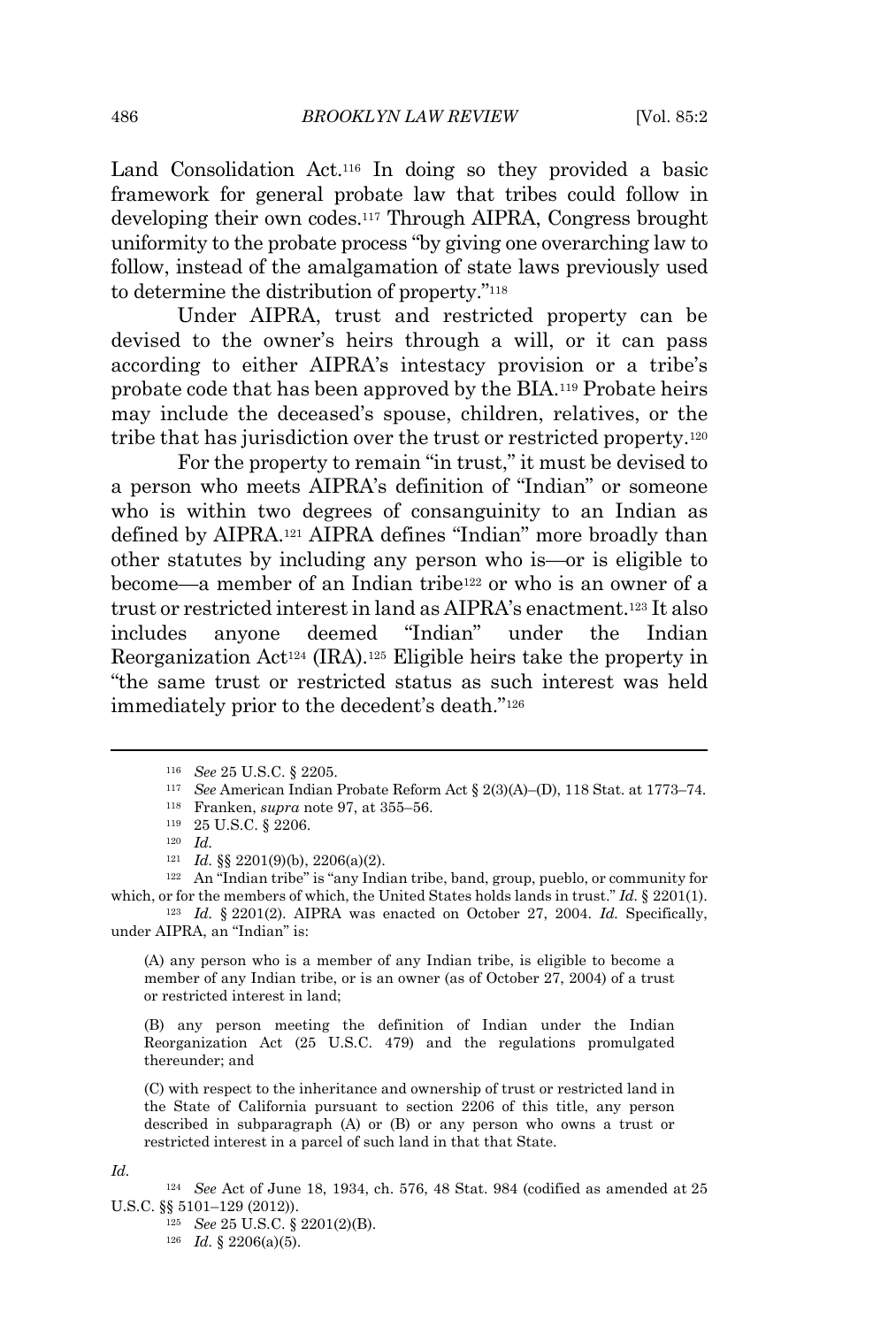Land Consolidation Act.[116] In doing so they provided a basic framework for general probate law that tribes could follow in developing their own codes.[117] Through AIPRA, Congress brought uniformity to the probate process "by giving one overarching law to follow, instead of the amalgamation of state laws previously used to determine the distribution of property."[118]

Under AIPRA, trust and restricted property can be devised to the owner's heirs through a will, or it can pass according to either AIPRA's intestacy provision or a tribe's probate code that has been approved by the BIA.[119] Probate heirs may include the deceased's spouse, children, relatives, or the tribe that has jurisdiction over the trust or restricted property.[120]

For the property to remain "in trust," it must be devised to a person who meets AIPRA's definition of "Indian" or someone who is within two degrees of consanguinity to an Indian as defined by AIPRA.[121] AIPRA defines "Indian" more broadly than other statutes by including any person who is—or is eligible to become—a member of an Indian tribe[122] or who is an owner of a trust or restricted interest in land as AIPRA's enactment.[123] It also includes anyone deemed "Indian" under the Indian Reorganization Act[124] (IRA).[125] Eligible heirs take the property in "the same trust or restricted status as such interest was held immediately prior to the decedent's death."[126]

---

[116] *See* 25 U.S.C. § 2205.

[117] *See* American Indian Probate Reform Act § 2(3)(A)–(D), 118 Stat. at 1773–74.

[118] Franken, *supra* note 97, at 355–56.

[119] 25 U.S.C. § 2206.

[120] *Id.*

[121] *Id.* §§ 2201(9)(b), 2206(a)(2).

[122] An "Indian tribe" is "any Indian tribe, band, group, pueblo, or community for which, or for the members of which, the United States holds lands in trust." *Id.* § 2201(1).

[123] *Id.* § 2201(2). AIPRA was enacted on October 27, 2004. *Id.* Specifically, under AIPRA, an "Indian" is:

> (A) any person who is a member of any Indian tribe, is eligible to become a member of any Indian tribe, or is an owner (as of October 27, 2004) of a trust or restricted interest in land;
>
> (B) any person meeting the definition of Indian under the Indian Reorganization Act (25 U.S.C. 479) and the regulations promulgated thereunder; and
>
> (C) with respect to the inheritance and ownership of trust or restricted land in the State of California pursuant to section 2206 of this title, any person described in subparagraph (A) or (B) or any person who owns a trust or restricted interest in a parcel of such land in that that State.

*Id.*

[124] *See* Act of June 18, 1934, ch. 576, 48 Stat. 984 (codified as amended at 25 U.S.C. §§ 5101–129 (2012)).

[125] *See* 25 U.S.C. § 2201(2)(B).

[126] *Id.* § 2206(a)(5).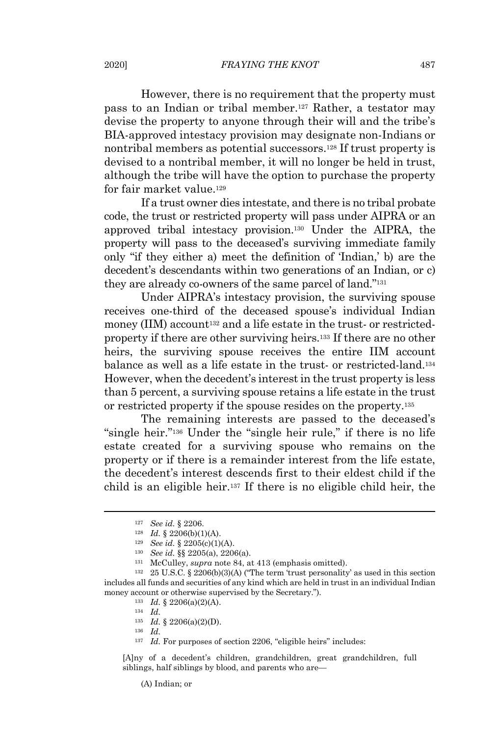However, there is no requirement that the property must pass to an Indian or tribal member.[127] Rather, a testator may devise the property to anyone through their will and the tribe's BIA-approved intestacy provision may designate non-Indians or nontribal members as potential successors.[128] If trust property is devised to a nontribal member, it will no longer be held in trust, although the tribe will have the option to purchase the property for fair market value.[129]

If a trust owner dies intestate, and there is no tribal probate code, the trust or restricted property will pass under AIPRA or an approved tribal intestacy provision.[130] Under the AIPRA, the property will pass to the deceased's surviving immediate family only "if they either a) meet the definition of 'Indian,' b) are the decedent's descendants within two generations of an Indian, or c) they are already co-owners of the same parcel of land."[131]

Under AIPRA's intestacy provision, the surviving spouse receives one-third of the deceased spouse's individual Indian money (IIM) account[132] and a life estate in the trust- or restricted-property if there are other surviving heirs.[133] If there are no other heirs, the surviving spouse receives the entire IIM account balance as well as a life estate in the trust- or restricted-land.[134] However, when the decedent's interest in the trust property is less than 5 percent, a surviving spouse retains a life estate in the trust or restricted property if the spouse resides on the property.[135]

The remaining interests are passed to the deceased's "single heir."[136] Under the "single heir rule," if there is no life estate created for a surviving spouse who remains on the property or if there is a remainder interest from the life estate, the decedent's interest descends first to their eldest child if the child is an eligible heir.[137] If there is no eligible child heir, the

---

[127] *See id.* § 2206.

[128] *Id.* § 2206(b)(1)(A).

[129] *See id.* § 2205(c)(1)(A).

[130] *See id.* §§ 2205(a), 2206(a).

[131] McCulley, *supra* note 84, at 413 (emphasis omitted).

[132] 25 U.S.C. § 2206(b)(3)(A) ("The term 'trust personality' as used in this section includes all funds and securities of any kind which are held in trust in an individual Indian money account or otherwise supervised by the Secretary.").

[133] *Id.* § 2206(a)(2)(A).

[134] *Id.*

[135] *Id.* § 2206(a)(2)(D).

[136] *Id.*

[137] *Id.* For purposes of section 2206, "eligible heirs" includes:

> [A]ny of a decedent's children, grandchildren, great grandchildren, full siblings, half siblings by blood, and parents who are—
>
> (A) Indian; or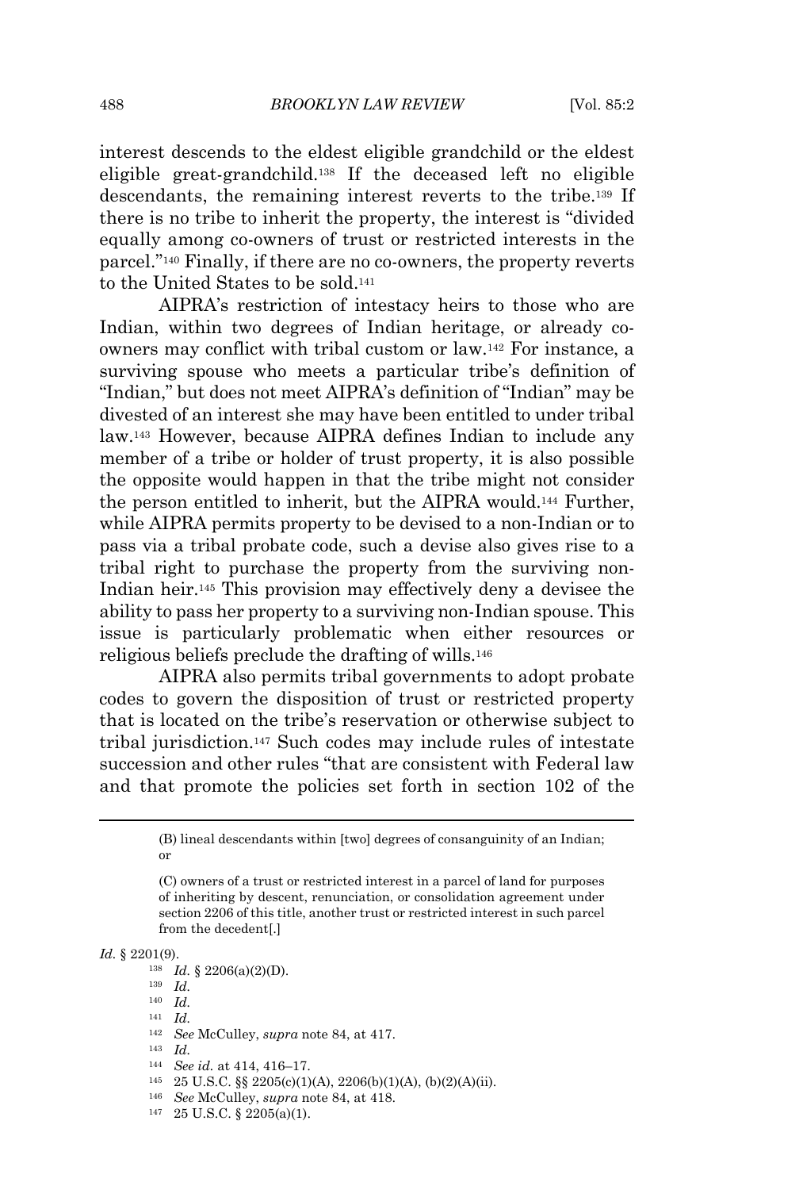interest descends to the eldest eligible grandchild or the eldest eligible great-grandchild.[138] If the deceased left no eligible descendants, the remaining interest reverts to the tribe.[139] If there is no tribe to inherit the property, the interest is "divided equally among co-owners of trust or restricted interests in the parcel."[140] Finally, if there are no co-owners, the property reverts to the United States to be sold.[141]

AIPRA's restriction of intestacy heirs to those who are Indian, within two degrees of Indian heritage, or already co-owners may conflict with tribal custom or law.[142] For instance, a surviving spouse who meets a particular tribe's definition of "Indian," but does not meet AIPRA's definition of "Indian" may be divested of an interest she may have been entitled to under tribal law.[143] However, because AIPRA defines Indian to include any member of a tribe or holder of trust property, it is also possible the opposite would happen in that the tribe might not consider the person entitled to inherit, but the AIPRA would.[144] Further, while AIPRA permits property to be devised to a non-Indian or to pass via a tribal probate code, such a devise also gives rise to a tribal right to purchase the property from the surviving non-Indian heir.[145] This provision may effectively deny a devisee the ability to pass her property to a surviving non-Indian spouse. This issue is particularly problematic when either resources or religious beliefs preclude the drafting of wills.[146]

AIPRA also permits tribal governments to adopt probate codes to govern the disposition of trust or restricted property that is located on the tribe's reservation or otherwise subject to tribal jurisdiction.[147] Such codes may include rules of intestate succession and other rules "that are consistent with Federal law and that promote the policies set forth in section 102 of the

---

> (B) lineal descendants within [two] degrees of consanguinity of an Indian; or
>
> (C) owners of a trust or restricted interest in a parcel of land for purposes of inheriting by descent, renunciation, or consolidation agreement under section 2206 of this title, another trust or restricted interest in such parcel from the decedent[.]

*Id.* § 2201(9).

[138] *Id.* § 2206(a)(2)(D).

[139] *Id.*

[140] *Id.*

[141] *Id.*

[142] *See* McCulley, *supra* note 84, at 417.

[143] *Id.*

[144] *See id.* at 414, 416–17.

[145] 25 U.S.C. §§ 2205(c)(1)(A), 2206(b)(1)(A), (b)(2)(A)(ii).

[146] *See* McCulley, *supra* note 84, at 418.

[147] 25 U.S.C. § 2205(a)(1).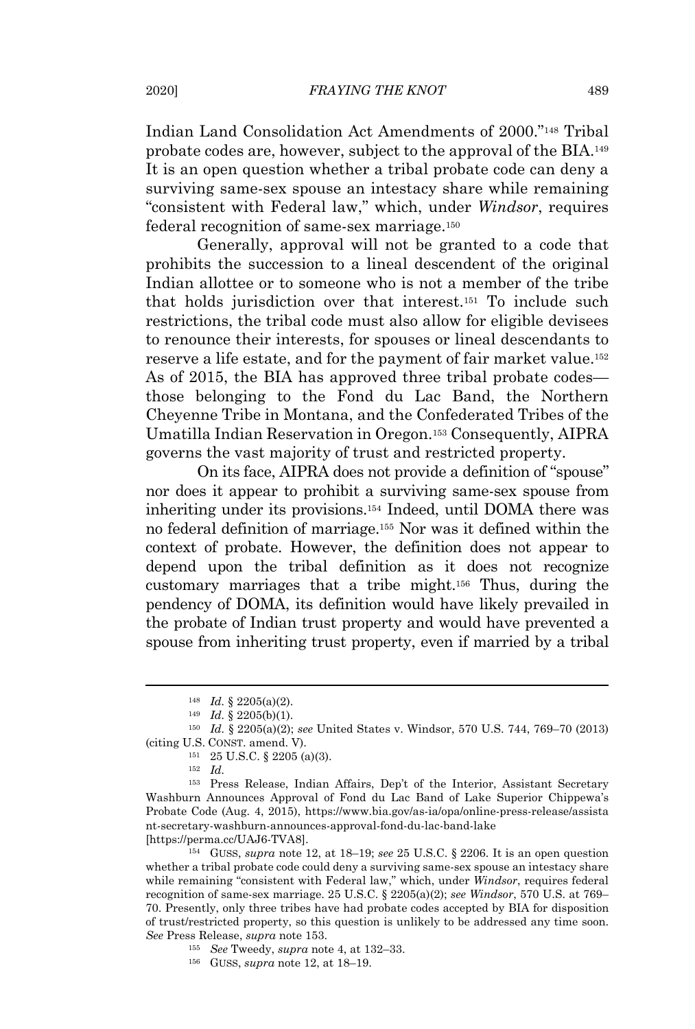Indian Land Consolidation Act Amendments of 2000."[148] Tribal probate codes are, however, subject to the approval of the BIA.[149] It is an open question whether a tribal probate code can deny a surviving same-sex spouse an intestacy share while remaining "consistent with Federal law," which, under *Windsor*, requires federal recognition of same-sex marriage.[150]

Generally, approval will not be granted to a code that prohibits the succession to a lineal descendent of the original Indian allottee or to someone who is not a member of the tribe that holds jurisdiction over that interest.[151] To include such restrictions, the tribal code must also allow for eligible devisees to renounce their interests, for spouses or lineal descendants to reserve a life estate, and for the payment of fair market value.[152] As of 2015, the BIA has approved three tribal probate codes—those belonging to the Fond du Lac Band, the Northern Cheyenne Tribe in Montana, and the Confederated Tribes of the Umatilla Indian Reservation in Oregon.[153] Consequently, AIPRA governs the vast majority of trust and restricted property.

On its face, AIPRA does not provide a definition of "spouse" nor does it appear to prohibit a surviving same-sex spouse from inheriting under its provisions.[154] Indeed, until DOMA there was no federal definition of marriage.[155] Nor was it defined within the context of probate. However, the definition does not appear to depend upon the tribal definition as it does not recognize customary marriages that a tribe might.[156] Thus, during the pendency of DOMA, its definition would have likely prevailed in the probate of Indian trust property and would have prevented a spouse from inheriting trust property, even if married by a tribal

---

[148] *Id.* § 2205(a)(2).

[149] *Id.* § 2205(b)(1).

[150] *Id.* § 2205(a)(2); *see* United States v. Windsor, 570 U.S. 744, 769–70 (2013) (citing U.S. CONST. amend. V).

[151] 25 U.S.C. § 2205 (a)(3).

[152] *Id.*

[153] Press Release, Indian Affairs, Dep't of the Interior, Assistant Secretary Washburn Announces Approval of Fond du Lac Band of Lake Superior Chippewa's Probate Code (Aug. 4, 2015), https://www.bia.gov/as-ia/opa/online-press-release/assistant-secretary-washburn-announces-approval-fond-du-lac-band-lake [https://perma.cc/UAJ6-TVA8].

[154] GUSS, *supra* note 12, at 18–19; *see* 25 U.S.C. § 2206. It is an open question whether a tribal probate code could deny a surviving same-sex spouse an intestacy share while remaining "consistent with Federal law," which, under *Windsor*, requires federal recognition of same-sex marriage. 25 U.S.C. § 2205(a)(2); *see Windsor*, 570 U.S. at 769–70. Presently, only three tribes have had probate codes accepted by BIA for disposition of trust/restricted property, so this question is unlikely to be addressed any time soon. *See* Press Release, *supra* note 153.

[155] *See* Tweedy, *supra* note 4, at 132–33.

[156] GUSS, *supra* note 12, at 18–19.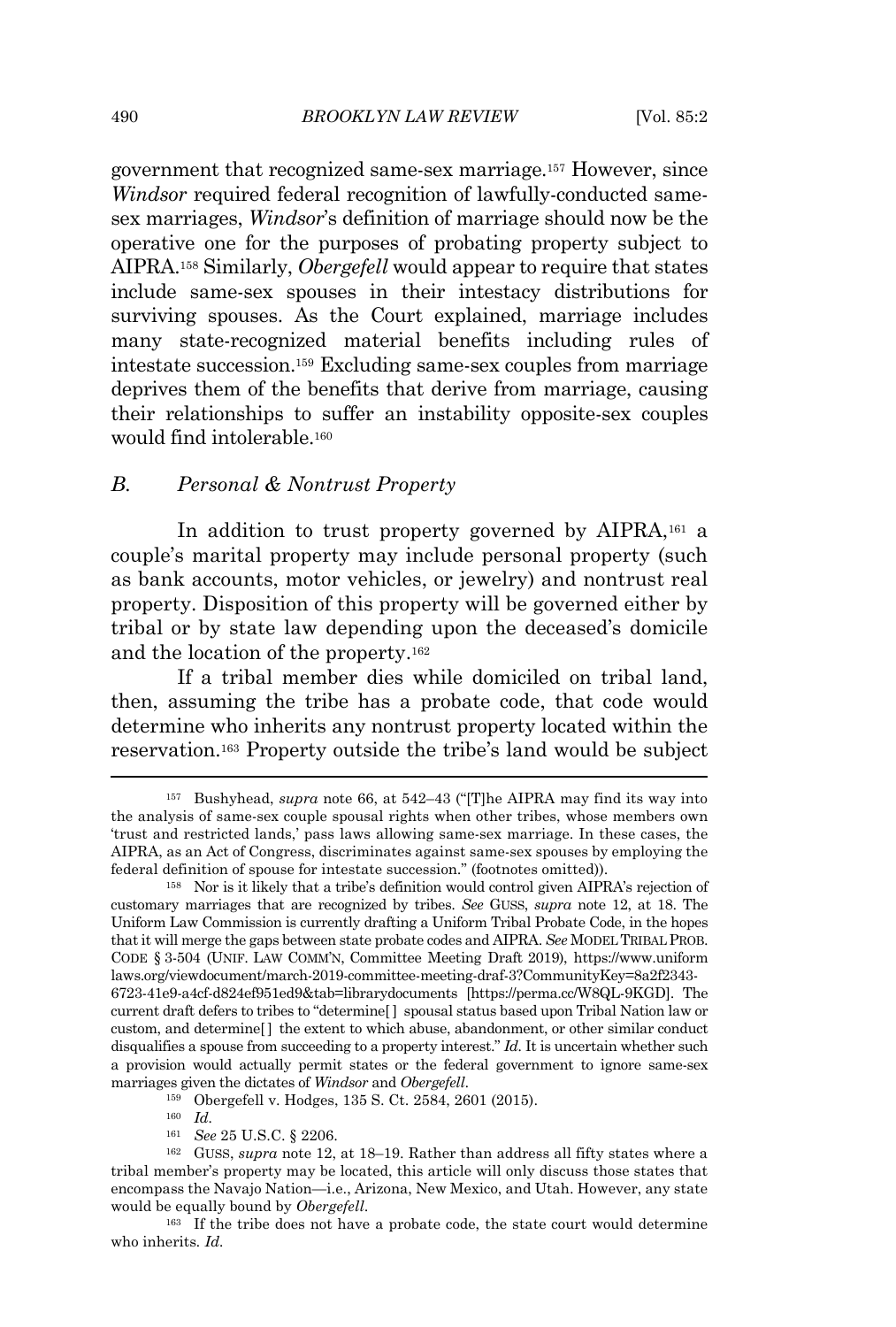government that recognized same-sex marriage.[157] However, since *Windsor* required federal recognition of lawfully-conducted same-sex marriages, *Windsor*'s definition of marriage should now be the operative one for the purposes of probating property subject to AIPRA.[158] Similarly, *Obergefell* would appear to require that states include same-sex spouses in their intestacy distributions for surviving spouses. As the Court explained, marriage includes many state-recognized material benefits including rules of intestate succession.[159] Excluding same-sex couples from marriage deprives them of the benefits that derive from marriage, causing their relationships to suffer an instability opposite-sex couples would find intolerable.[160]

### *B. Personal & Nontrust Property*

In addition to trust property governed by AIPRA,[161] a couple's marital property may include personal property (such as bank accounts, motor vehicles, or jewelry) and nontrust real property. Disposition of this property will be governed either by tribal or by state law depending upon the deceased's domicile and the location of the property.[162]

If a tribal member dies while domiciled on tribal land, then, assuming the tribe has a probate code, that code would determine who inherits any nontrust property located within the reservation.[163] Property outside the tribe's land would be subject

---

[157] Bushyhead, *supra* note 66, at 542–43 ("[T]he AIPRA may find its way into the analysis of same-sex couple spousal rights when other tribes, whose members own 'trust and restricted lands,' pass laws allowing same-sex marriage. In these cases, the AIPRA, as an Act of Congress, discriminates against same-sex spouses by employing the federal definition of spouse for intestate succession." (footnotes omitted)).

[158] Nor is it likely that a tribe's definition would control given AIPRA's rejection of customary marriages that are recognized by tribes. *See* GUSS, *supra* note 12, at 18. The Uniform Law Commission is currently drafting a Uniform Tribal Probate Code, in the hopes that it will merge the gaps between state probate codes and AIPRA. *See* MODEL TRIBAL PROB. CODE § 3-504 (UNIF. LAW COMM'N, Committee Meeting Draft 2019), https://www.uniformlaws.org/viewdocument/march-2019-committee-meeting-draf-3?CommunityKey=8a2f2343-6723-41e9-a4cf-d824ef951ed9&tab=librarydocuments [https://perma.cc/W8QL-9KGD]. The current draft defers to tribes to "determine[ ] spousal status based upon Tribal Nation law or custom, and determine[ ] the extent to which abuse, abandonment, or other similar conduct disqualifies a spouse from succeeding to a property interest." *Id.* It is uncertain whether such a provision would actually permit states or the federal government to ignore same-sex marriages given the dictates of *Windsor* and *Obergefell*.

[159] Obergefell v. Hodges, 135 S. Ct. 2584, 2601 (2015).

[160] *Id.*

[161] *See* 25 U.S.C. § 2206.

[162] GUSS, *supra* note 12, at 18–19. Rather than address all fifty states where a tribal member's property may be located, this article will only discuss those states that encompass the Navajo Nation—i.e., Arizona, New Mexico, and Utah. However, any state would be equally bound by *Obergefell*.

[163] If the tribe does not have a probate code, the state court would determine who inherits. *Id.*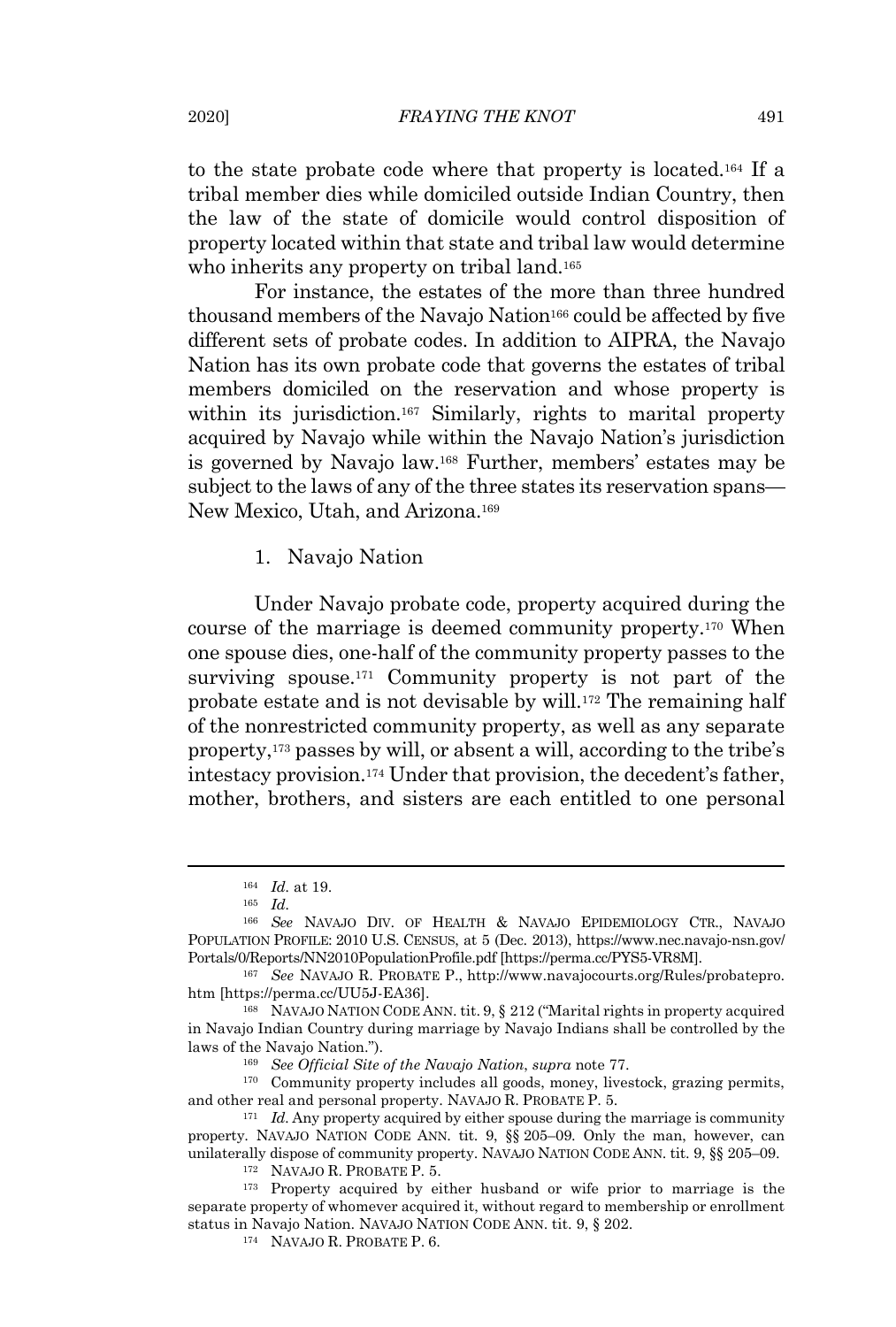to the state probate code where that property is located.[164] If a tribal member dies while domiciled outside Indian Country, then the law of the state of domicile would control disposition of property located within that state and tribal law would determine who inherits any property on tribal land.[165]

For instance, the estates of the more than three hundred thousand members of the Navajo Nation[166] could be affected by five different sets of probate codes. In addition to AIPRA, the Navajo Nation has its own probate code that governs the estates of tribal members domiciled on the reservation and whose property is within its jurisdiction.[167] Similarly, rights to marital property acquired by Navajo while within the Navajo Nation's jurisdiction is governed by Navajo law.[168] Further, members' estates may be subject to the laws of any of the three states its reservation spans—New Mexico, Utah, and Arizona.[169]

1. Navajo Nation

Under Navajo probate code, property acquired during the course of the marriage is deemed community property.[170] When one spouse dies, one-half of the community property passes to the surviving spouse.[171] Community property is not part of the probate estate and is not devisable by will.[172] The remaining half of the nonrestricted community property, as well as any separate property,[173] passes by will, or absent a will, according to the tribe's intestacy provision.[174] Under that provision, the decedent's father, mother, brothers, and sisters are each entitled to one personal

---

[164] *Id.* at 19.

[165] *Id.*

[166] *See* NAVAJO DIV. OF HEALTH & NAVAJO EPIDEMIOLOGY CTR., NAVAJO POPULATION PROFILE: 2010 U.S. CENSUS, at 5 (Dec. 2013), https://www.nec.navajo-nsn.gov/Portals/0/Reports/NN2010PopulationProfile.pdf [https://perma.cc/PYS5-VR8M].

[167] *See* NAVAJO R. PROBATE P., http://www.navajocourts.org/Rules/probatepro.htm [https://perma.cc/UU5J-EA36].

[168] NAVAJO NATION CODE ANN. tit. 9, § 212 ("Marital rights in property acquired in Navajo Indian Country during marriage by Navajo Indians shall be controlled by the laws of the Navajo Nation.").

[169] *See Official Site of the Navajo Nation*, *supra* note 77.

[170] Community property includes all goods, money, livestock, grazing permits, and other real and personal property. NAVAJO R. PROBATE P. 5.

[171] *Id.* Any property acquired by either spouse during the marriage is community property. NAVAJO NATION CODE ANN. tit. 9, §§ 205–09. Only the man, however, can unilaterally dispose of community property. NAVAJO NATION CODE ANN. tit. 9, §§ 205–09.

[172] NAVAJO R. PROBATE P. 5.

[173] Property acquired by either husband or wife prior to marriage is the separate property of whomever acquired it, without regard to membership or enrollment status in Navajo Nation. NAVAJO NATION CODE ANN. tit. 9, § 202.

[174] NAVAJO R. PROBATE P. 6.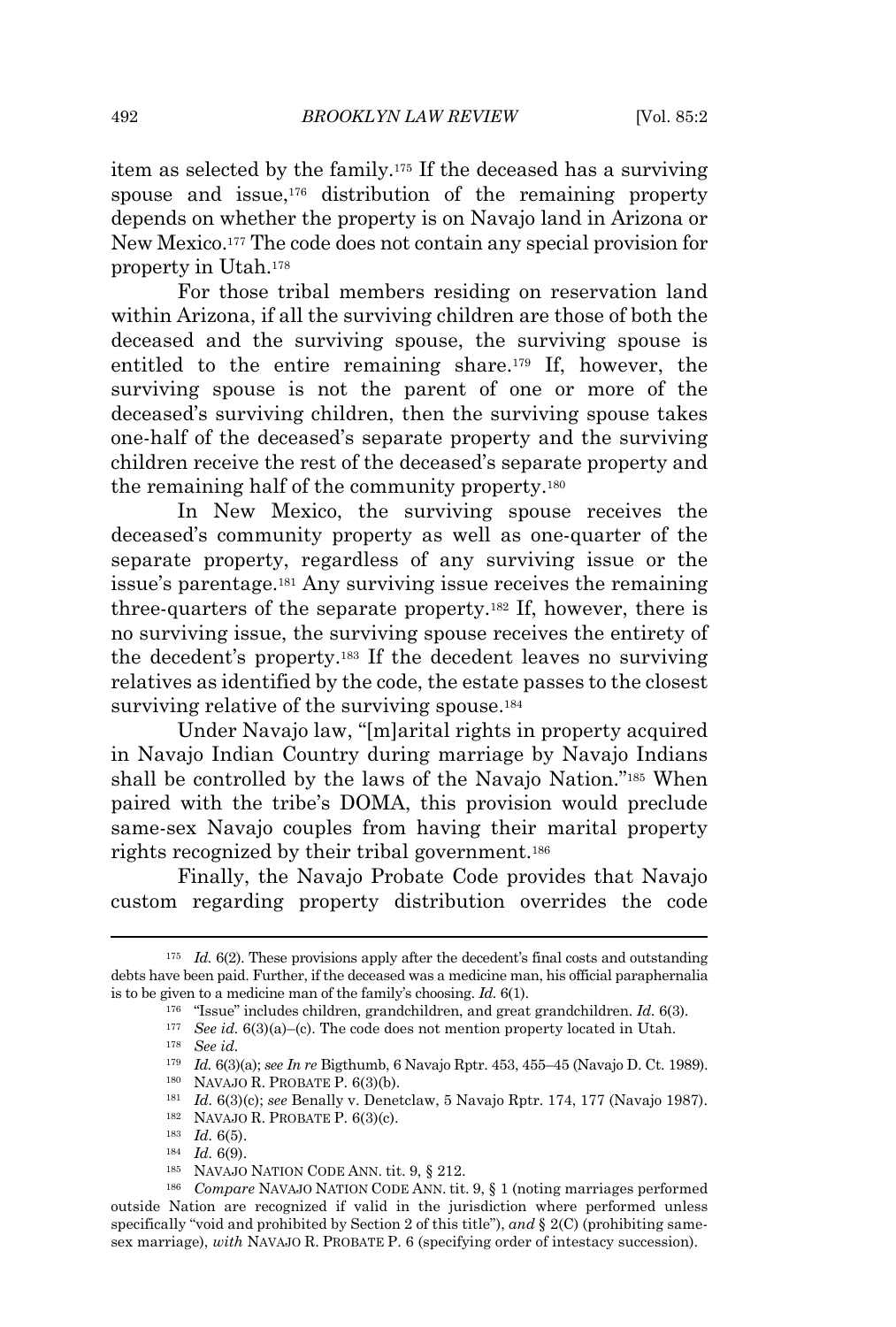item as selected by the family.[175] If the deceased has a surviving spouse and issue,[176] distribution of the remaining property depends on whether the property is on Navajo land in Arizona or New Mexico.[177] The code does not contain any special provision for property in Utah.[178]

For those tribal members residing on reservation land within Arizona, if all the surviving children are those of both the deceased and the surviving spouse, the surviving spouse is entitled to the entire remaining share.[179] If, however, the surviving spouse is not the parent of one or more of the deceased's surviving children, then the surviving spouse takes one-half of the deceased's separate property and the surviving children receive the rest of the deceased's separate property and the remaining half of the community property.[180]

In New Mexico, the surviving spouse receives the deceased's community property as well as one-quarter of the separate property, regardless of any surviving issue or the issue's parentage.[181] Any surviving issue receives the remaining three-quarters of the separate property.[182] If, however, there is no surviving issue, the surviving spouse receives the entirety of the decedent's property.[183] If the decedent leaves no surviving relatives as identified by the code, the estate passes to the closest surviving relative of the surviving spouse.[184]

Under Navajo law, "[m]arital rights in property acquired in Navajo Indian Country during marriage by Navajo Indians shall be controlled by the laws of the Navajo Nation."[185] When paired with the tribe's DOMA, this provision would preclude same-sex Navajo couples from having their marital property rights recognized by their tribal government.[186]

Finally, the Navajo Probate Code provides that Navajo custom regarding property distribution overrides the code

---

[175] *Id.* 6(2). These provisions apply after the decedent's final costs and outstanding debts have been paid. Further, if the deceased was a medicine man, his official paraphernalia is to be given to a medicine man of the family's choosing. *Id.* 6(1).

[176] "Issue" includes children, grandchildren, and great grandchildren. *Id.* 6(3).

[177] *See id.* 6(3)(a)–(c). The code does not mention property located in Utah.

[178] *See id.*

[179] *Id.* 6(3)(a); *see In re* Bigthumb, 6 Navajo Rptr. 453, 455–45 (Navajo D. Ct. 1989).

[180] NAVAJO R. PROBATE P. 6(3)(b).

[181] *Id.* 6(3)(c); *see* Benally v. Denetclaw, 5 Navajo Rptr. 174, 177 (Navajo 1987).

[182] NAVAJO R. PROBATE P. 6(3)(c).

[183] *Id.* 6(5).

[184] *Id.* 6(9).

[185] NAVAJO NATION CODE ANN. tit. 9, § 212.

[186] *Compare* NAVAJO NATION CODE ANN. tit. 9, § 1 (noting marriages performed outside Nation are recognized if valid in the jurisdiction where performed unless specifically "void and prohibited by Section 2 of this title"), *and* § 2(C) (prohibiting same-sex marriage), *with* NAVAJO R. PROBATE P. 6 (specifying order of intestacy succession).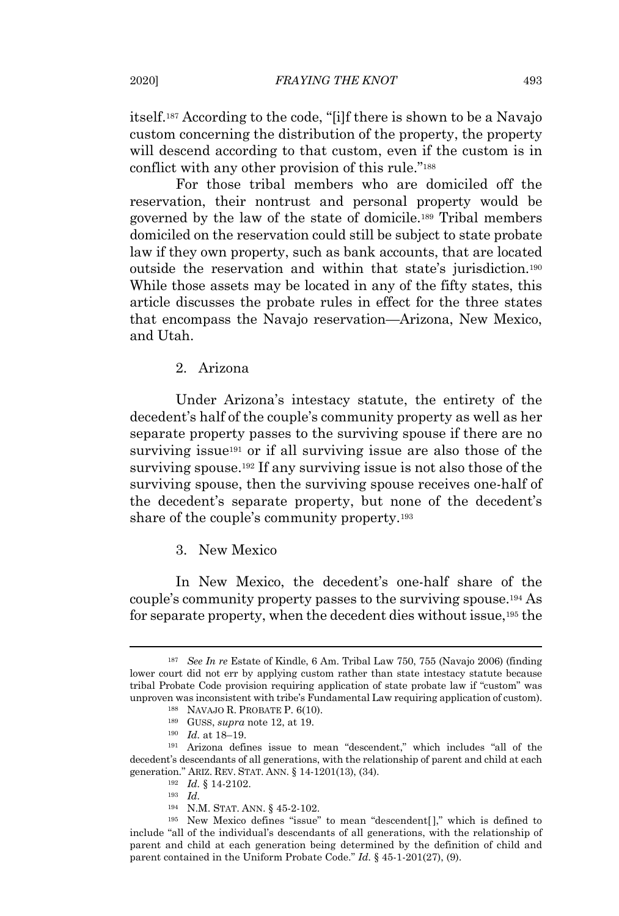itself.[187] According to the code, "[i]f there is shown to be a Navajo custom concerning the distribution of the property, the property will descend according to that custom, even if the custom is in conflict with any other provision of this rule."[188]

For those tribal members who are domiciled off the reservation, their nontrust and personal property would be governed by the law of the state of domicile.[189] Tribal members domiciled on the reservation could still be subject to state probate law if they own property, such as bank accounts, that are located outside the reservation and within that state's jurisdiction.[190] While those assets may be located in any of the fifty states, this article discusses the probate rules in effect for the three states that encompass the Navajo reservation—Arizona, New Mexico, and Utah.

### 2. Arizona

Under Arizona's intestacy statute, the entirety of the decedent's half of the couple's community property as well as her separate property passes to the surviving spouse if there are no surviving issue[191] or if all surviving issue are also those of the surviving spouse.[192] If any surviving issue is not also those of the surviving spouse, then the surviving spouse receives one-half of the decedent's separate property, but none of the decedent's share of the couple's community property.[193]

### 3. New Mexico

In New Mexico, the decedent's one-half share of the couple's community property passes to the surviving spouse.[194] As for separate property, when the decedent dies without issue,[195] the

---

[187] *See In re* Estate of Kindle, 6 Am. Tribal Law 750, 755 (Navajo 2006) (finding lower court did not err by applying custom rather than state intestacy statute because tribal Probate Code provision requiring application of state probate law if "custom" was unproven was inconsistent with tribe's Fundamental Law requiring application of custom).

[188] NAVAJO R. PROBATE P. 6(10).

[189] GUSS, *supra* note 12, at 19.

[190] *Id.* at 18–19.

[191] Arizona defines issue to mean "descendent," which includes "all of the decedent's descendants of all generations, with the relationship of parent and child at each generation." ARIZ. REV. STAT. ANN. § 14-1201(13), (34).

[192] *Id.* § 14-2102.

[193] *Id.*

[194] N.M. STAT. ANN. § 45-2-102.

[195] New Mexico defines "issue" to mean "descendent[]," which is defined to include "all of the individual's descendants of all generations, with the relationship of parent and child at each generation being determined by the definition of child and parent contained in the Uniform Probate Code." *Id.* § 45-1-201(27), (9).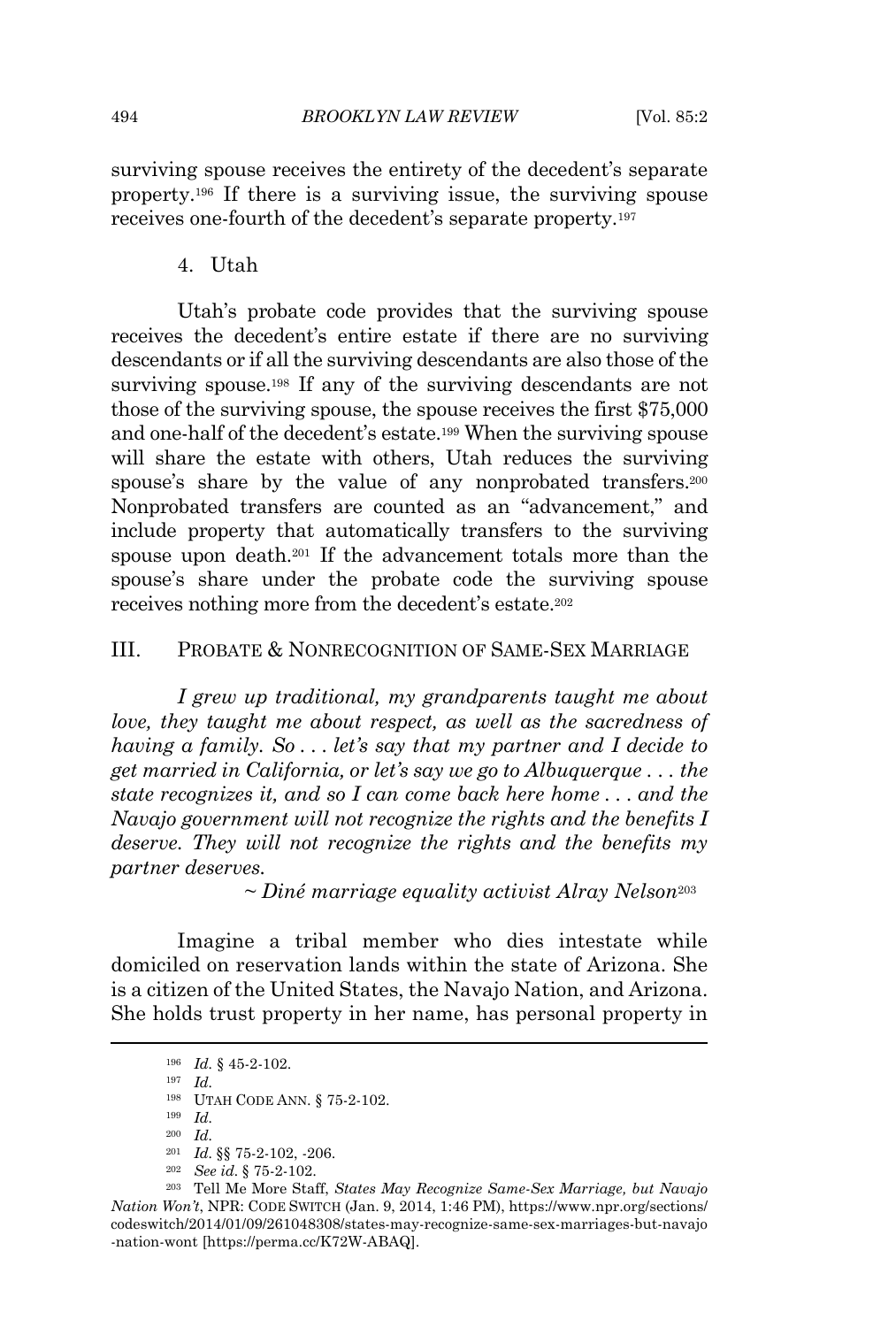surviving spouse receives the entirety of the decedent's separate property.[196] If there is a surviving issue, the surviving spouse receives one-fourth of the decedent's separate property.[197]

#### 4. Utah

Utah's probate code provides that the surviving spouse receives the decedent's entire estate if there are no surviving descendants or if all the surviving descendants are also those of the surviving spouse.[198] If any of the surviving descendants are not those of the surviving spouse, the spouse receives the first $75,000 and one-half of the decedent's estate.[199] When the surviving spouse will share the estate with others, Utah reduces the surviving spouse's share by the value of any nonprobated transfers.[200] Nonprobated transfers are counted as an "advancement," and include property that automatically transfers to the surviving spouse upon death.[201] If the advancement totals more than the spouse's share under the probate code the surviving spouse receives nothing more from the decedent's estate.[202]

## III. PROBATE & NONRECOGNITION OF SAME-SEX MARRIAGE

*I grew up traditional, my grandparents taught me about love, they taught me about respect, as well as the sacredness of having a family. So . . . let's say that my partner and I decide to get married in California, or let's say we go to Albuquerque . . . the state recognizes it, and so I can come back here home . . . and the Navajo government will not recognize the rights and the benefits I deserve. They will not recognize the rights and the benefits my partner deserves.*

~ *Diné marriage equality activist Alray Nelson*[203]

Imagine a tribal member who dies intestate while domiciled on reservation lands within the state of Arizona. She is a citizen of the United States, the Navajo Nation, and Arizona. She holds trust property in her name, has personal property in

---

[196] *Id.* § 45-2-102.

[197] *Id.*

[198] UTAH CODE ANN. § 75-2-102.

[199] *Id.*

[200] *Id.*

[201] *Id.* §§ 75-2-102, -206.

[202] *See id.* § 75-2-102.

[203] Tell Me More Staff, *States May Recognize Same-Sex Marriage, but Navajo Nation Won't*, NPR: CODE SWITCH (Jan. 9, 2014, 1:46 PM), https://www.npr.org/sections/codeswitch/2014/01/09/261048308/states-may-recognize-same-sex-marriages-but-navajo-nation-wont [https://perma.cc/K72W-ABAQ].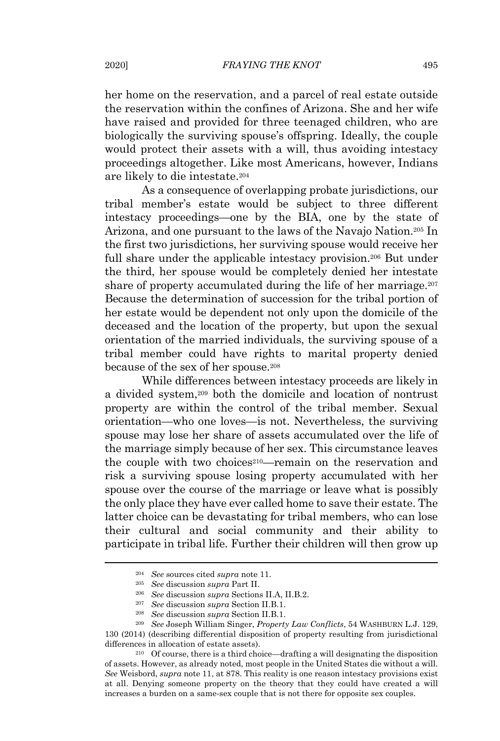her home on the reservation, and a parcel of real estate outside the reservation within the confines of Arizona. She and her wife have raised and provided for three teenaged children, who are biologically the surviving spouse's offspring. Ideally, the couple would protect their assets with a will, thus avoiding intestacy proceedings altogether. Like most Americans, however, Indians are likely to die intestate.[204]

As a consequence of overlapping probate jurisdictions, our tribal member's estate would be subject to three different intestacy proceedings—one by the BIA, one by the state of Arizona, and one pursuant to the laws of the Navajo Nation.[205] In the first two jurisdictions, her surviving spouse would receive her full share under the applicable intestacy provision.[206] But under the third, her spouse would be completely denied her intestate share of property accumulated during the life of her marriage.[207] Because the determination of succession for the tribal portion of her estate would be dependent not only upon the domicile of the deceased and the location of the property, but upon the sexual orientation of the married individuals, the surviving spouse of a tribal member could have rights to marital property denied because of the sex of her spouse.[208]

While differences between intestacy proceeds are likely in a divided system,[209] both the domicile and location of nontrust property are within the control of the tribal member. Sexual orientation—who one loves—is not. Nevertheless, the surviving spouse may lose her share of assets accumulated over the life of the marriage simply because of her sex. This circumstance leaves the couple with two choices[210]—remain on the reservation and risk a surviving spouse losing property accumulated with her spouse over the course of the marriage or leave what is possibly the only place they have ever called home to save their estate. The latter choice can be devastating for tribal members, who can lose their cultural and social community and their ability to participate in tribal life. Further their children will then grow up

---

[204] *See* sources cited *supra* note 11.

[205] *See* discussion *supra* Part II.

[206] *See* discussion *supra* Sections II.A, II.B.2.

[207] *See* discussion *supra* Section II.B.1.

[208] *See* discussion *supra* Section II.B.1.

[209] *See* Joseph William Singer, *Property Law Conflicts*, 54 WASHBURN L.J. 129, 130 (2014) (describing differential disposition of property resulting from jurisdictional differences in allocation of estate assets).

[210] Of course, there is a third choice—drafting a will designating the disposition of assets. However, as already noted, most people in the United States die without a will. *See* Weisbord, *supra* note 11, at 878. This reality is one reason intestacy provisions exist at all. Denying someone property on the theory that they could have created a will increases a burden on a same-sex couple that is not there for opposite sex couples.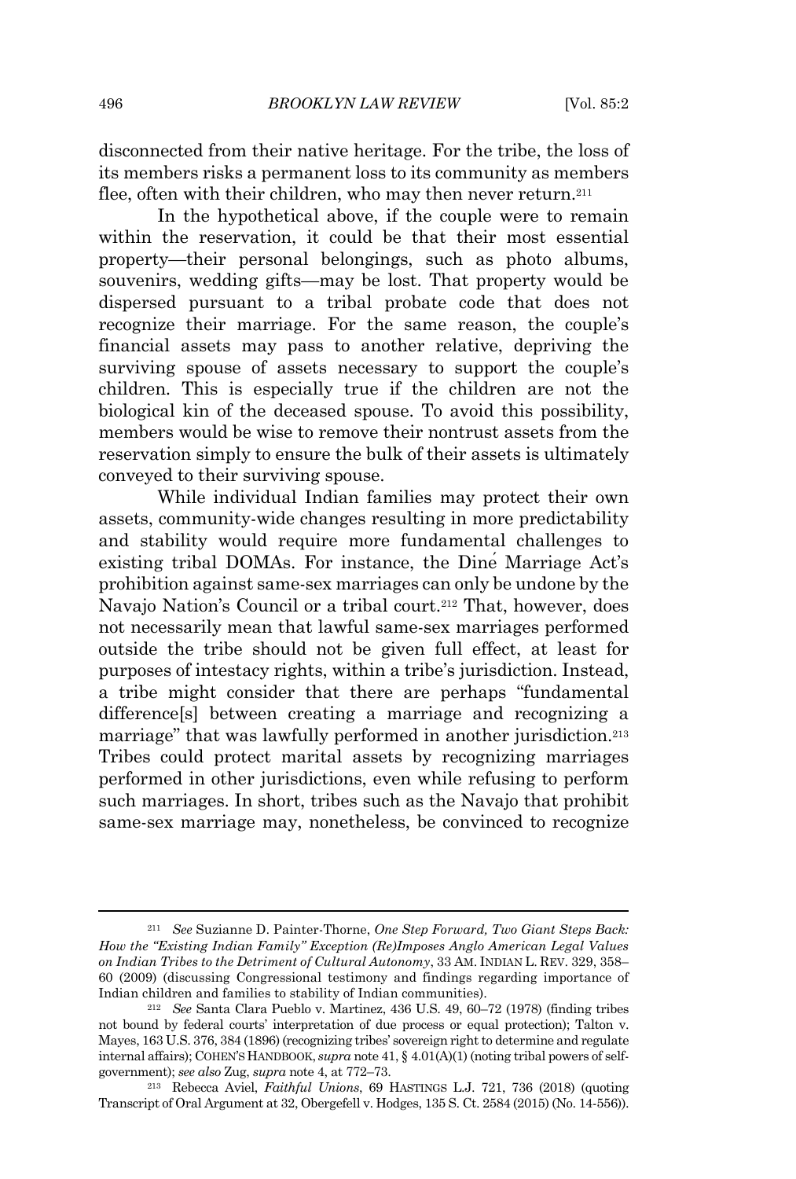disconnected from their native heritage. For the tribe, the loss of its members risks a permanent loss to its community as members flee, often with their children, who may then never return.[211]

In the hypothetical above, if the couple were to remain within the reservation, it could be that their most essential property—their personal belongings, such as photo albums, souvenirs, wedding gifts—may be lost. That property would be dispersed pursuant to a tribal probate code that does not recognize their marriage. For the same reason, the couple's financial assets may pass to another relative, depriving the surviving spouse of assets necessary to support the couple's children. This is especially true if the children are not the biological kin of the deceased spouse. To avoid this possibility, members would be wise to remove their nontrust assets from the reservation simply to ensure the bulk of their assets is ultimately conveyed to their surviving spouse.

While individual Indian families may protect their own assets, community-wide changes resulting in more predictability and stability would require more fundamental challenges to existing tribal DOMAs. For instance, the Diné Marriage Act's prohibition against same-sex marriages can only be undone by the Navajo Nation's Council or a tribal court.[212] That, however, does not necessarily mean that lawful same-sex marriages performed outside the tribe should not be given full effect, at least for purposes of intestacy rights, within a tribe's jurisdiction. Instead, a tribe might consider that there are perhaps "fundamental difference[s] between creating a marriage and recognizing a marriage" that was lawfully performed in another jurisdiction.[213] Tribes could protect marital assets by recognizing marriages performed in other jurisdictions, even while refusing to perform such marriages. In short, tribes such as the Navajo that prohibit same-sex marriage may, nonetheless, be convinced to recognize

---

[211] *See* Suzianne D. Painter-Thorne, *One Step Forward, Two Giant Steps Back: How the "Existing Indian Family" Exception (Re)Imposes Anglo American Legal Values on Indian Tribes to the Detriment of Cultural Autonomy*, 33 AM. INDIAN L. REV. 329, 358–60 (2009) (discussing Congressional testimony and findings regarding importance of Indian children and families to stability of Indian communities).

[212] *See* Santa Clara Pueblo v. Martinez, 436 U.S. 49, 60–72 (1978) (finding tribes not bound by federal courts' interpretation of due process or equal protection); Talton v. Mayes, 163 U.S. 376, 384 (1896) (recognizing tribes' sovereign right to determine and regulate internal affairs); COHEN'S HANDBOOK, *supra* note 41, § 4.01(A)(1) (noting tribal powers of self-government); *see also* Zug, *supra* note 4, at 772–73.

[213] Rebecca Aviel, *Faithful Unions*, 69 HASTINGS L.J. 721, 736 (2018) (quoting Transcript of Oral Argument at 32, Obergefell v. Hodges, 135 S. Ct. 2584 (2015) (No. 14-556)).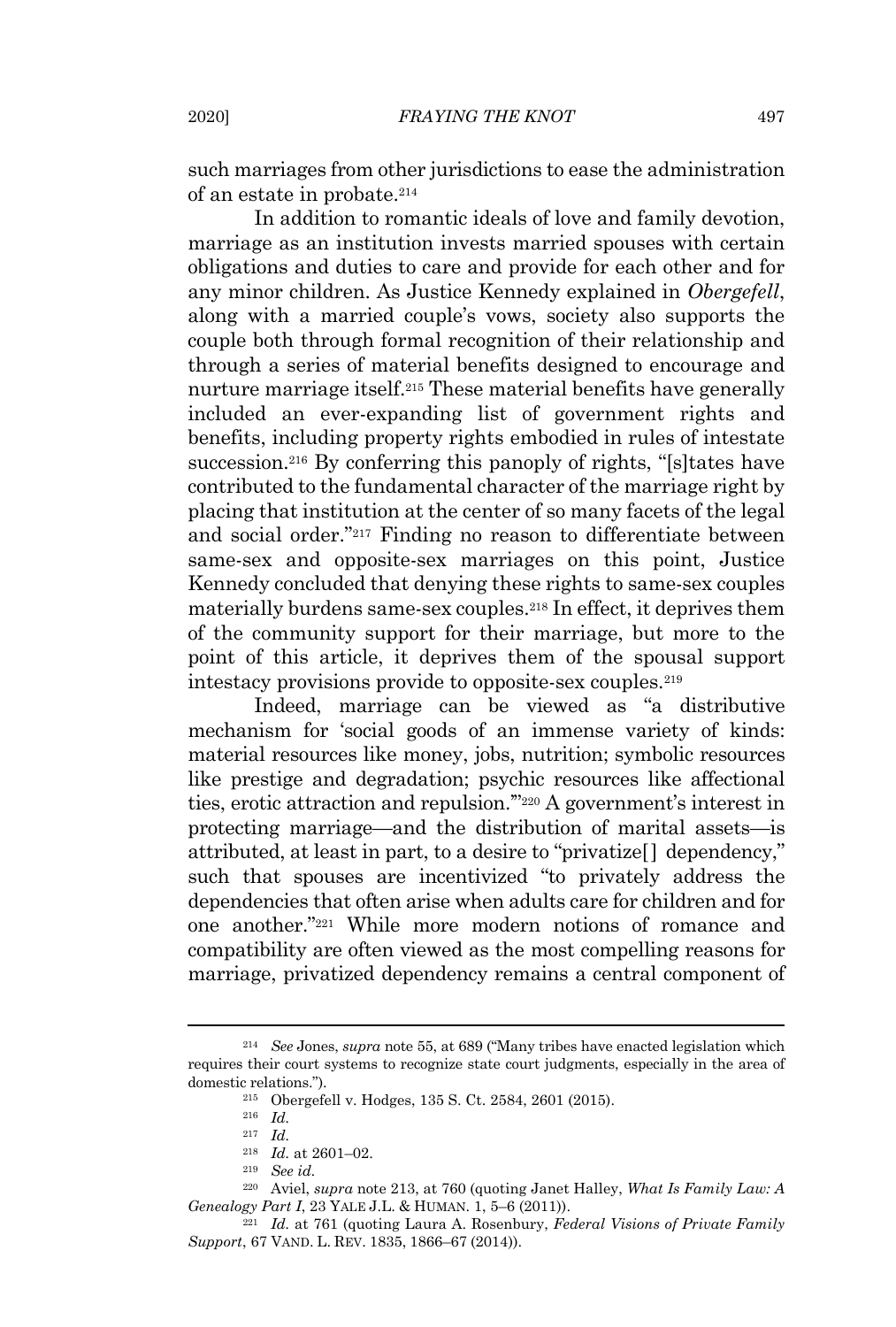such marriages from other jurisdictions to ease the administration of an estate in probate.[214]

In addition to romantic ideals of love and family devotion, marriage as an institution invests married spouses with certain obligations and duties to care and provide for each other and for any minor children. As Justice Kennedy explained in *Obergefell*, along with a married couple's vows, society also supports the couple both through formal recognition of their relationship and through a series of material benefits designed to encourage and nurture marriage itself.[215] These material benefits have generally included an ever-expanding list of government rights and benefits, including property rights embodied in rules of intestate succession.[216] By conferring this panoply of rights, "[s]tates have contributed to the fundamental character of the marriage right by placing that institution at the center of so many facets of the legal and social order."[217] Finding no reason to differentiate between same-sex and opposite-sex marriages on this point, Justice Kennedy concluded that denying these rights to same-sex couples materially burdens same-sex couples.[218] In effect, it deprives them of the community support for their marriage, but more to the point of this article, it deprives them of the spousal support intestacy provisions provide to opposite-sex couples.[219]

Indeed, marriage can be viewed as "a distributive mechanism for 'social goods of an immense variety of kinds: material resources like money, jobs, nutrition; symbolic resources like prestige and degradation; psychic resources like affectional ties, erotic attraction and repulsion.'"[220] A government's interest in protecting marriage—and the distribution of marital assets—is attributed, at least in part, to a desire to "privatize[] dependency," such that spouses are incentivized "to privately address the dependencies that often arise when adults care for children and for one another."[221] While more modern notions of romance and compatibility are often viewed as the most compelling reasons for marriage, privatized dependency remains a central component of

---

[214] *See* Jones, *supra* note 55, at 689 ("Many tribes have enacted legislation which requires their court systems to recognize state court judgments, especially in the area of domestic relations.").

[215] Obergefell v. Hodges, 135 S. Ct. 2584, 2601 (2015).

[216] *Id.*

[217] *Id.*

[218] *Id.* at 2601–02.

[219] *See id.*

[220] Aviel, *supra* note 213, at 760 (quoting Janet Halley, *What Is Family Law: A Genealogy Part I*, 23 YALE J.L. & HUMAN. 1, 5–6 (2011)).

[221] *Id.* at 761 (quoting Laura A. Rosenbury, *Federal Visions of Private Family Support*, 67 VAND. L. REV. 1835, 1866–67 (2014)).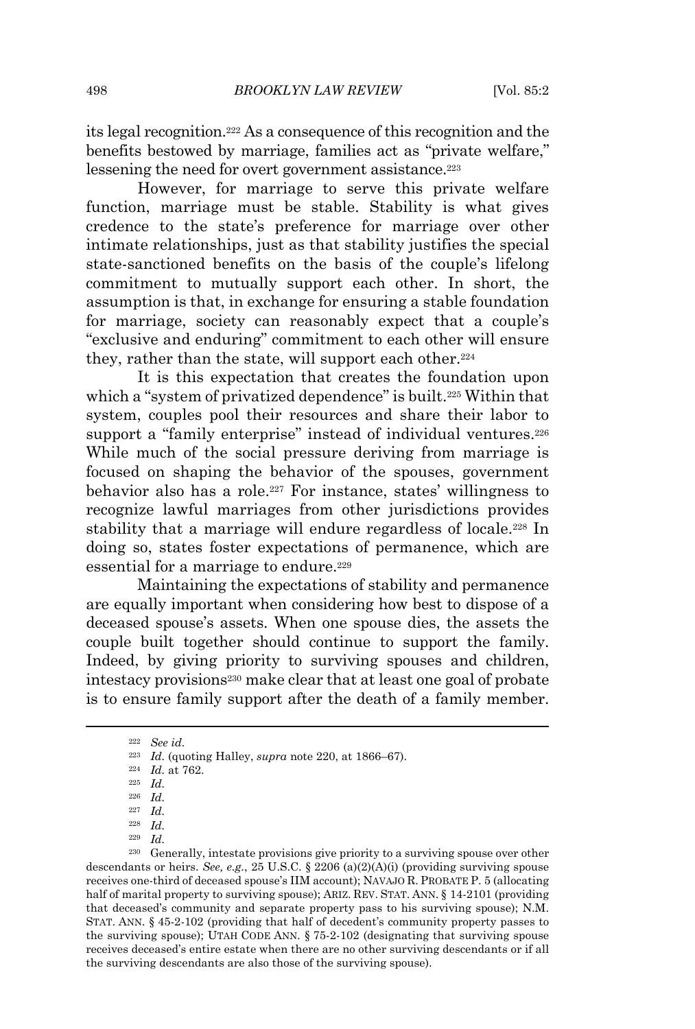its legal recognition.[222] As a consequence of this recognition and the benefits bestowed by marriage, families act as "private welfare," lessening the need for overt government assistance.[223]

However, for marriage to serve this private welfare function, marriage must be stable. Stability is what gives credence to the state's preference for marriage over other intimate relationships, just as that stability justifies the special state-sanctioned benefits on the basis of the couple's lifelong commitment to mutually support each other. In short, the assumption is that, in exchange for ensuring a stable foundation for marriage, society can reasonably expect that a couple's "exclusive and enduring" commitment to each other will ensure they, rather than the state, will support each other.[224]

It is this expectation that creates the foundation upon which a "system of privatized dependence" is built.[225] Within that system, couples pool their resources and share their labor to support a "family enterprise" instead of individual ventures.[226] While much of the social pressure deriving from marriage is focused on shaping the behavior of the spouses, government behavior also has a role.[227] For instance, states' willingness to recognize lawful marriages from other jurisdictions provides stability that a marriage will endure regardless of locale.[228] In doing so, states foster expectations of permanence, which are essential for a marriage to endure.[229]

Maintaining the expectations of stability and permanence are equally important when considering how best to dispose of a deceased spouse's assets. When one spouse dies, the assets the couple built together should continue to support the family. Indeed, by giving priority to surviving spouses and children, intestacy provisions[230] make clear that at least one goal of probate is to ensure family support after the death of a family member.

---

[222] *See id.*

[223] *Id.* (quoting Halley, *supra* note 220, at 1866–67).

[224] *Id.* at 762.

[225] *Id.*

[226] *Id.*

[227] *Id.*

[228] *Id.*

[229] *Id.*

[230] Generally, intestate provisions give priority to a surviving spouse over other descendants or heirs. *See, e.g.*, 25 U.S.C. § 2206 (a)(2)(A)(i) (providing surviving spouse receives one-third of deceased spouse's IIM account); NAVAJO R. PROBATE P. 5 (allocating half of marital property to surviving spouse); ARIZ. REV. STAT. ANN. § 14-2101 (providing that deceased's community and separate property pass to his surviving spouse); N.M. STAT. ANN. § 45-2-102 (providing that half of decedent's community property passes to the surviving spouse); UTAH CODE ANN. § 75-2-102 (designating that surviving spouse receives deceased's entire estate when there are no other surviving descendants or if all the surviving descendants are also those of the surviving spouse).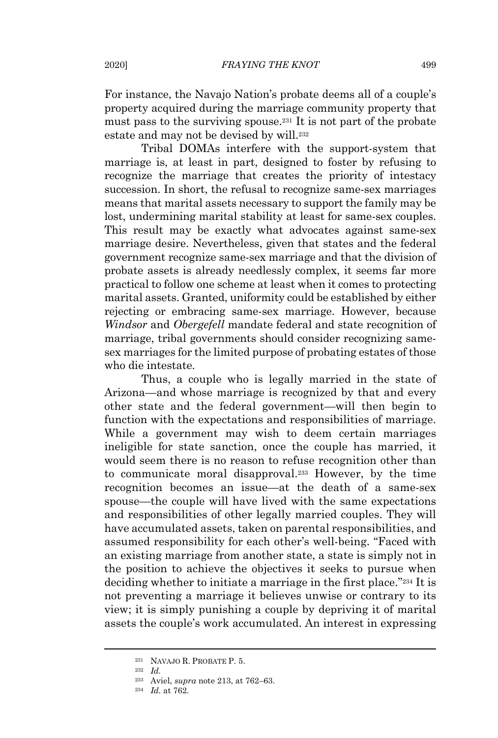For instance, the Navajo Nation's probate deems all of a couple's property acquired during the marriage community property that must pass to the surviving spouse.[231] It is not part of the probate estate and may not be devised by will.[232]

Tribal DOMAs interfere with the support-system that marriage is, at least in part, designed to foster by refusing to recognize the marriage that creates the priority of intestacy succession. In short, the refusal to recognize same-sex marriages means that marital assets necessary to support the family may be lost, undermining marital stability at least for same-sex couples. This result may be exactly what advocates against same-sex marriage desire. Nevertheless, given that states and the federal government recognize same-sex marriage and that the division of probate assets is already needlessly complex, it seems far more practical to follow one scheme at least when it comes to protecting marital assets. Granted, uniformity could be established by either rejecting or embracing same-sex marriage. However, because *Windsor* and *Obergefell* mandate federal and state recognition of marriage, tribal governments should consider recognizing same-sex marriages for the limited purpose of probating estates of those who die intestate.

Thus, a couple who is legally married in the state of Arizona—and whose marriage is recognized by that and every other state and the federal government—will then begin to function with the expectations and responsibilities of marriage. While a government may wish to deem certain marriages ineligible for state sanction, once the couple has married, it would seem there is no reason to refuse recognition other than to communicate moral disapproval.[233] However, by the time recognition becomes an issue—at the death of a same-sex spouse—the couple will have lived with the same expectations and responsibilities of other legally married couples. They will have accumulated assets, taken on parental responsibilities, and assumed responsibility for each other's well-being. "Faced with an existing marriage from another state, a state is simply not in the position to achieve the objectives it seeks to pursue when deciding whether to initiate a marriage in the first place."[234] It is not preventing a marriage it believes unwise or contrary to its view; it is simply punishing a couple by depriving it of marital assets the couple's work accumulated. An interest in expressing

[231] NAVAJO R. PROBATE P. 5.

[232] *Id.*

[233] Aviel, *supra* note 213, at 762–63.

[234] *Id.* at 762.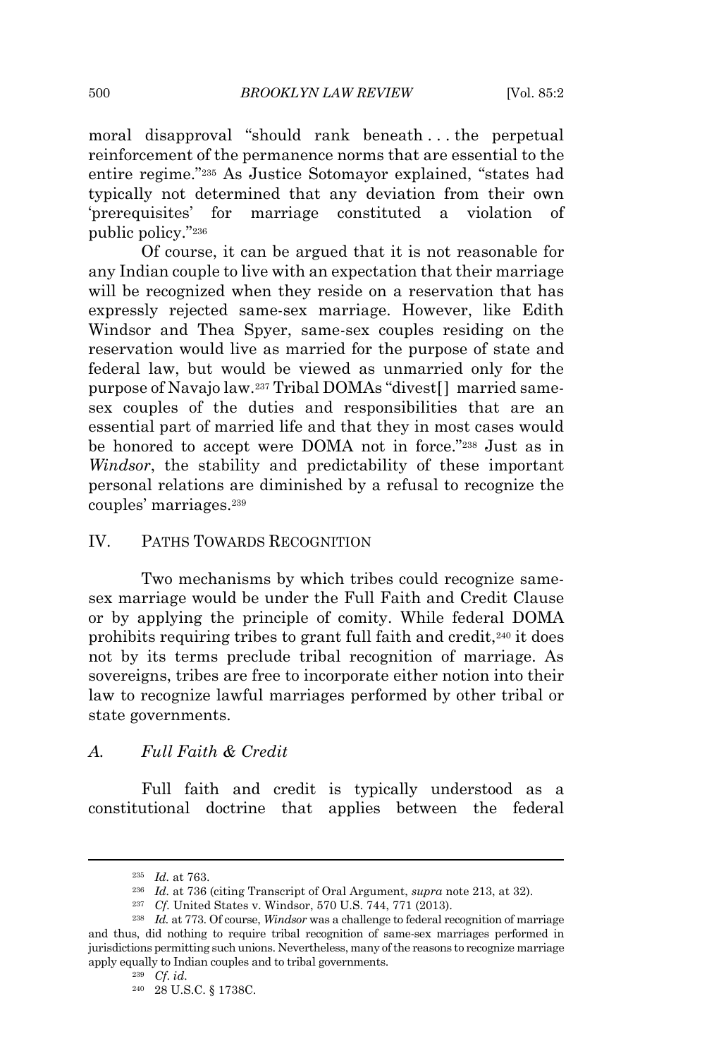moral disapproval "should rank beneath . . . the perpetual reinforcement of the permanence norms that are essential to the entire regime."[235] As Justice Sotomayor explained, "states had typically not determined that any deviation from their own 'prerequisites' for marriage constituted a violation of public policy."[236]

Of course, it can be argued that it is not reasonable for any Indian couple to live with an expectation that their marriage will be recognized when they reside on a reservation that has expressly rejected same-sex marriage. However, like Edith Windsor and Thea Spyer, same-sex couples residing on the reservation would live as married for the purpose of state and federal law, but would be viewed as unmarried only for the purpose of Navajo law.[237] Tribal DOMAs "divest[] married same-sex couples of the duties and responsibilities that are an essential part of married life and that they in most cases would be honored to accept were DOMA not in force."[238] Just as in *Windsor*, the stability and predictability of these important personal relations are diminished by a refusal to recognize the couples' marriages.[239]

## IV. Paths Towards Recognition

Two mechanisms by which tribes could recognize same-sex marriage would be under the Full Faith and Credit Clause or by applying the principle of comity. While federal DOMA prohibits requiring tribes to grant full faith and credit,[240] it does not by its terms preclude tribal recognition of marriage. As sovereigns, tribes are free to incorporate either notion into their law to recognize lawful marriages performed by other tribal or state governments.

### *A. Full Faith & Credit*

Full faith and credit is typically understood as a constitutional doctrine that applies between the federal

---

[235] *Id.* at 763.

[236] *Id.* at 736 (citing Transcript of Oral Argument, *supra* note 213, at 32).

[237] *Cf.* United States v. Windsor, 570 U.S. 744, 771 (2013).

[238] *Id.* at 773. Of course, *Windsor* was a challenge to federal recognition of marriage and thus, did nothing to require tribal recognition of same-sex marriages performed in jurisdictions permitting such unions. Nevertheless, many of the reasons to recognize marriage apply equally to Indian couples and to tribal governments.

[239] *Cf. id.*

[240] 28 U.S.C. § 1738C.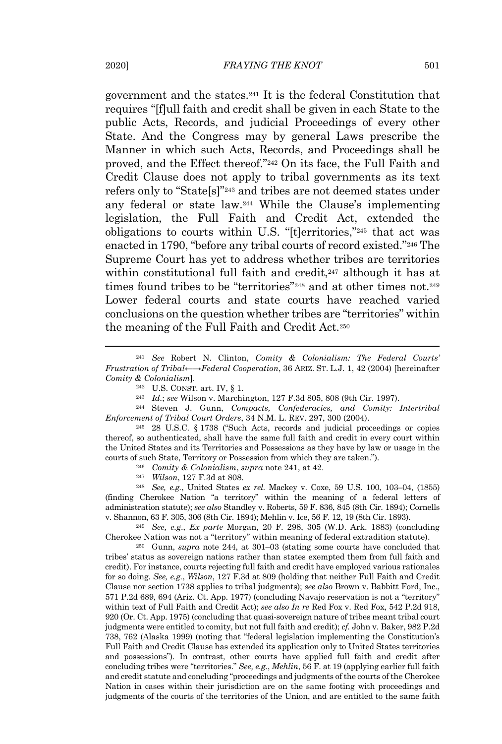government and the states.[241] It is the federal Constitution that requires "[f]ull faith and credit shall be given in each State to the public Acts, Records, and judicial Proceedings of every other State. And the Congress may by general Laws prescribe the Manner in which such Acts, Records, and Proceedings shall be proved, and the Effect thereof."[242] On its face, the Full Faith and Credit Clause does not apply to tribal governments as its text refers only to "State[s]"[243] and tribes are not deemed states under any federal or state law.[244] While the Clause's implementing legislation, the Full Faith and Credit Act, extended the obligations to courts within U.S. "[t]erritories,"[245] that act was enacted in 1790, "before any tribal courts of record existed."[246] The Supreme Court has yet to address whether tribes are territories within constitutional full faith and credit,[247] although it has at times found tribes to be "territories"[248] and at other times not.[249] Lower federal courts and state courts have reached varied conclusions on the question whether tribes are "territories" within the meaning of the Full Faith and Credit Act.[250]

---

[241] *See* Robert N. Clinton, *Comity & Colonialism: The Federal Courts' Frustration of Tribal←→Federal Cooperation*, 36 ARIZ. ST. L.J. 1, 42 (2004) [hereinafter *Comity & Colonialism*].

[242] U.S. CONST. art. IV, § 1.

[243] *Id.*; *see* Wilson v. Marchington, 127 F.3d 805, 808 (9th Cir. 1997).

[244] Steven J. Gunn, *Compacts, Confederacies, and Comity: Intertribal Enforcement of Tribal Court Orders*, 34 N.M. L. REV. 297, 300 (2004).

[245] 28 U.S.C. § 1738 ("Such Acts, records and judicial proceedings or copies thereof, so authenticated, shall have the same full faith and credit in every court within the United States and its Territories and Possessions as they have by law or usage in the courts of such State, Territory or Possession from which they are taken.").

[246] *Comity & Colonialism*, *supra* note 241, at 42.

[247] *Wilson*, 127 F.3d at 808.

[248] *See, e.g.*, United States *ex rel.* Mackey v. Coxe, 59 U.S. 100, 103–04, (1855) (finding Cherokee Nation "a territory" within the meaning of a federal letters of administration statute); *see also* Standley v. Roberts, 59 F. 836, 845 (8th Cir. 1894); Cornells v. Shannon, 63 F. 305, 306 (8th Cir. 1894); Mehlin v. Ice, 56 F. 12, 19 (8th Cir. 1893).

[249] *See, e.g.*, *Ex parte* Morgan, 20 F. 298, 305 (W.D. Ark. 1883) (concluding Cherokee Nation was not a "territory" within meaning of federal extradition statute).

[250] Gunn, *supra* note 244, at 301–03 (stating some courts have concluded that tribes' status as sovereign nations rather than states exempted them from full faith and credit). For instance, courts rejecting full faith and credit have employed various rationales for so doing. *See, e.g.*, *Wilson*, 127 F.3d at 809 (holding that neither Full Faith and Credit Clause nor section 1738 applies to tribal judgments); *see also* Brown v. Babbitt Ford, Inc., 571 P.2d 689, 694 (Ariz. Ct. App. 1977) (concluding Navajo reservation is not a "territory" within text of Full Faith and Credit Act); *see also In re* Red Fox v. Red Fox, 542 P.2d 918, 920 (Or. Ct. App. 1975) (concluding that quasi-sovereign nature of tribes meant tribal court judgments were entitled to comity, but not full faith and credit); *cf.* John v. Baker, 982 P.2d 738, 762 (Alaska 1999) (noting that "federal legislation implementing the Constitution's Full Faith and Credit Clause has extended its application only to United States territories and possessions"). In contrast, other courts have applied full faith and credit after concluding tribes were "territories." *See, e.g.*, *Mehlin*, 56 F. at 19 (applying earlier full faith and credit statute and concluding "proceedings and judgments of the courts of the Cherokee Nation in cases within their jurisdiction are on the same footing with proceedings and judgments of the courts of the territories of the Union, and are entitled to the same faith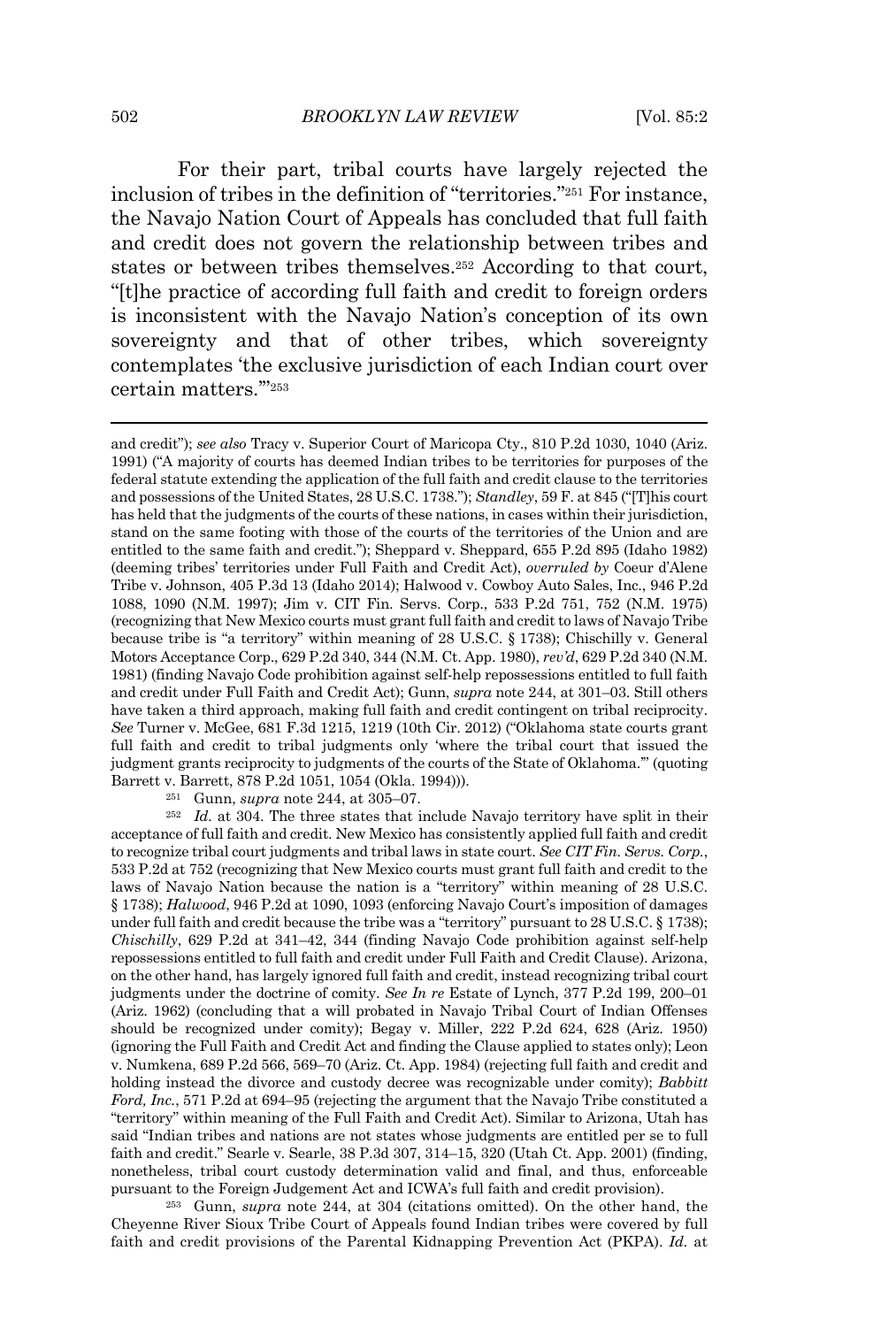For their part, tribal courts have largely rejected the inclusion of tribes in the definition of "territories."[251] For instance, the Navajo Nation Court of Appeals has concluded that full faith and credit does not govern the relationship between tribes and states or between tribes themselves.[252] According to that court, "[t]he practice of according full faith and credit to foreign orders is inconsistent with the Navajo Nation's conception of its own sovereignty and that of other tribes, which sovereignty contemplates 'the exclusive jurisdiction of each Indian court over certain matters.'"[253]

---

and credit"); *see also* Tracy v. Superior Court of Maricopa Cty., 810 P.2d 1030, 1040 (Ariz. 1991) ("A majority of courts has deemed Indian tribes to be territories for purposes of the federal statute extending the application of the full faith and credit clause to the territories and possessions of the United States, 28 U.S.C. 1738."); *Standley*, 59 F. at 845 ("[T]his court has held that the judgments of the courts of these nations, in cases within their jurisdiction, stand on the same footing with those of the courts of the territories of the Union and are entitled to the same faith and credit."); Sheppard v. Sheppard, 655 P.2d 895 (Idaho 1982) (deeming tribes' territories under Full Faith and Credit Act), *overruled by* Coeur d'Alene Tribe v. Johnson, 405 P.3d 13 (Idaho 2014); Halwood v. Cowboy Auto Sales, Inc., 946 P.2d 1088, 1090 (N.M. 1997); Jim v. CIT Fin. Servs. Corp., 533 P.2d 751, 752 (N.M. 1975) (recognizing that New Mexico courts must grant full faith and credit to laws of Navajo Tribe because tribe is "a territory" within meaning of 28 U.S.C. § 1738); Chischilly v. General Motors Acceptance Corp., 629 P.2d 340, 344 (N.M. Ct. App. 1980), *rev'd*, 629 P.2d 340 (N.M. 1981) (finding Navajo Code prohibition against self-help repossessions entitled to full faith and credit under Full Faith and Credit Act); Gunn, *supra* note 244, at 301–03. Still others have taken a third approach, making full faith and credit contingent on tribal reciprocity. *See* Turner v. McGee, 681 F.3d 1215, 1219 (10th Cir. 2012) ("Oklahoma state courts grant full faith and credit to tribal judgments only 'where the tribal court that issued the judgment grants reciprocity to judgments of the courts of the State of Oklahoma.'" (quoting Barrett v. Barrett, 878 P.2d 1051, 1054 (Okla. 1994))).

[251] Gunn, *supra* note 244, at 305–07.

[252] *Id.* at 304. The three states that include Navajo territory have split in their acceptance of full faith and credit. New Mexico has consistently applied full faith and credit to recognize tribal court judgments and tribal laws in state court. *See CIT Fin. Servs. Corp.*, 533 P.2d at 752 (recognizing that New Mexico courts must grant full faith and credit to the laws of Navajo Nation because the nation is a "territory" within meaning of 28 U.S.C. § 1738); *Halwood*, 946 P.2d at 1090, 1093 (enforcing Navajo Court's imposition of damages under full faith and credit because the tribe was a "territory" pursuant to 28 U.S.C. § 1738); *Chischilly*, 629 P.2d at 341–42, 344 (finding Navajo Code prohibition against self-help repossessions entitled to full faith and credit under Full Faith and Credit Clause). Arizona, on the other hand, has largely ignored full faith and credit, instead recognizing tribal court judgments under the doctrine of comity. *See In re* Estate of Lynch, 377 P.2d 199, 200–01 (Ariz. 1962) (concluding that a will probated in Navajo Tribal Court of Indian Offenses should be recognized under comity); Begay v. Miller, 222 P.2d 624, 628 (Ariz. 1950) (ignoring the Full Faith and Credit Act and finding the Clause applied to states only); Leon v. Numkena, 689 P.2d 566, 569–70 (Ariz. Ct. App. 1984) (rejecting full faith and credit and holding instead the divorce and custody decree was recognizable under comity); *Babbitt Ford, Inc.*, 571 P.2d at 694–95 (rejecting the argument that the Navajo Tribe constituted a "territory" within meaning of the Full Faith and Credit Act). Similar to Arizona, Utah has said "Indian tribes and nations are not states whose judgments are entitled per se to full faith and credit." Searle v. Searle, 38 P.3d 307, 314–15, 320 (Utah Ct. App. 2001) (finding, nonetheless, tribal court custody determination valid and final, and thus, enforceable pursuant to the Foreign Judgement Act and ICWA's full faith and credit provision).

[253] Gunn, *supra* note 244, at 304 (citations omitted). On the other hand, the Cheyenne River Sioux Tribe Court of Appeals found Indian tribes were covered by full faith and credit provisions of the Parental Kidnapping Prevention Act (PKPA). *Id.* at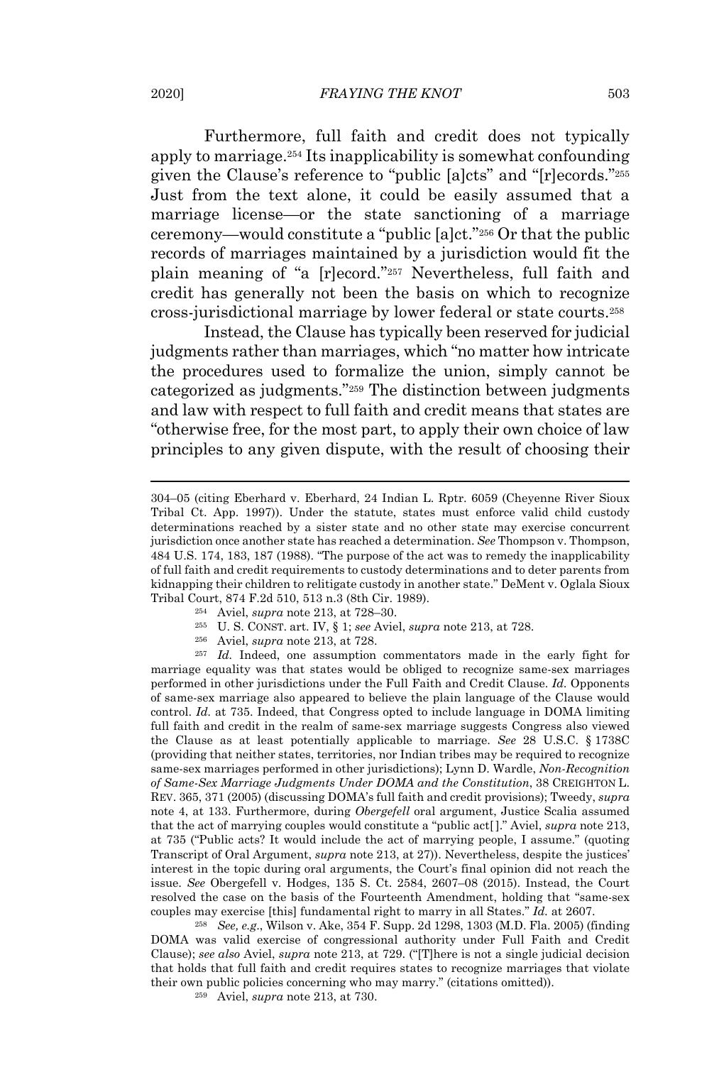Furthermore, full faith and credit does not typically apply to marriage.[254] Its inapplicability is somewhat confounding given the Clause's reference to "public [a]cts" and "[r]ecords."[255] Just from the text alone, it could be easily assumed that a marriage license—or the state sanctioning of a marriage ceremony—would constitute a "public [a]ct."[256] Or that the public records of marriages maintained by a jurisdiction would fit the plain meaning of "a [r]ecord."[257] Nevertheless, full faith and credit has generally not been the basis on which to recognize cross-jurisdictional marriage by lower federal or state courts.[258]

Instead, the Clause has typically been reserved for judicial judgments rather than marriages, which "no matter how intricate the procedures used to formalize the union, simply cannot be categorized as judgments."[259] The distinction between judgments and law with respect to full faith and credit means that states are "otherwise free, for the most part, to apply their own choice of law principles to any given dispute, with the result of choosing their

---

304–05 (citing Eberhard v. Eberhard, 24 Indian L. Rptr. 6059 (Cheyenne River Sioux Tribal Ct. App. 1997)). Under the statute, states must enforce valid child custody determinations reached by a sister state and no other state may exercise concurrent jurisdiction once another state has reached a determination. *See* Thompson v. Thompson, 484 U.S. 174, 183, 187 (1988). "The purpose of the act was to remedy the inapplicability of full faith and credit requirements to custody determinations and to deter parents from kidnapping their children to relitigate custody in another state." DeMent v. Oglala Sioux Tribal Court, 874 F.2d 510, 513 n.3 (8th Cir. 1989).

[254] Aviel, *supra* note 213, at 728–30.

[255] U. S. CONST. art. IV, § 1; *see* Aviel, *supra* note 213, at 728.

[256] Aviel, *supra* note 213, at 728.

[257] *Id.* Indeed, one assumption commentators made in the early fight for marriage equality was that states would be obliged to recognize same-sex marriages performed in other jurisdictions under the Full Faith and Credit Clause. *Id.* Opponents of same-sex marriage also appeared to believe the plain language of the Clause would control. *Id.* at 735. Indeed, that Congress opted to include language in DOMA limiting full faith and credit in the realm of same-sex marriage suggests Congress also viewed the Clause as at least potentially applicable to marriage. *See* 28 U.S.C. § 1738C (providing that neither states, territories, nor Indian tribes may be required to recognize same-sex marriages performed in other jurisdictions); Lynn D. Wardle, *Non-Recognition of Same-Sex Marriage Judgments Under DOMA and the Constitution*, 38 CREIGHTON L. REV. 365, 371 (2005) (discussing DOMA's full faith and credit provisions); Tweedy, *supra* note 4, at 133. Furthermore, during *Obergefell* oral argument, Justice Scalia assumed that the act of marrying couples would constitute a "public act[]." Aviel, *supra* note 213, at 735 ("Public acts? It would include the act of marrying people, I assume." (quoting Transcript of Oral Argument, *supra* note 213, at 27)). Nevertheless, despite the justices' interest in the topic during oral arguments, the Court's final opinion did not reach the issue. *See* Obergefell v. Hodges, 135 S. Ct. 2584, 2607–08 (2015). Instead, the Court resolved the case on the basis of the Fourteenth Amendment, holding that "same-sex couples may exercise [this] fundamental right to marry in all States." *Id.* at 2607.

[258] *See, e.g.*, Wilson v. Ake, 354 F. Supp. 2d 1298, 1303 (M.D. Fla. 2005) (finding DOMA was valid exercise of congressional authority under Full Faith and Credit Clause); *see also* Aviel, *supra* note 213, at 729. ("[T]here is not a single judicial decision that holds that full faith and credit requires states to recognize marriages that violate their own public policies concerning who may marry." (citations omitted)).

[259] Aviel, *supra* note 213, at 730.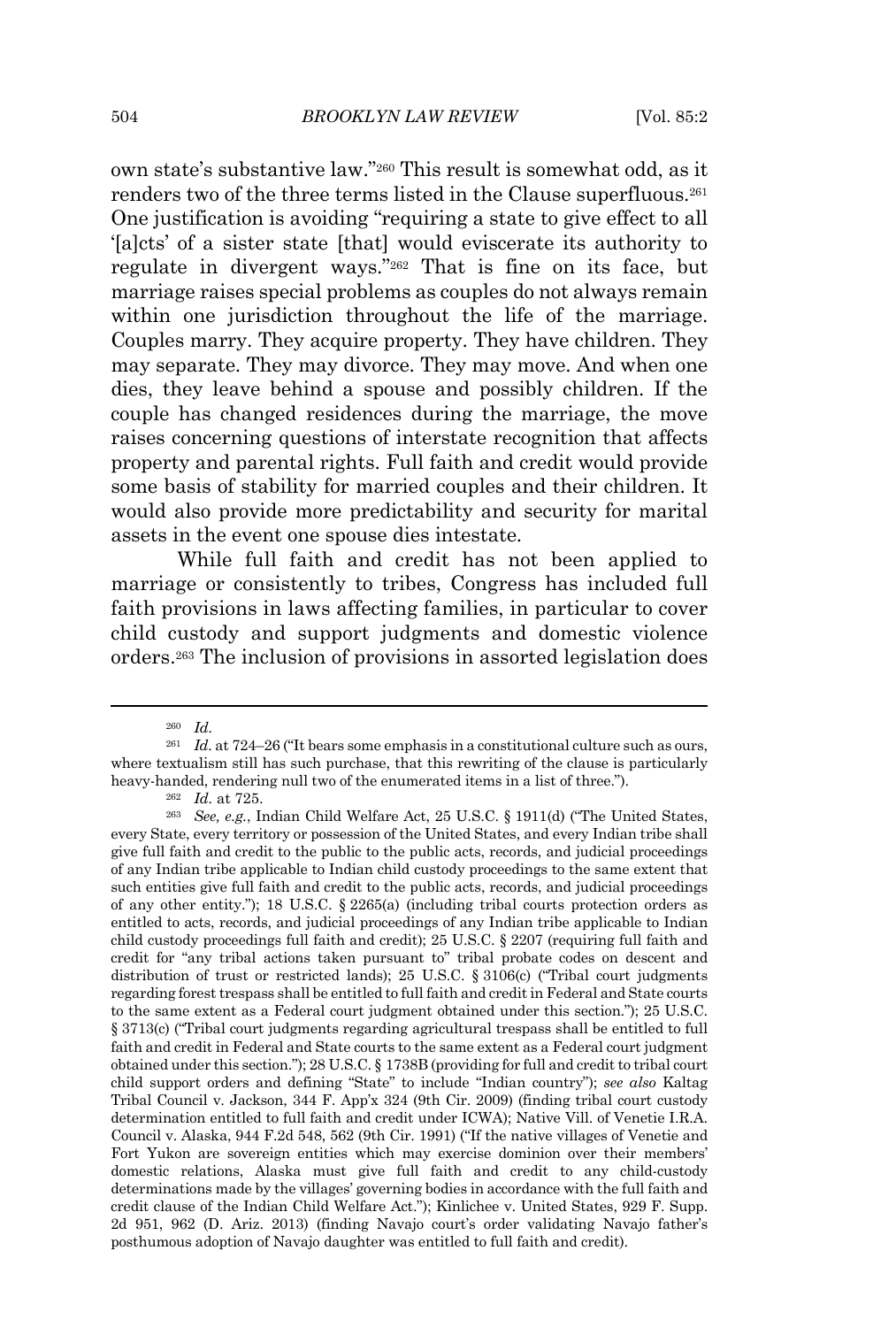own state's substantive law."[260] This result is somewhat odd, as it renders two of the three terms listed in the Clause superfluous.[261] One justification is avoiding "requiring a state to give effect to all '[a]cts' of a sister state [that] would eviscerate its authority to regulate in divergent ways."[262] That is fine on its face, but marriage raises special problems as couples do not always remain within one jurisdiction throughout the life of the marriage. Couples marry. They acquire property. They have children. They may separate. They may divorce. They may move. And when one dies, they leave behind a spouse and possibly children. If the couple has changed residences during the marriage, the move raises concerning questions of interstate recognition that affects property and parental rights. Full faith and credit would provide some basis of stability for married couples and their children. It would also provide more predictability and security for marital assets in the event one spouse dies intestate.

While full faith and credit has not been applied to marriage or consistently to tribes, Congress has included full faith provisions in laws affecting families, in particular to cover child custody and support judgments and domestic violence orders.[263] The inclusion of provisions in assorted legislation does

---

[260] *Id.*

[261] *Id.* at 724–26 ("It bears some emphasis in a constitutional culture such as ours, where textualism still has such purchase, that this rewriting of the clause is particularly heavy-handed, rendering null two of the enumerated items in a list of three.").

[262] *Id.* at 725.

[263] *See, e.g.*, Indian Child Welfare Act, 25 U.S.C. § 1911(d) ("The United States, every State, every territory or possession of the United States, and every Indian tribe shall give full faith and credit to the public to the public acts, records, and judicial proceedings of any Indian tribe applicable to Indian child custody proceedings to the same extent that such entities give full faith and credit to the public acts, records, and judicial proceedings of any other entity."); 18 U.S.C. § 2265(a) (including tribal courts protection orders as entitled to acts, records, and judicial proceedings of any Indian tribe applicable to Indian child custody proceedings full faith and credit); 25 U.S.C. § 2207 (requiring full faith and credit for "any tribal actions taken pursuant to" tribal probate codes on descent and distribution of trust or restricted lands); 25 U.S.C. § 3106(c) ("Tribal court judgments regarding forest trespass shall be entitled to full faith and credit in Federal and State courts to the same extent as a Federal court judgment obtained under this section."); 25 U.S.C. § 3713(c) ("Tribal court judgments regarding agricultural trespass shall be entitled to full faith and credit in Federal and State courts to the same extent as a Federal court judgment obtained under this section."); 28 U.S.C. § 1738B (providing for full and credit to tribal court child support orders and defining "State" to include "Indian country"); *see also* Kaltag Tribal Council v. Jackson, 344 F. App'x 324 (9th Cir. 2009) (finding tribal court custody determination entitled to full faith and credit under ICWA); Native Vill. of Venetie I.R.A. Council v. Alaska, 944 F.2d 548, 562 (9th Cir. 1991) ("If the native villages of Venetie and Fort Yukon are sovereign entities which may exercise dominion over their members' domestic relations, Alaska must give full faith and credit to any child-custody determinations made by the villages' governing bodies in accordance with the full faith and credit clause of the Indian Child Welfare Act."); Kinlichee v. United States, 929 F. Supp. 2d 951, 962 (D. Ariz. 2013) (finding Navajo court's order validating Navajo father's posthumous adoption of Navajo daughter was entitled to full faith and credit).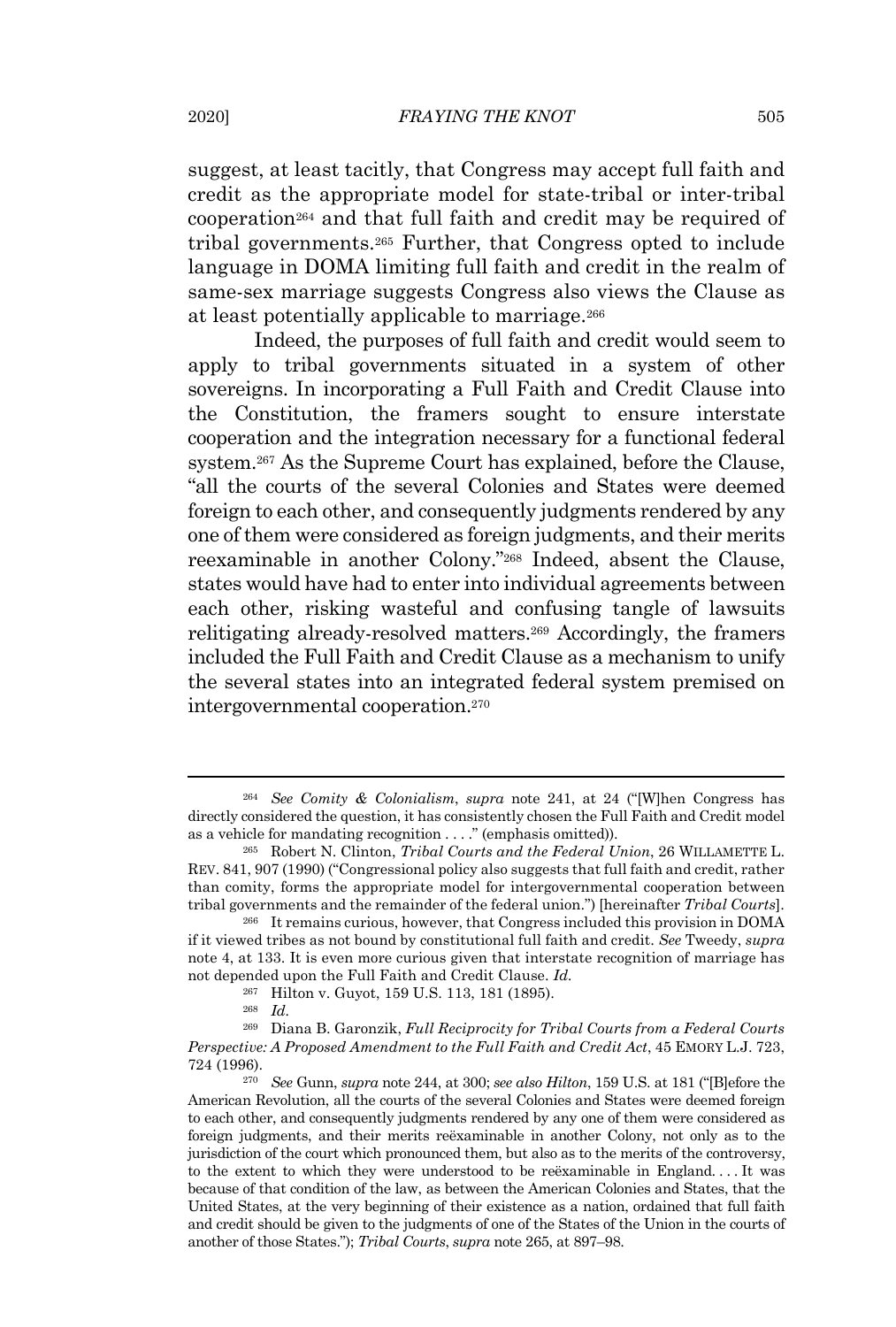suggest, at least tacitly, that Congress may accept full faith and credit as the appropriate model for state-tribal or inter-tribal cooperation[264] and that full faith and credit may be required of tribal governments.[265] Further, that Congress opted to include language in DOMA limiting full faith and credit in the realm of same-sex marriage suggests Congress also views the Clause as at least potentially applicable to marriage.[266]

Indeed, the purposes of full faith and credit would seem to apply to tribal governments situated in a system of other sovereigns. In incorporating a Full Faith and Credit Clause into the Constitution, the framers sought to ensure interstate cooperation and the integration necessary for a functional federal system.[267] As the Supreme Court has explained, before the Clause, "all the courts of the several Colonies and States were deemed foreign to each other, and consequently judgments rendered by any one of them were considered as foreign judgments, and their merits reexaminable in another Colony."[268] Indeed, absent the Clause, states would have had to enter into individual agreements between each other, risking wasteful and confusing tangle of lawsuits relitigating already-resolved matters.[269] Accordingly, the framers included the Full Faith and Credit Clause as a mechanism to unify the several states into an integrated federal system premised on intergovernmental cooperation.[270]

---

[264] *See Comity & Colonialism*, *supra* note 241, at 24 ("[W]hen Congress has directly considered the question, it has consistently chosen the Full Faith and Credit model as a vehicle for mandating recognition . . . ." (emphasis omitted)).

[265] Robert N. Clinton, *Tribal Courts and the Federal Union*, 26 WILLAMETTE L. REV. 841, 907 (1990) ("Congressional policy also suggests that full faith and credit, rather than comity, forms the appropriate model for intergovernmental cooperation between tribal governments and the remainder of the federal union.") [hereinafter *Tribal Courts*].

[266] It remains curious, however, that Congress included this provision in DOMA if it viewed tribes as not bound by constitutional full faith and credit. *See* Tweedy, *supra* note 4, at 133. It is even more curious given that interstate recognition of marriage has not depended upon the Full Faith and Credit Clause. *Id.*

[267] Hilton v. Guyot, 159 U.S. 113, 181 (1895).

[268] *Id.*

[269] Diana B. Garonzik, *Full Reciprocity for Tribal Courts from a Federal Courts Perspective: A Proposed Amendment to the Full Faith and Credit Act*, 45 EMORY L.J. 723, 724 (1996).

[270] *See* Gunn, *supra* note 244, at 300; *see also Hilton*, 159 U.S. at 181 ("[B]efore the American Revolution, all the courts of the several Colonies and States were deemed foreign to each other, and consequently judgments rendered by any one of them were considered as foreign judgments, and their merits reëxaminable in another Colony, not only as to the jurisdiction of the court which pronounced them, but also as to the merits of the controversy, to the extent to which they were understood to be reëxaminable in England. . . . It was because of that condition of the law, as between the American Colonies and States, that the United States, at the very beginning of their existence as a nation, ordained that full faith and credit should be given to the judgments of one of the States of the Union in the courts of another of those States."); *Tribal Courts*, *supra* note 265, at 897–98.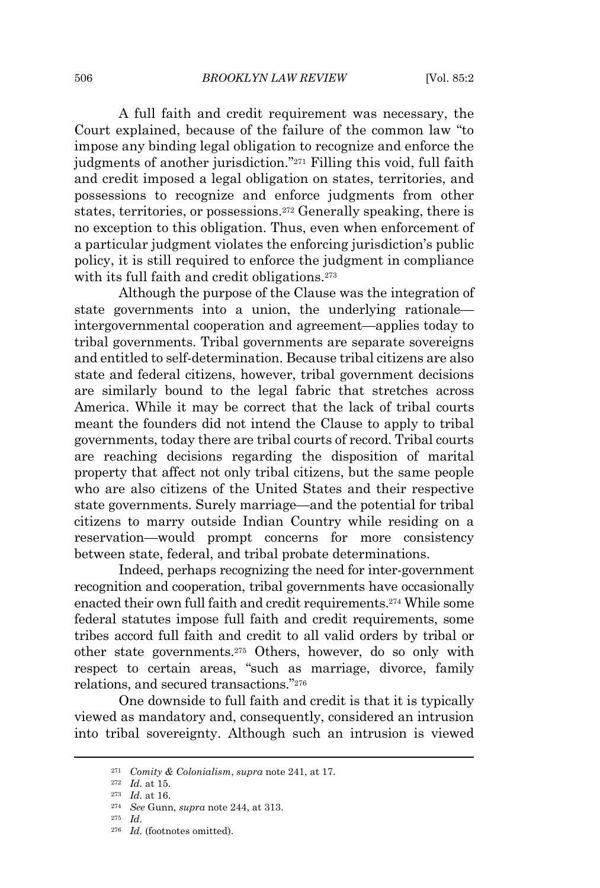A full faith and credit requirement was necessary, the Court explained, because of the failure of the common law "to impose any binding legal obligation to recognize and enforce the judgments of another jurisdiction."[271] Filling this void, full faith and credit imposed a legal obligation on states, territories, and possessions to recognize and enforce judgments from other states, territories, or possessions.[272] Generally speaking, there is no exception to this obligation. Thus, even when enforcement of a particular judgment violates the enforcing jurisdiction's public policy, it is still required to enforce the judgment in compliance with its full faith and credit obligations.[273]

Although the purpose of the Clause was the integration of state governments into a union, the underlying rationale—intergovernmental cooperation and agreement—applies today to tribal governments. Tribal governments are separate sovereigns and entitled to self-determination. Because tribal citizens are also state and federal citizens, however, tribal government decisions are similarly bound to the legal fabric that stretches across America. While it may be correct that the lack of tribal courts meant the founders did not intend the Clause to apply to tribal governments, today there are tribal courts of record. Tribal courts are reaching decisions regarding the disposition of marital property that affect not only tribal citizens, but the same people who are also citizens of the United States and their respective state governments. Surely marriage—and the potential for tribal citizens to marry outside Indian Country while residing on a reservation—would prompt concerns for more consistency between state, federal, and tribal probate determinations.

Indeed, perhaps recognizing the need for inter-government recognition and cooperation, tribal governments have occasionally enacted their own full faith and credit requirements.[274] While some federal statutes impose full faith and credit requirements, some tribes accord full faith and credit to all valid orders by tribal or other state governments.[275] Others, however, do so only with respect to certain areas, "such as marriage, divorce, family relations, and secured transactions."[276]

One downside to full faith and credit is that it is typically viewed as mandatory and, consequently, considered an intrusion into tribal sovereignty. Although such an intrusion is viewed

---

[271] *Comity & Colonialism*, *supra* note 241, at 17.

[272] *Id.* at 15.

[273] *Id.* at 16.

[274] *See* Gunn, *supra* note 244, at 313.

[275] *Id.*

[276] *Id.* (footnotes omitted).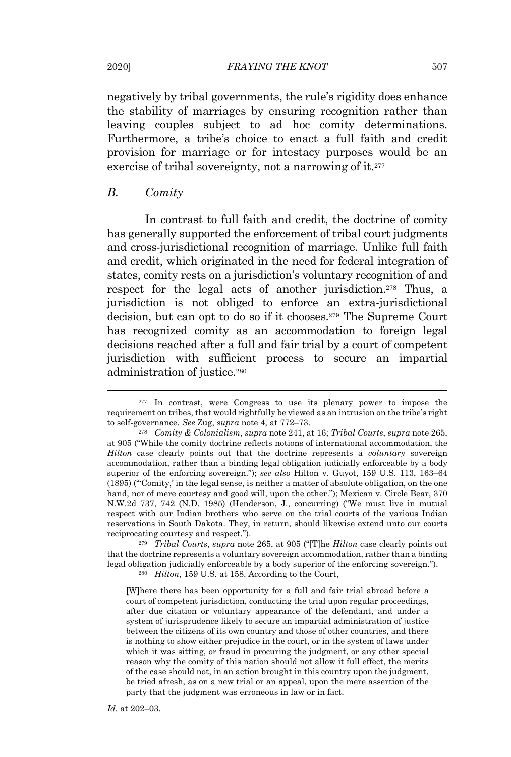negatively by tribal governments, the rule's rigidity does enhance the stability of marriages by ensuring recognition rather than leaving couples subject to ad hoc comity determinations. Furthermore, a tribe's choice to enact a full faith and credit provision for marriage or for intestacy purposes would be an exercise of tribal sovereignty, not a narrowing of it.[277]

### *B. Comity*

In contrast to full faith and credit, the doctrine of comity has generally supported the enforcement of tribal court judgments and cross-jurisdictional recognition of marriage. Unlike full faith and credit, which originated in the need for federal integration of states, comity rests on a jurisdiction's voluntary recognition of and respect for the legal acts of another jurisdiction.[278] Thus, a jurisdiction is not obliged to enforce an extra-jurisdictional decision, but can opt to do so if it chooses.[279] The Supreme Court has recognized comity as an accommodation to foreign legal decisions reached after a full and fair trial by a court of competent jurisdiction with sufficient process to secure an impartial administration of justice.[280]

---

[277] In contrast, were Congress to use its plenary power to impose the requirement on tribes, that would rightfully be viewed as an intrusion on the tribe's right to self-governance. *See* Zug, *supra* note 4, at 772–73.

[278] *Comity & Colonialism*, *supra* note 241, at 16; *Tribal Courts*, *supra* note 265, at 905 ("While the comity doctrine reflects notions of international accommodation, the *Hilton* case clearly points out that the doctrine represents a *voluntary* sovereign accommodation, rather than a binding legal obligation judicially enforceable by a body superior of the enforcing sovereign."); *see also* Hilton v. Guyot, 159 U.S. 113, 163–64 (1895) ("'Comity,' in the legal sense, is neither a matter of absolute obligation, on the one hand, nor of mere courtesy and good will, upon the other."); Mexican v. Circle Bear, 370 N.W.2d 737, 742 (N.D. 1985) (Henderson, J., concurring) ("We must live in mutual respect with our Indian brothers who serve on the trial courts of the various Indian reservations in South Dakota. They, in return, should likewise extend unto our courts reciprocating courtesy and respect.").

[279] *Tribal Courts*, *supra* note 265, at 905 ("[T]he *Hilton* case clearly points out that the doctrine represents a voluntary sovereign accommodation, rather than a binding legal obligation judicially enforceable by a body superior of the enforcing sovereign.").

[280] *Hilton*, 159 U.S. at 158. According to the Court,

> [W]here there has been opportunity for a full and fair trial abroad before a court of competent jurisdiction, conducting the trial upon regular proceedings, after due citation or voluntary appearance of the defendant, and under a system of jurisprudence likely to secure an impartial administration of justice between the citizens of its own country and those of other countries, and there is nothing to show either prejudice in the court, or in the system of laws under which it was sitting, or fraud in procuring the judgment, or any other special reason why the comity of this nation should not allow it full effect, the merits of the case should not, in an action brought in this country upon the judgment, be tried afresh, as on a new trial or an appeal, upon the mere assertion of the party that the judgment was erroneous in law or in fact.

*Id.* at 202–03.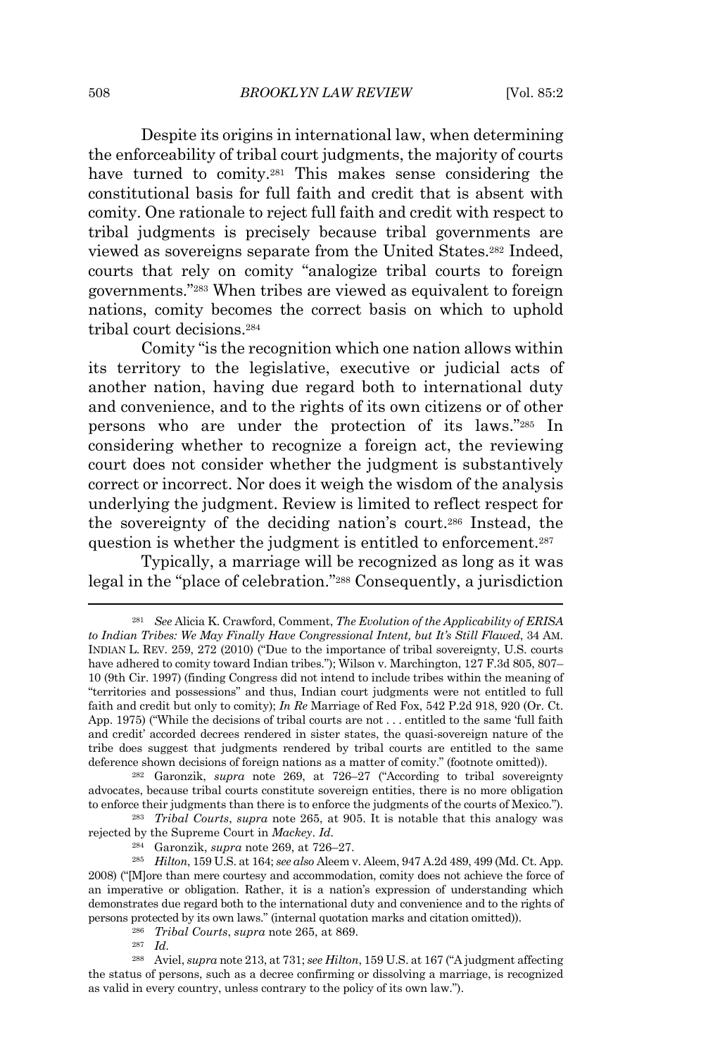Despite its origins in international law, when determining the enforceability of tribal court judgments, the majority of courts have turned to comity.[281] This makes sense considering the constitutional basis for full faith and credit that is absent with comity. One rationale to reject full faith and credit with respect to tribal judgments is precisely because tribal governments are viewed as sovereigns separate from the United States.[282] Indeed, courts that rely on comity "analogize tribal courts to foreign governments."[283] When tribes are viewed as equivalent to foreign nations, comity becomes the correct basis on which to uphold tribal court decisions.[284]

Comity "is the recognition which one nation allows within its territory to the legislative, executive or judicial acts of another nation, having due regard both to international duty and convenience, and to the rights of its own citizens or of other persons who are under the protection of its laws."[285] In considering whether to recognize a foreign act, the reviewing court does not consider whether the judgment is substantively correct or incorrect. Nor does it weigh the wisdom of the analysis underlying the judgment. Review is limited to reflect respect for the sovereignty of the deciding nation's court.[286] Instead, the question is whether the judgment is entitled to enforcement.[287]

Typically, a marriage will be recognized as long as it was legal in the "place of celebration."[288] Consequently, a jurisdiction

---

[281] *See* Alicia K. Crawford, Comment, *The Evolution of the Applicability of ERISA to Indian Tribes: We May Finally Have Congressional Intent, but It's Still Flawed*, 34 AM. INDIAN L. REV. 259, 272 (2010) ("Due to the importance of tribal sovereignty, U.S. courts have adhered to comity toward Indian tribes."); Wilson v. Marchington, 127 F.3d 805, 807–10 (9th Cir. 1997) (finding Congress did not intend to include tribes within the meaning of "territories and possessions" and thus, Indian court judgments were not entitled to full faith and credit but only to comity); *In Re* Marriage of Red Fox, 542 P.2d 918, 920 (Or. Ct. App. 1975) ("While the decisions of tribal courts are not . . . entitled to the same 'full faith and credit' accorded decrees rendered in sister states, the quasi-sovereign nature of the tribe does suggest that judgments rendered by tribal courts are entitled to the same deference shown decisions of foreign nations as a matter of comity." (footnote omitted)).

[282] Garonzik, *supra* note 269, at 726–27 ("According to tribal sovereignty advocates, because tribal courts constitute sovereign entities, there is no more obligation to enforce their judgments than there is to enforce the judgments of the courts of Mexico.").

[283] *Tribal Courts*, *supra* note 265, at 905. It is notable that this analogy was rejected by the Supreme Court in *Mackey*. *Id.*

[284] Garonzik, *supra* note 269, at 726–27.

[285] *Hilton*, 159 U.S. at 164; *see also* Aleem v. Aleem, 947 A.2d 489, 499 (Md. Ct. App. 2008) ("[M]ore than mere courtesy and accommodation, comity does not achieve the force of an imperative or obligation. Rather, it is a nation's expression of understanding which demonstrates due regard both to the international duty and convenience and to the rights of persons protected by its own laws." (internal quotation marks and citation omitted)).

[286] *Tribal Courts*, *supra* note 265, at 869.

[287] *Id.*

[288] Aviel, *supra* note 213, at 731; *see Hilton*, 159 U.S. at 167 ("A judgment affecting the status of persons, such as a decree confirming or dissolving a marriage, is recognized as valid in every country, unless contrary to the policy of its own law.").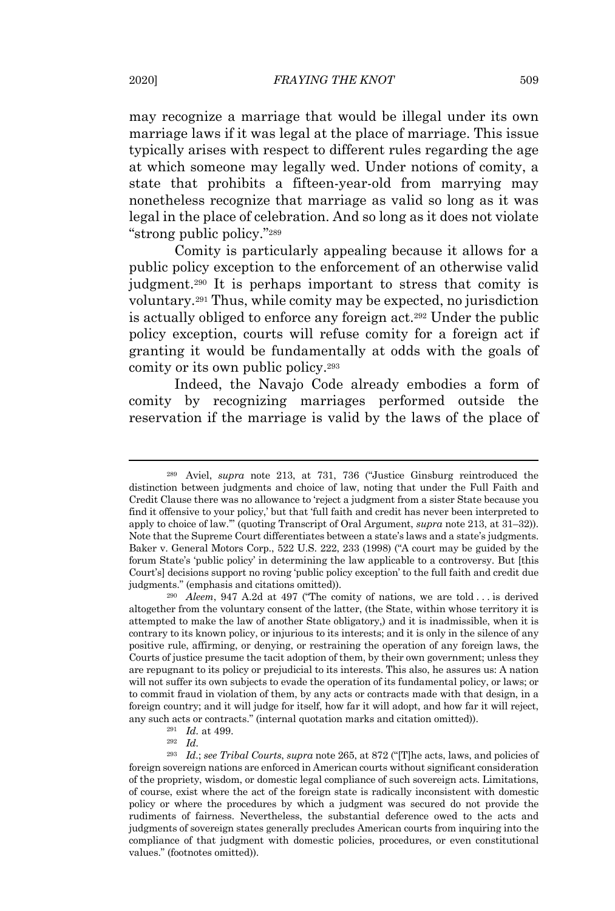may recognize a marriage that would be illegal under its own marriage laws if it was legal at the place of marriage. This issue typically arises with respect to different rules regarding the age at which someone may legally wed. Under notions of comity, a state that prohibits a fifteen-year-old from marrying may nonetheless recognize that marriage as valid so long as it was legal in the place of celebration. And so long as it does not violate "strong public policy."[289]

Comity is particularly appealing because it allows for a public policy exception to the enforcement of an otherwise valid judgment.[290] It is perhaps important to stress that comity is voluntary.[291] Thus, while comity may be expected, no jurisdiction is actually obliged to enforce any foreign act.[292] Under the public policy exception, courts will refuse comity for a foreign act if granting it would be fundamentally at odds with the goals of comity or its own public policy.[293]

Indeed, the Navajo Code already embodies a form of comity by recognizing marriages performed outside the reservation if the marriage is valid by the laws of the place of

---

[289] Aviel, *supra* note 213, at 731, 736 ("Justice Ginsburg reintroduced the distinction between judgments and choice of law, noting that under the Full Faith and Credit Clause there was no allowance to 'reject a judgment from a sister State because you find it offensive to your policy,' but that 'full faith and credit has never been interpreted to apply to choice of law.'" (quoting Transcript of Oral Argument, *supra* note 213, at 31–32)). Note that the Supreme Court differentiates between a state's laws and a state's judgments. Baker v. General Motors Corp., 522 U.S. 222, 233 (1998) ("A court may be guided by the forum State's 'public policy' in determining the law applicable to a controversy. But [this Court's] decisions support no roving 'public policy exception' to the full faith and credit due judgments." (emphasis and citations omitted)).

[290] *Aleem*, 947 A.2d at 497 ("The comity of nations, we are told . . . is derived altogether from the voluntary consent of the latter, (the State, within whose territory it is attempted to make the law of another State obligatory,) and it is inadmissible, when it is contrary to its known policy, or injurious to its interests; and it is only in the silence of any positive rule, affirming, or denying, or restraining the operation of any foreign laws, the Courts of justice presume the tacit adoption of them, by their own government; unless they are repugnant to its policy or prejudicial to its interests. This also, he assures us: A nation will not suffer its own subjects to evade the operation of its fundamental policy, or laws; or to commit fraud in violation of them, by any acts or contracts made with that design, in a foreign country; and it will judge for itself, how far it will adopt, and how far it will reject, any such acts or contracts." (internal quotation marks and citation omitted)).

[291] *Id.* at 499.

[292] *Id.*

[293] *Id.*; *see Tribal Courts*, *supra* note 265, at 872 ("[T]he acts, laws, and policies of foreign sovereign nations are enforced in American courts without significant consideration of the propriety, wisdom, or domestic legal compliance of such sovereign acts. Limitations, of course, exist where the act of the foreign state is radically inconsistent with domestic policy or where the procedures by which a judgment was secured do not provide the rudiments of fairness. Nevertheless, the substantial deference owed to the acts and judgments of sovereign states generally precludes American courts from inquiring into the compliance of that judgment with domestic policies, procedures, or even constitutional values." (footnotes omitted)).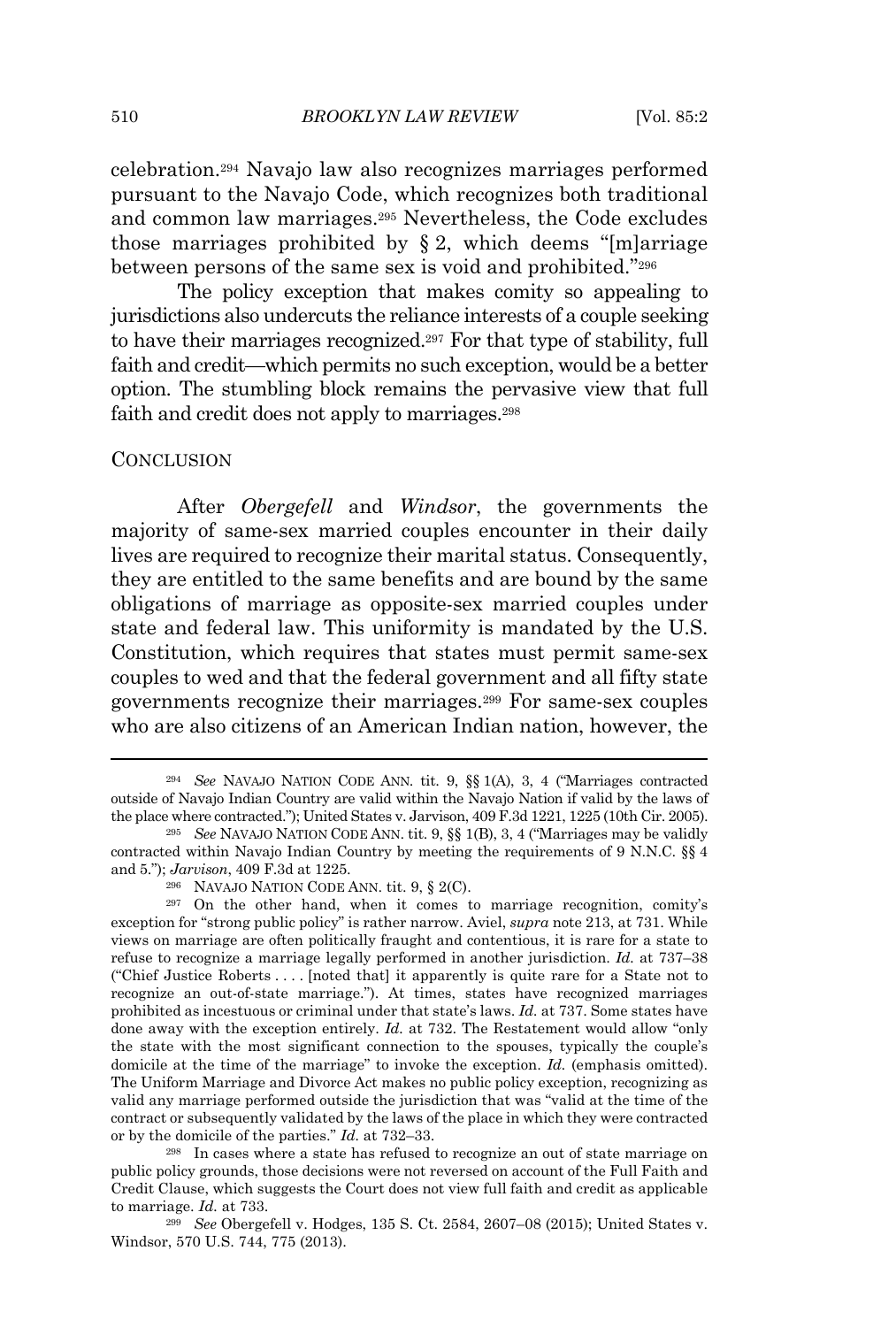celebration.[294] Navajo law also recognizes marriages performed pursuant to the Navajo Code, which recognizes both traditional and common law marriages.[295] Nevertheless, the Code excludes those marriages prohibited by § 2, which deems "[m]arriage between persons of the same sex is void and prohibited."[296]

The policy exception that makes comity so appealing to jurisdictions also undercuts the reliance interests of a couple seeking to have their marriages recognized.[297] For that type of stability, full faith and credit—which permits no such exception, would be a better option. The stumbling block remains the pervasive view that full faith and credit does not apply to marriages.[298]

## CONCLUSION

After *Obergefell* and *Windsor*, the governments the majority of same-sex married couples encounter in their daily lives are required to recognize their marital status. Consequently, they are entitled to the same benefits and are bound by the same obligations of marriage as opposite-sex married couples under state and federal law. This uniformity is mandated by the U.S. Constitution, which requires that states must permit same-sex couples to wed and that the federal government and all fifty state governments recognize their marriages.[299] For same-sex couples who are also citizens of an American Indian nation, however, the

---

[294] *See* NAVAJO NATION CODE ANN. tit. 9, §§ 1(A), 3, 4 ("Marriages contracted outside of Navajo Indian Country are valid within the Navajo Nation if valid by the laws of the place where contracted."); United States v. Jarvison, 409 F.3d 1221, 1225 (10th Cir. 2005).

[295] *See* NAVAJO NATION CODE ANN. tit. 9, §§ 1(B), 3, 4 ("Marriages may be validly contracted within Navajo Indian Country by meeting the requirements of 9 N.N.C. §§ 4 and 5."); *Jarvison*, 409 F.3d at 1225.

[296] NAVAJO NATION CODE ANN. tit. 9, § 2(C).

[297] On the other hand, when it comes to marriage recognition, comity's exception for "strong public policy" is rather narrow. Aviel, *supra* note 213, at 731. While views on marriage are often politically fraught and contentious, it is rare for a state to refuse to recognize a marriage legally performed in another jurisdiction. *Id.* at 737–38 ("Chief Justice Roberts . . . . [noted that] it apparently is quite rare for a State not to recognize an out-of-state marriage."). At times, states have recognized marriages prohibited as incestuous or criminal under that state's laws. *Id.* at 737. Some states have done away with the exception entirely. *Id.* at 732. The Restatement would allow "only the state with the most significant connection to the spouses, typically the couple's domicile at the time of the marriage" to invoke the exception. *Id.* (emphasis omitted). The Uniform Marriage and Divorce Act makes no public policy exception, recognizing as valid any marriage performed outside the jurisdiction that was "valid at the time of the contract or subsequently validated by the laws of the place in which they were contracted or by the domicile of the parties." *Id.* at 732–33.

[298] In cases where a state has refused to recognize an out of state marriage on public policy grounds, those decisions were not reversed on account of the Full Faith and Credit Clause, which suggests the Court does not view full faith and credit as applicable to marriage. *Id.* at 733.

[299] *See* Obergefell v. Hodges, 135 S. Ct. 2584, 2607–08 (2015); United States v. Windsor, 570 U.S. 744, 775 (2013).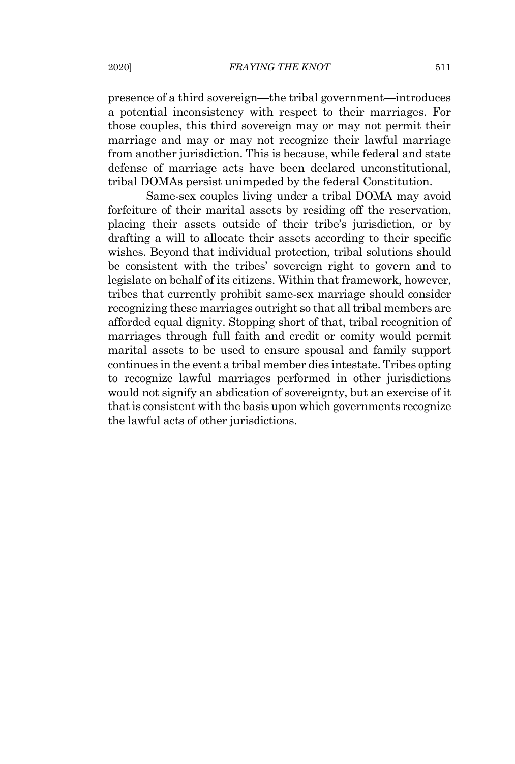presence of a third sovereign—the tribal government—introduces a potential inconsistency with respect to their marriages. For those couples, this third sovereign may or may not permit their marriage and may or may not recognize their lawful marriage from another jurisdiction. This is because, while federal and state defense of marriage acts have been declared unconstitutional, tribal DOMAs persist unimpeded by the federal Constitution.

Same-sex couples living under a tribal DOMA may avoid forfeiture of their marital assets by residing off the reservation, placing their assets outside of their tribe's jurisdiction, or by drafting a will to allocate their assets according to their specific wishes. Beyond that individual protection, tribal solutions should be consistent with the tribes' sovereign right to govern and to legislate on behalf of its citizens. Within that framework, however, tribes that currently prohibit same-sex marriage should consider recognizing these marriages outright so that all tribal members are afforded equal dignity. Stopping short of that, tribal recognition of marriages through full faith and credit or comity would permit marital assets to be used to ensure spousal and family support continues in the event a tribal member dies intestate. Tribes opting to recognize lawful marriages performed in other jurisdictions would not signify an abdication of sovereignty, but an exercise of it that is consistent with the basis upon which governments recognize the lawful acts of other jurisdictions.